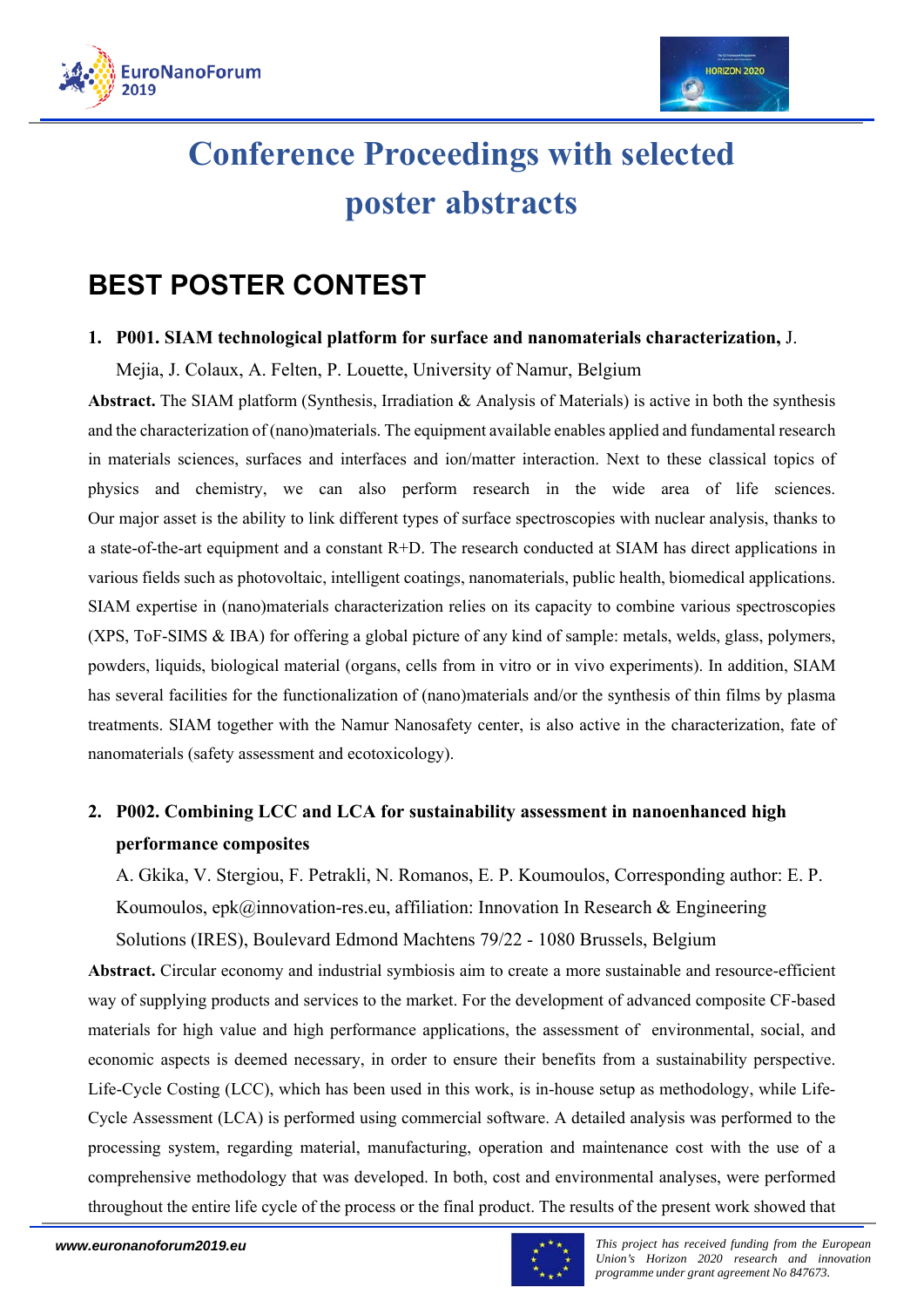# Conference Proceedings with selected poster abstracts

## BEST POSTER CONTEST

1. **P001. SIAM technological platform for surface and nanomaterials characterization,** J. Mejia, J. Colaux, A. Felten, P. Louette, University of Namur, Belgium

**Abstract.** The SIAM platform (Synthesis, Irradiation & Analysis of Materials) is active in both the synthesis and the characterization of (nano)materials. The equipment available enables applied and fundamental research in materials sciences, surfaces and interfaces and ion/matter interaction. Next to these classical topics of physics and chemistry, we can also perform research in the wide area of life sciences. Our major asset is the ability to link different types of surface spectroscopies with nuclear analysis, thanks to a state-of-the-art equipment and a constant R+D. The research conducted at SIAM has direct applications in various fields such as photovoltaic, intelligent coatings, nanomaterials, public health, biomedical applications. SIAM expertise in (nano)materials characterization relies on its capacity to combine various spectroscopies (XPS, ToF-SIMS & IBA) for offering a global picture of any kind of sample: metals, welds, glass, polymers, powders, liquids, biological material (organs, cells from in vitro or in vivo experiments). In addition, SIAM has several facilities for the functionalization of (nano)materials and/or the synthesis of thin films by plasma treatments. SIAM together with the Namur Nanosafety center, is also active in the characterization, fate of nanomaterials (safety assessment and ecotoxicology).

2. **P002. Combining LCC and LCA for sustainability assessment in nanoenhanced high performance composites**

A. Gkika, V. Stergiou, F. Petrakli, N. Romanos, E. P. Koumoulos, Corresponding author: E. P. Koumoulos, epk@innovation-res.eu, affiliation: Innovation In Research & Engineering Solutions (IRES), Boulevard Edmond Machtens 79/22 - 1080 Brussels, Belgium

**Abstract.** Circular economy and industrial symbiosis aim to create a more sustainable and resource-efficient way of supplying products and services to the market. For the development of advanced composite CF-based materials for high value and high performance applications, the assessment of environmental, social, and economic aspects is deemed necessary, in order to ensure their benefits from a sustainability perspective. Life-Cycle Costing (LCC), which has been used in this work, is in-house setup as methodology, while Life-Cycle Assessment (LCA) is performed using commercial software. A detailed analysis was performed to the processing system, regarding material, manufacturing, operation and maintenance cost with the use of a comprehensive methodology that was developed. In both, cost and environmental analyses, were performed throughout the entire life cycle of the process or the final product. The results of the present work showed that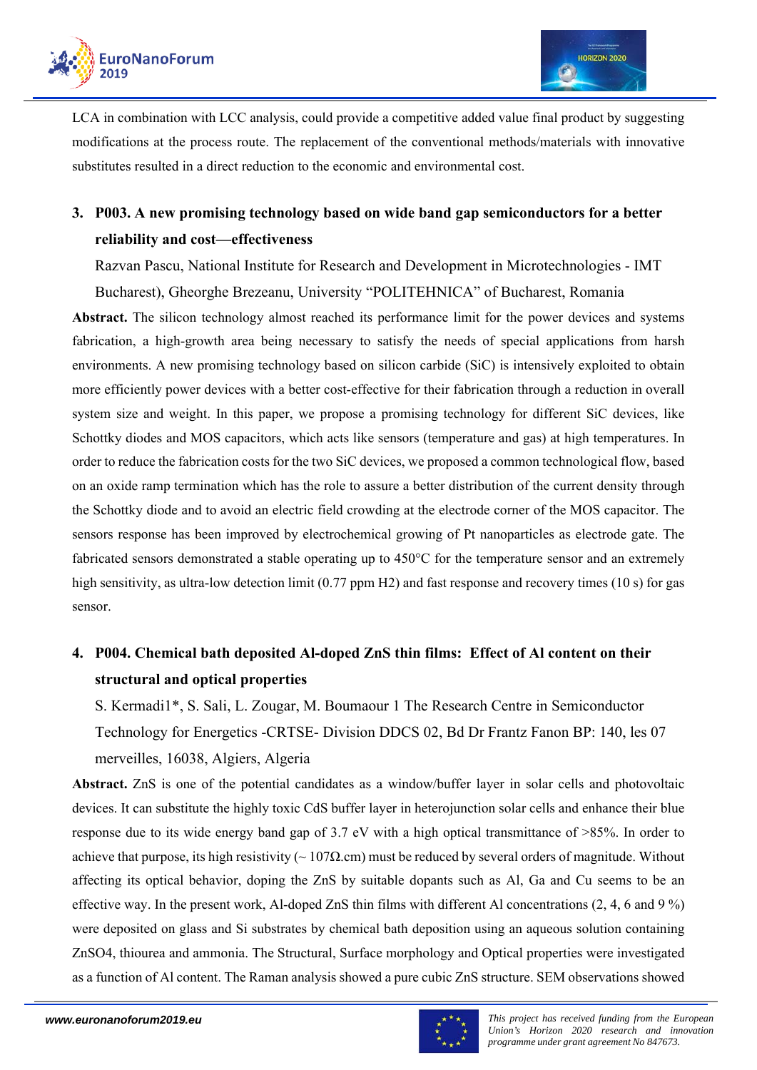LCA in combination with LCC analysis, could provide a competitive added value final product by suggesting modifications at the process route. The replacement of the conventional methods/materials with innovative substitutes resulted in a direct reduction to the economic and environmental cost.

## 3. P003. A new promising technology based on wide band gap semiconductors for a better reliability and cost—effectiveness

Razvan Pascu, National Institute for Research and Development in Microtechnologies - IMT Bucharest), Gheorghe Brezeanu, University "POLITEHNICA" of Bucharest, Romania

**Abstract.** The silicon technology almost reached its performance limit for the power devices and systems fabrication, a high-growth area being necessary to satisfy the needs of special applications from harsh environments. A new promising technology based on silicon carbide (SiC) is intensively exploited to obtain more efficiently power devices with a better cost-effective for their fabrication through a reduction in overall system size and weight. In this paper, we propose a promising technology for different SiC devices, like Schottky diodes and MOS capacitors, which acts like sensors (temperature and gas) at high temperatures. In order to reduce the fabrication costs for the two SiC devices, we proposed a common technological flow, based on an oxide ramp termination which has the role to assure a better distribution of the current density through the Schottky diode and to avoid an electric field crowding at the electrode corner of the MOS capacitor. The sensors response has been improved by electrochemical growing of Pt nanoparticles as electrode gate. The fabricated sensors demonstrated a stable operating up to 450°C for the temperature sensor and an extremely high sensitivity, as ultra-low detection limit (0.77 ppm H2) and fast response and recovery times (10 s) for gas sensor.

## 4. P004. Chemical bath deposited Al-doped ZnS thin films: Effect of Al content on their structural and optical properties

S. Kermadi1*, S. Sali, L. Zougar, M. Boumaour 1 The Research Centre in Semiconductor Technology for Energetics -CRTSE- Division DDCS 02, Bd Dr Frantz Fanon BP: 140, les 07 merveilles, 16038, Algiers, Algeria

**Abstract.** ZnS is one of the potential candidates as a window/buffer layer in solar cells and photovoltaic devices. It can substitute the highly toxic CdS buffer layer in heterojunction solar cells and enhance their blue response due to its wide energy band gap of 3.7 eV with a high optical transmittance of >85%. In order to achieve that purpose, its high resistivity (~ 107Ω.cm) must be reduced by several orders of magnitude. Without affecting its optical behavior, doping the ZnS by suitable dopants such as Al, Ga and Cu seems to be an effective way. In the present work, Al-doped ZnS thin films with different Al concentrations (2, 4, 6 and 9 %) were deposited on glass and Si substrates by chemical bath deposition using an aqueous solution containing ZnSO4, thiourea and ammonia. The Structural, Surface morphology and Optical properties were investigated as a function of Al content. The Raman analysis showed a pure cubic ZnS structure. SEM observations showed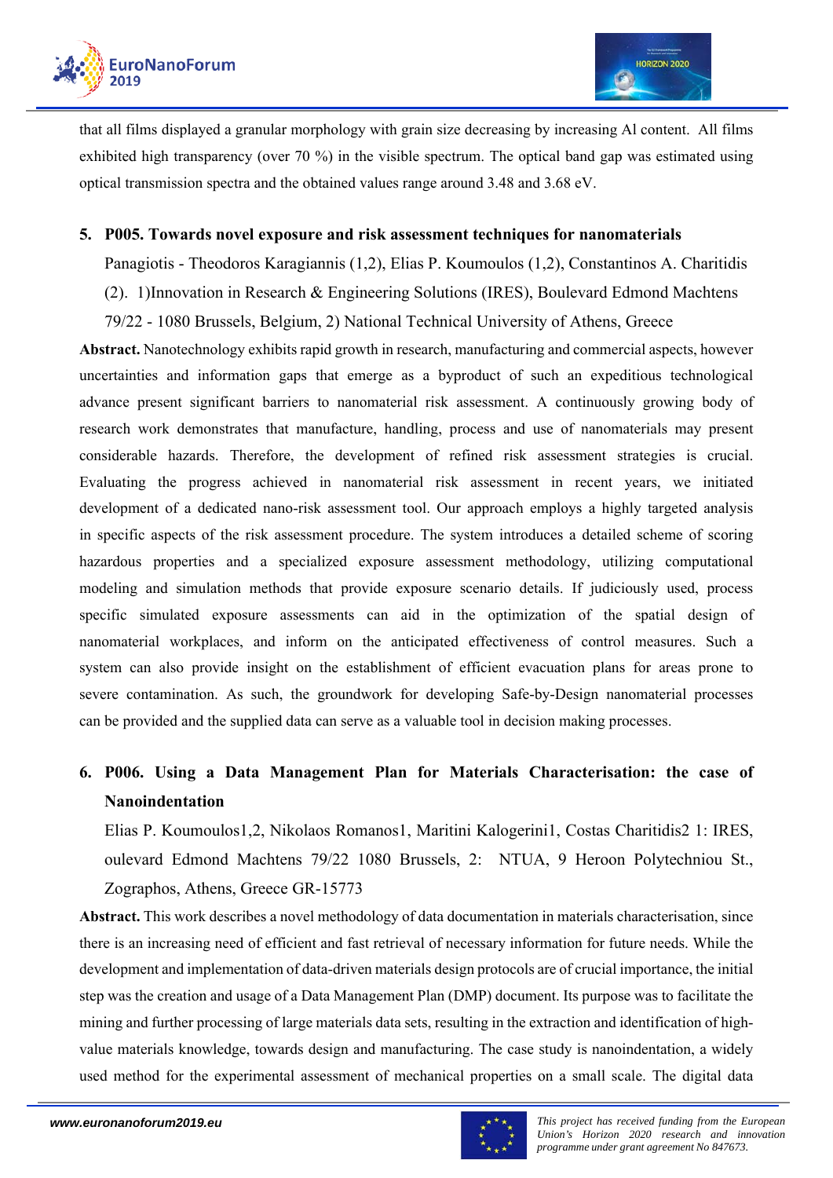that all films displayed a granular morphology with grain size decreasing by increasing Al content. All films exhibited high transparency (over 70 %) in the visible spectrum. The optical band gap was estimated using optical transmission spectra and the obtained values range around 3.48 and 3.68 eV.

5. **P005. Towards novel exposure and risk assessment techniques for nanomaterials**

   Panagiotis - Theodoros Karagiannis (1,2), Elias P. Koumoulos (1,2), Constantinos A. Charitidis (2). 1)Innovation in Research & Engineering Solutions (IRES), Boulevard Edmond Machtens 79/22 - 1080 Brussels, Belgium, 2) National Technical University of Athens, Greece

**Abstract.** Nanotechnology exhibits rapid growth in research, manufacturing and commercial aspects, however uncertainties and information gaps that emerge as a byproduct of such an expeditious technological advance present significant barriers to nanomaterial risk assessment. A continuously growing body of research work demonstrates that manufacture, handling, process and use of nanomaterials may present considerable hazards. Therefore, the development of refined risk assessment strategies is crucial. Evaluating the progress achieved in nanomaterial risk assessment in recent years, we initiated development of a dedicated nano-risk assessment tool. Our approach employs a highly targeted analysis in specific aspects of the risk assessment procedure. The system introduces a detailed scheme of scoring hazardous properties and a specialized exposure assessment methodology, utilizing computational modeling and simulation methods that provide exposure scenario details. If judiciously used, process specific simulated exposure assessments can aid in the optimization of the spatial design of nanomaterial workplaces, and inform on the anticipated effectiveness of control measures. Such a system can also provide insight on the establishment of efficient evacuation plans for areas prone to severe contamination. As such, the groundwork for developing Safe-by-Design nanomaterial processes can be provided and the supplied data can serve as a valuable tool in decision making processes.

6. **P006. Using a Data Management Plan for Materials Characterisation: the case of Nanoindentation**

   Elias P. Koumoulos1,2, Nikolaos Romanos1, Maritini Kalogerini1, Costas Charitidis2 1: IRES, oulevard Edmond Machtens 79/22 1080 Brussels, 2: NTUA, 9 Heroon Polytechniou St., Zographos, Athens, Greece GR-15773

**Abstract.** This work describes a novel methodology of data documentation in materials characterisation, since there is an increasing need of efficient and fast retrieval of necessary information for future needs. While the development and implementation of data-driven materials design protocols are of crucial importance, the initial step was the creation and usage of a Data Management Plan (DMP) document. Its purpose was to facilitate the mining and further processing of large materials data sets, resulting in the extraction and identification of high-value materials knowledge, towards design and manufacturing. The case study is nanoindentation, a widely used method for the experimental assessment of mechanical properties on a small scale. The digital data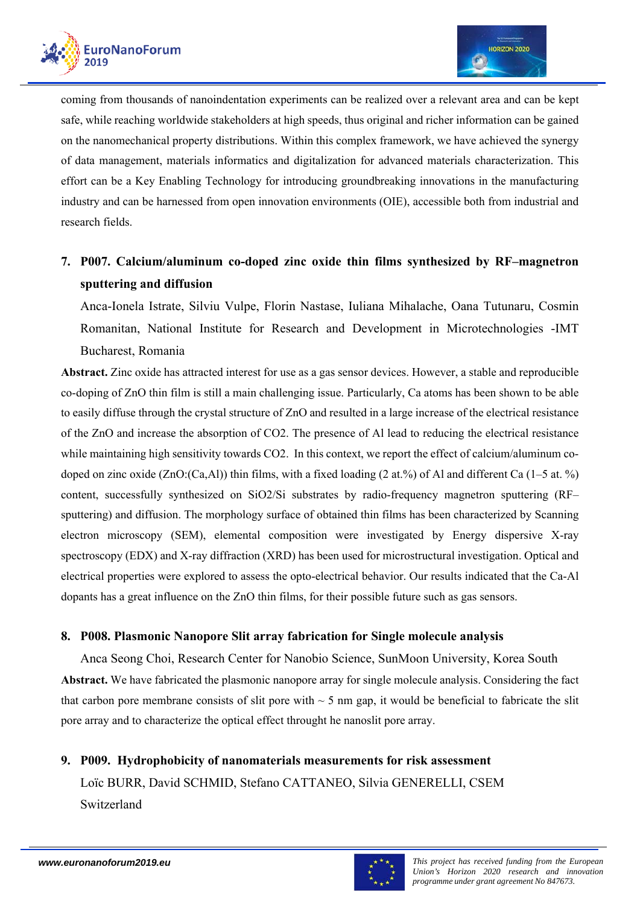coming from thousands of nanoindentation experiments can be realized over a relevant area and can be kept safe, while reaching worldwide stakeholders at high speeds, thus original and richer information can be gained on the nanomechanical property distributions. Within this complex framework, we have achieved the synergy of data management, materials informatics and digitalization for advanced materials characterization. This effort can be a Key Enabling Technology for introducing groundbreaking innovations in the manufacturing industry and can be harnessed from open innovation environments (OIE), accessible both from industrial and research fields.

7. **P007. Calcium/aluminum co-doped zinc oxide thin films synthesized by RF–magnetron sputtering and diffusion**

   Anca-Ionela Istrate, Silviu Vulpe, Florin Nastase, Iuliana Mihalache, Oana Tutunaru, Cosmin Romanitan, National Institute for Research and Development in Microtechnologies -IMT Bucharest, Romania

**Abstract.** Zinc oxide has attracted interest for use as a gas sensor devices. However, a stable and reproducible co-doping of ZnO thin film is still a main challenging issue. Particularly, Ca atoms has been shown to be able to easily diffuse through the crystal structure of ZnO and resulted in a large increase of the electrical resistance of the ZnO and increase the absorption of $CO_2$. The presence of Al lead to reducing the electrical resistance while maintaining high sensitivity towards $CO_2$. In this context, we report the effect of calcium/aluminum co-doped on zinc oxide (ZnO:(Ca,Al)) thin films, with a fixed loading (2 at.%) of Al and different Ca (1–5 at. %) content, successfully synthesized on $SiO_2$/Si substrates by radio-frequency magnetron sputtering (RF–sputtering) and diffusion. The morphology surface of obtained thin films has been characterized by Scanning electron microscopy (SEM), elemental composition were investigated by Energy dispersive X-ray spectroscopy (EDX) and X-ray diffraction (XRD) has been used for microstructural investigation. Optical and electrical properties were explored to assess the opto-electrical behavior. Our results indicated that the Ca-Al dopants has a great influence on the ZnO thin films, for their possible future such as gas sensors.

8. **P008. Plasmonic Nanopore Slit array fabrication for Single molecule analysis**

   Anca Seong Choi, Research Center for Nanobio Science, SunMoon University, Korea South

**Abstract.** We have fabricated the plasmonic nanopore array for single molecule analysis. Considering the fact that carbon pore membrane consists of slit pore with ~ 5 nm gap, it would be beneficial to fabricate the slit pore array and to characterize the optical effect throught he nanoslit pore array.

9. **P009. Hydrophobicity of nanomaterials measurements for risk assessment**

   Loïc BURR, David SCHMID, Stefano CATTANEO, Silvia GENERELLI, CSEM Switzerland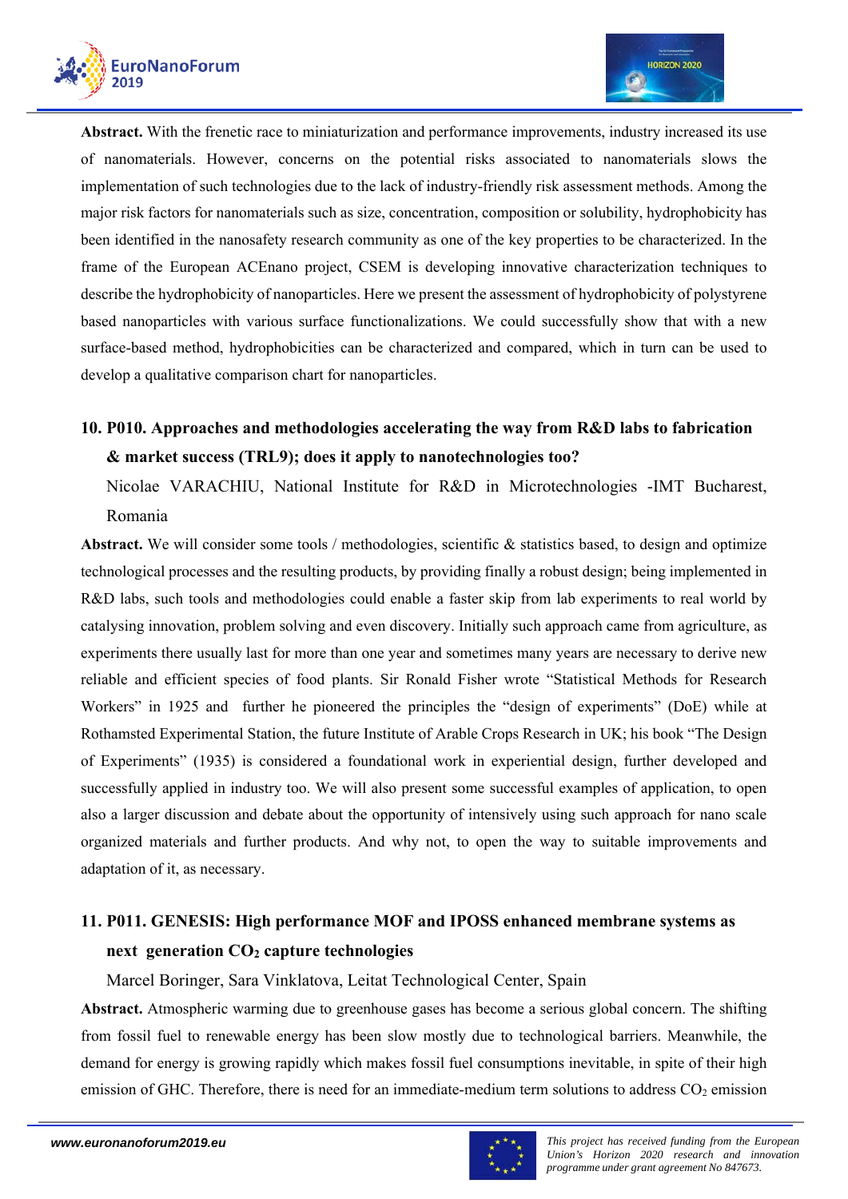**Abstract.** With the frenetic race to miniaturization and performance improvements, industry increased its use of nanomaterials. However, concerns on the potential risks associated to nanomaterials slows the implementation of such technologies due to the lack of industry-friendly risk assessment methods. Among the major risk factors for nanomaterials such as size, concentration, composition or solubility, hydrophobicity has been identified in the nanosafety research community as one of the key properties to be characterized. In the frame of the European ACEnano project, CSEM is developing innovative characterization techniques to describe the hydrophobicity of nanoparticles. Here we present the assessment of hydrophobicity of polystyrene based nanoparticles with various surface functionalizations. We could successfully show that with a new surface-based method, hydrophobicities can be characterized and compared, which in turn can be used to develop a qualitative comparison chart for nanoparticles.

## 10. P010. Approaches and methodologies accelerating the way from R&D labs to fabrication & market success (TRL9); does it apply to nanotechnologies too?

Nicolae VARACHIU, National Institute for R&D in Microtechnologies -IMT Bucharest, Romania

**Abstract.** We will consider some tools / methodologies, scientific & statistics based, to design and optimize technological processes and the resulting products, by providing finally a robust design; being implemented in R&D labs, such tools and methodologies could enable a faster skip from lab experiments to real world by catalysing innovation, problem solving and even discovery. Initially such approach came from agriculture, as experiments there usually last for more than one year and sometimes many years are necessary to derive new reliable and efficient species of food plants. Sir Ronald Fisher wrote "Statistical Methods for Research Workers" in 1925 and further he pioneered the principles the "design of experiments" (DoE) while at Rothamsted Experimental Station, the future Institute of Arable Crops Research in UK; his book "The Design of Experiments" (1935) is considered a foundational work in experiential design, further developed and successfully applied in industry too. We will also present some successful examples of application, to open also a larger discussion and debate about the opportunity of intensively using such approach for nano scale organized materials and further products. And why not, to open the way to suitable improvements and adaptation of it, as necessary.

## 11. P011. GENESIS: High performance MOF and IPOSS enhanced membrane systems as next generation $CO_2$ capture technologies

Marcel Boringer, Sara Vinklatova, Leitat Technological Center, Spain

**Abstract.** Atmospheric warming due to greenhouse gases has become a serious global concern. The shifting from fossil fuel to renewable energy has been slow mostly due to technological barriers. Meanwhile, the demand for energy is growing rapidly which makes fossil fuel consumptions inevitable, in spite of their high emission of GHC. Therefore, there is need for an immediate-medium term solutions to address $CO_2$ emission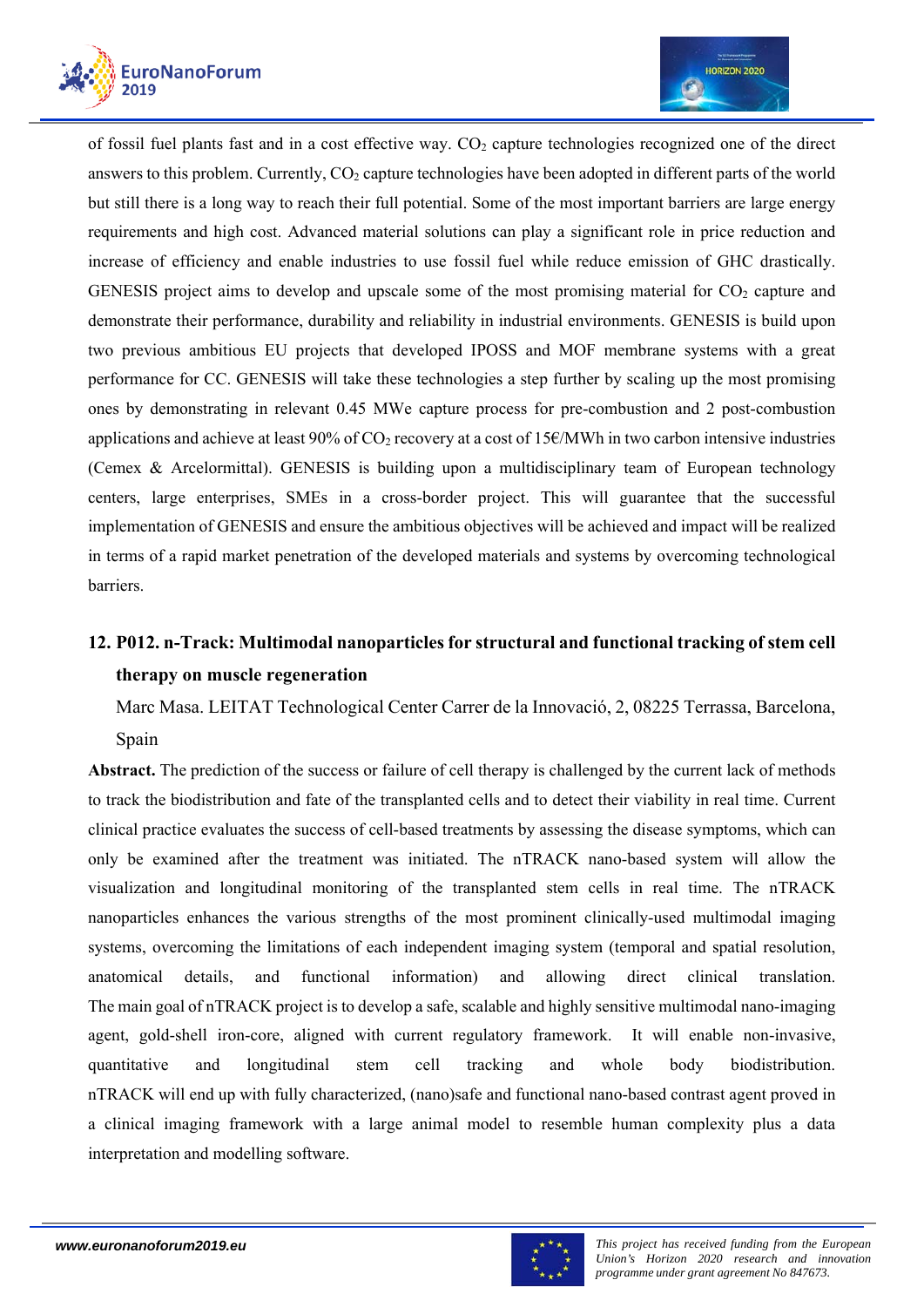of fossil fuel plants fast and in a cost effective way. $CO_2$ capture technologies recognized one of the direct answers to this problem. Currently, $CO_2$ capture technologies have been adopted in different parts of the world but still there is a long way to reach their full potential. Some of the most important barriers are large energy requirements and high cost. Advanced material solutions can play a significant role in price reduction and increase of efficiency and enable industries to use fossil fuel while reduce emission of GHC drastically. GENESIS project aims to develop and upscale some of the most promising material for $CO_2$ capture and demonstrate their performance, durability and reliability in industrial environments. GENESIS is build upon two previous ambitious EU projects that developed IPOSS and MOF membrane systems with a great performance for CC. GENESIS will take these technologies a step further by scaling up the most promising ones by demonstrating in relevant 0.45 MWe capture process for pre-combustion and 2 post-combustion applications and achieve at least 90% of $CO_2$ recovery at a cost of 15€/MWh in two carbon intensive industries (Cemex & Arcelormittal). GENESIS is building upon a multidisciplinary team of European technology centers, large enterprises, SMEs in a cross-border project. This will guarantee that the successful implementation of GENESIS and ensure the ambitious objectives will be achieved and impact will be realized in terms of a rapid market penetration of the developed materials and systems by overcoming technological barriers.

## 12. P012. n-Track: Multimodal nanoparticles for structural and functional tracking of stem cell therapy on muscle regeneration

Marc Masa. LEITAT Technological Center Carrer de la Innovació, 2, 08225 Terrassa, Barcelona, Spain

**Abstract.** The prediction of the success or failure of cell therapy is challenged by the current lack of methods to track the biodistribution and fate of the transplanted cells and to detect their viability in real time. Current clinical practice evaluates the success of cell-based treatments by assessing the disease symptoms, which can only be examined after the treatment was initiated. The nTRACK nano-based system will allow the visualization and longitudinal monitoring of the transplanted stem cells in real time. The nTRACK nanoparticles enhances the various strengths of the most prominent clinically-used multimodal imaging systems, overcoming the limitations of each independent imaging system (temporal and spatial resolution, anatomical details, and functional information) and allowing direct clinical translation. The main goal of nTRACK project is to develop a safe, scalable and highly sensitive multimodal nano-imaging agent, gold-shell iron-core, aligned with current regulatory framework. It will enable non-invasive, quantitative and longitudinal stem cell tracking and whole body biodistribution. nTRACK will end up with fully characterized, (nano)safe and functional nano-based contrast agent proved in a clinical imaging framework with a large animal model to resemble human complexity plus a data interpretation and modelling software.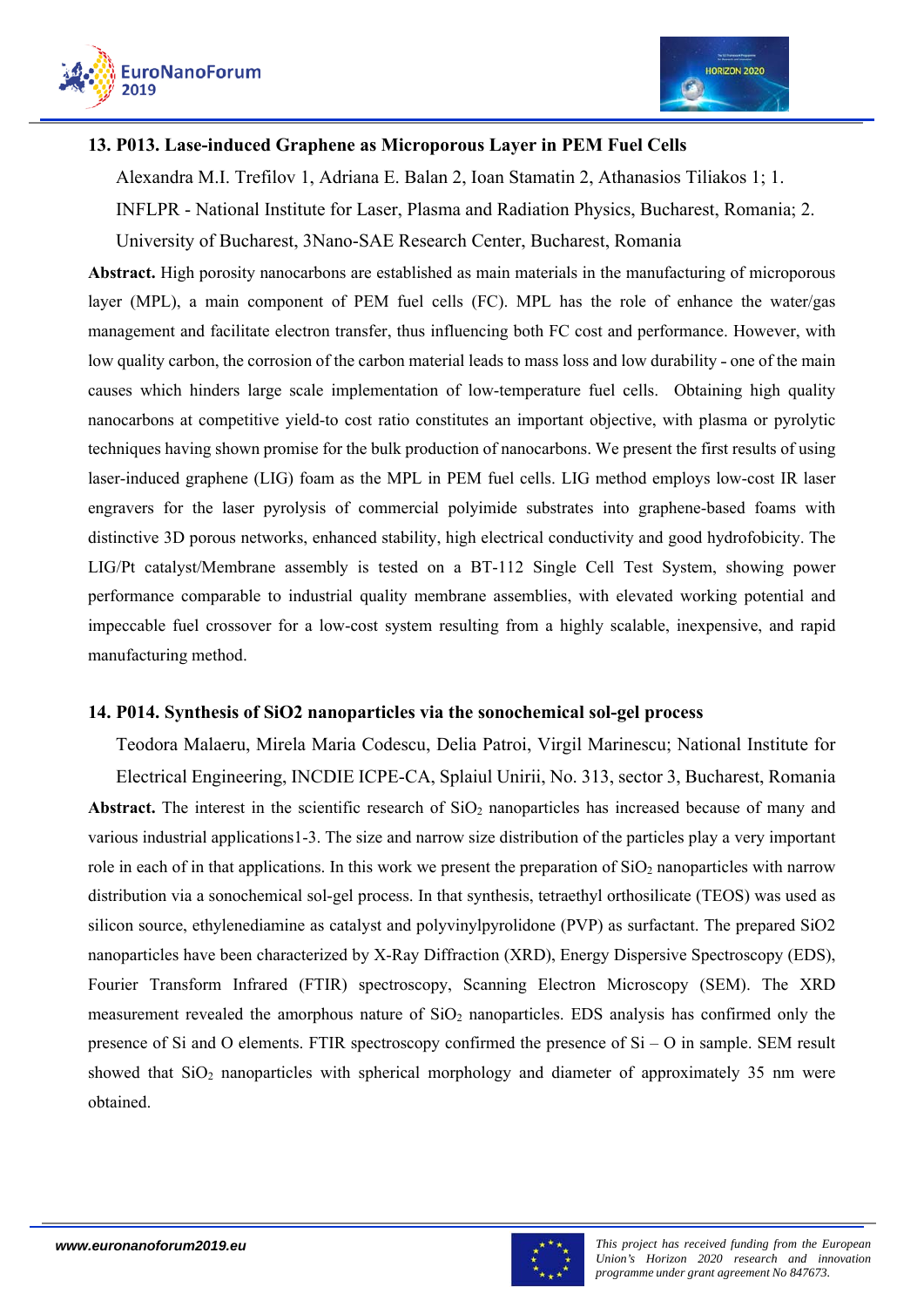### 13. P013. Lase-induced Graphene as Microporous Layer in PEM Fuel Cells

Alexandra M.I. Trefilov 1, Adriana E. Balan 2, Ioan Stamatin 2, Athanasios Tiliakos 1; 1. INFLPR - National Institute for Laser, Plasma and Radiation Physics, Bucharest, Romania; 2. University of Bucharest, 3Nano-SAE Research Center, Bucharest, Romania

**Abstract.** High porosity nanocarbons are established as main materials in the manufacturing of microporous layer (MPL), a main component of PEM fuel cells (FC). MPL has the role of enhance the water/gas management and facilitate electron transfer, thus influencing both FC cost and performance. However, with low quality carbon, the corrosion of the carbon material leads to mass loss and low durability - one of the main causes which hinders large scale implementation of low-temperature fuel cells. Obtaining high quality nanocarbons at competitive yield-to cost ratio constitutes an important objective, with plasma or pyrolytic techniques having shown promise for the bulk production of nanocarbons. We present the first results of using laser-induced graphene (LIG) foam as the MPL in PEM fuel cells. LIG method employs low-cost IR laser engravers for the laser pyrolysis of commercial polyimide substrates into graphene-based foams with distinctive 3D porous networks, enhanced stability, high electrical conductivity and good hydrofobicity. The LIG/Pt catalyst/Membrane assembly is tested on a BT-112 Single Cell Test System, showing power performance comparable to industrial quality membrane assemblies, with elevated working potential and impeccable fuel crossover for a low-cost system resulting from a highly scalable, inexpensive, and rapid manufacturing method.

### 14. P014. Synthesis of SiO2 nanoparticles via the sonochemical sol-gel process

Teodora Malaeru, Mirela Maria Codescu, Delia Patroi, Virgil Marinescu; National Institute for Electrical Engineering, INCDIE ICPE-CA, Splaiul Unirii, No. 313, sector 3, Bucharest, Romania

**Abstract.** The interest in the scientific research of $SiO_2$ nanoparticles has increased because of many and various industrial applications1-3. The size and narrow size distribution of the particles play a very important role in each of in that applications. In this work we present the preparation of $SiO_2$ nanoparticles with narrow distribution via a sonochemical sol-gel process. In that synthesis, tetraethyl orthosilicate (TEOS) was used as silicon source, ethylenediamine as catalyst and polyvinylpyrolidone (PVP) as surfactant. The prepared SiO2 nanoparticles have been characterized by X-Ray Diffraction (XRD), Energy Dispersive Spectroscopy (EDS), Fourier Transform Infrared (FTIR) spectroscopy, Scanning Electron Microscopy (SEM). The XRD measurement revealed the amorphous nature of $SiO_2$ nanoparticles. EDS analysis has confirmed only the presence of Si and O elements. FTIR spectroscopy confirmed the presence of Si – O in sample. SEM result showed that $SiO_2$ nanoparticles with spherical morphology and diameter of approximately 35 nm were obtained.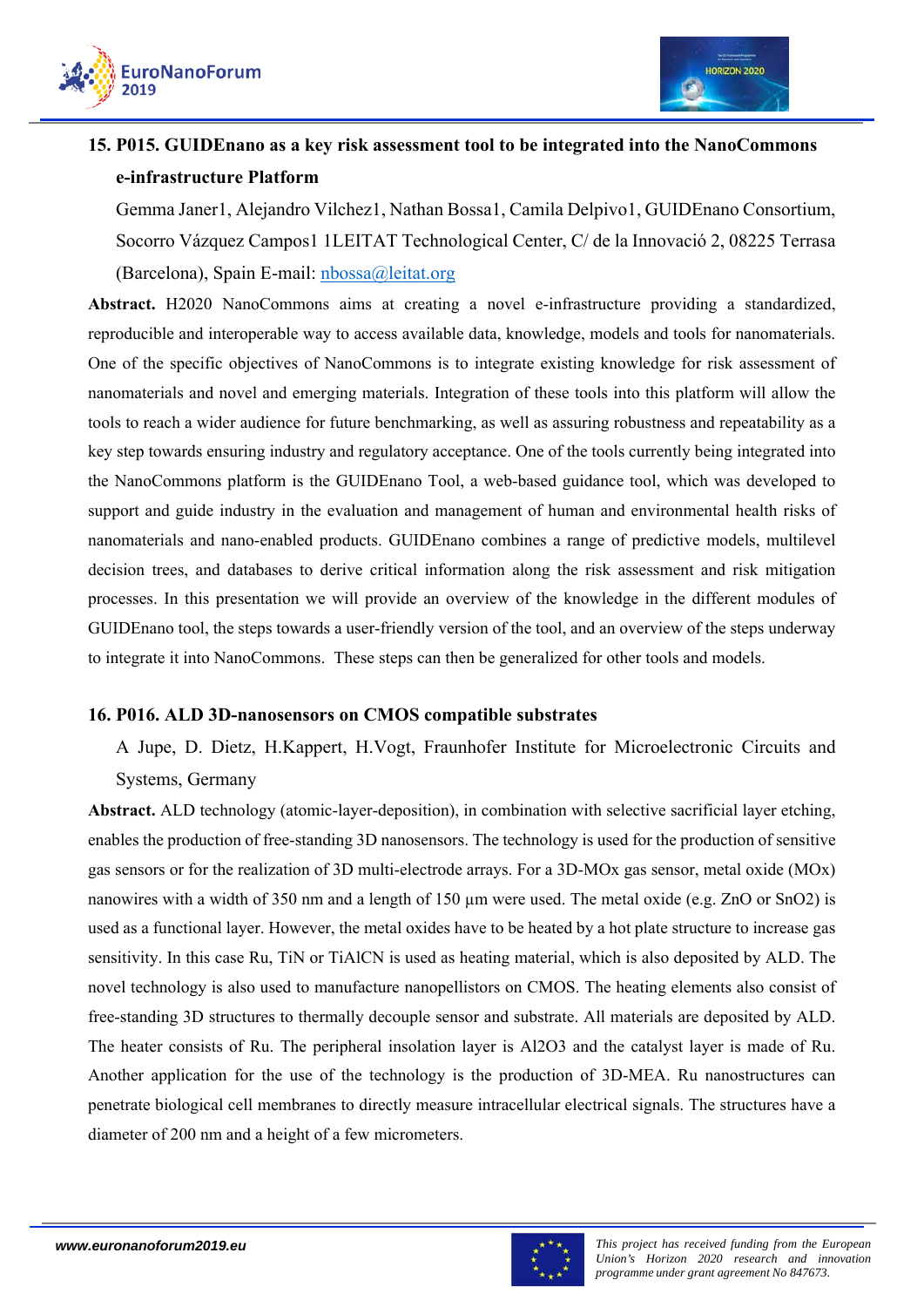### 15. P015. GUIDEnano as a key risk assessment tool to be integrated into the NanoCommons e-infrastructure Platform

Gemma Janer1, Alejandro Vilchez1, Nathan Bossa1, Camila Delpivo1, GUIDEnano Consortium, Socorro Vázquez Campos1 1LEITAT Technological Center, C/ de la Innovació 2, 08225 Terrasa (Barcelona), Spain E-mail: nbossa@leitat.org

**Abstract.** H2020 NanoCommons aims at creating a novel e-infrastructure providing a standardized, reproducible and interoperable way to access available data, knowledge, models and tools for nanomaterials. One of the specific objectives of NanoCommons is to integrate existing knowledge for risk assessment of nanomaterials and novel and emerging materials. Integration of these tools into this platform will allow the tools to reach a wider audience for future benchmarking, as well as assuring robustness and repeatability as a key step towards ensuring industry and regulatory acceptance. One of the tools currently being integrated into the NanoCommons platform is the GUIDEnano Tool, a web-based guidance tool, which was developed to support and guide industry in the evaluation and management of human and environmental health risks of nanomaterials and nano-enabled products. GUIDEnano combines a range of predictive models, multilevel decision trees, and databases to derive critical information along the risk assessment and risk mitigation processes. In this presentation we will provide an overview of the knowledge in the different modules of GUIDEnano tool, the steps towards a user-friendly version of the tool, and an overview of the steps underway to integrate it into NanoCommons. These steps can then be generalized for other tools and models.

### 16. P016. ALD 3D-nanosensors on CMOS compatible substrates

A Jupe, D. Dietz, H.Kappert, H.Vogt, Fraunhofer Institute for Microelectronic Circuits and Systems, Germany

**Abstract.** ALD technology (atomic-layer-deposition), in combination with selective sacrificial layer etching, enables the production of free-standing 3D nanosensors. The technology is used for the production of sensitive gas sensors or for the realization of 3D multi-electrode arrays. For a 3D-MOx gas sensor, metal oxide (MOx) nanowires with a width of 350 nm and a length of 150 µm were used. The metal oxide (e.g. ZnO or $SnO_2$) is used as a functional layer. However, the metal oxides have to be heated by a hot plate structure to increase gas sensitivity. In this case Ru, TiN or TiAlCN is used as heating material, which is also deposited by ALD. The novel technology is also used to manufacture nanopellistors on CMOS. The heating elements also consist of free-standing 3D structures to thermally decouple sensor and substrate. All materials are deposited by ALD. The heater consists of Ru. The peripheral insolation layer is $Al_2O_3$ and the catalyst layer is made of Ru. Another application for the use of the technology is the production of 3D-MEA. Ru nanostructures can penetrate biological cell membranes to directly measure intracellular electrical signals. The structures have a diameter of 200 nm and a height of a few micrometers.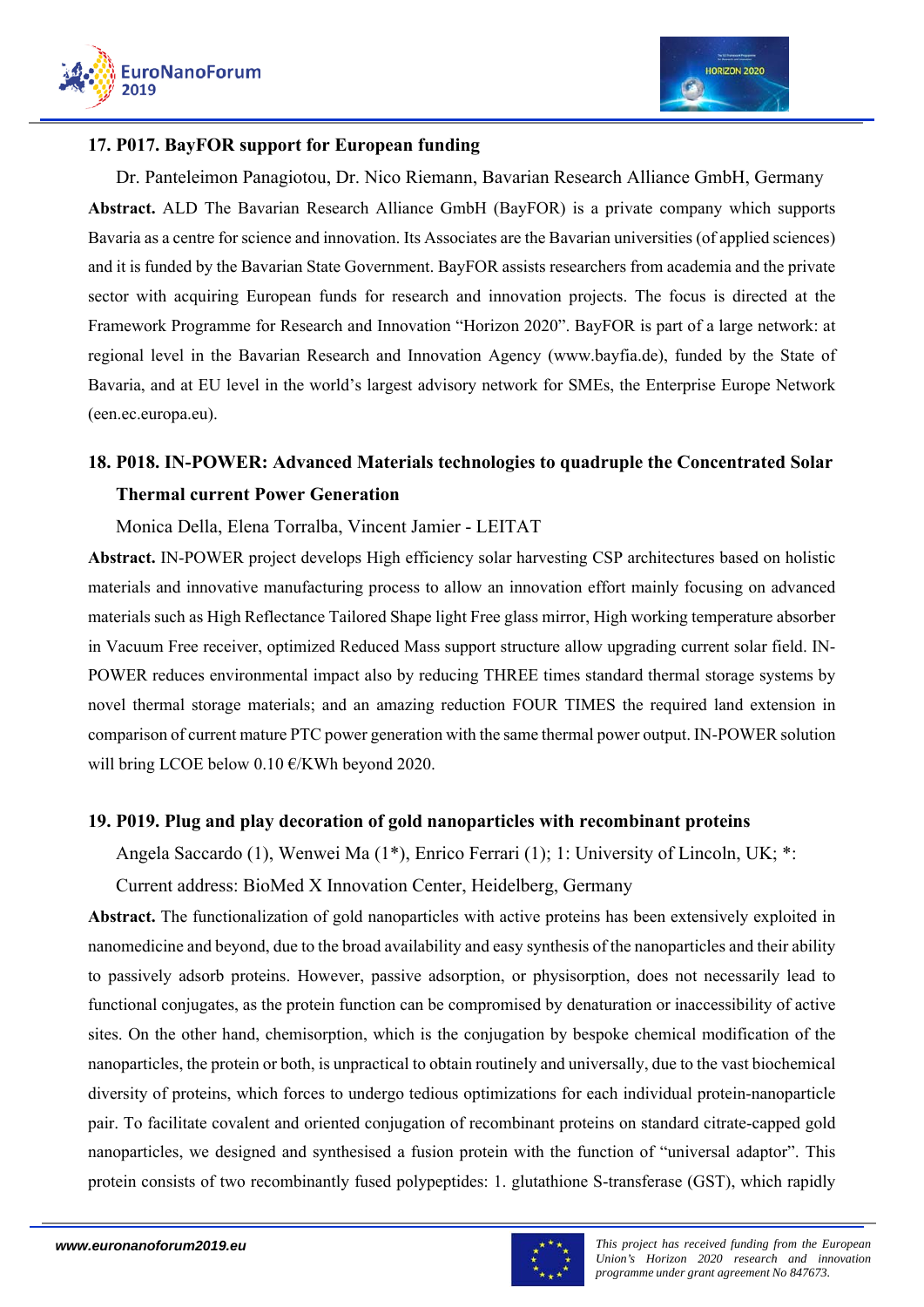## 17. P017. BayFOR support for European funding

Dr. Panteleimon Panagiotou, Dr. Nico Riemann, Bavarian Research Alliance GmbH, Germany

**Abstract.** ALD The Bavarian Research Alliance GmbH (BayFOR) is a private company which supports Bavaria as a centre for science and innovation. Its Associates are the Bavarian universities (of applied sciences) and it is funded by the Bavarian State Government. BayFOR assists researchers from academia and the private sector with acquiring European funds for research and innovation projects. The focus is directed at the Framework Programme for Research and Innovation "Horizon 2020". BayFOR is part of a large network: at regional level in the Bavarian Research and Innovation Agency (www.bayfia.de), funded by the State of Bavaria, and at EU level in the world's largest advisory network for SMEs, the Enterprise Europe Network (een.ec.europa.eu).

## 18. P018. IN-POWER: Advanced Materials technologies to quadruple the Concentrated Solar Thermal current Power Generation

Monica Della, Elena Torralba, Vincent Jamier - LEITAT

**Abstract.** IN-POWER project develops High efficiency solar harvesting CSP architectures based on holistic materials and innovative manufacturing process to allow an innovation effort mainly focusing on advanced materials such as High Reflectance Tailored Shape light Free glass mirror, High working temperature absorber in Vacuum Free receiver, optimized Reduced Mass support structure allow upgrading current solar field. IN-POWER reduces environmental impact also by reducing THREE times standard thermal storage systems by novel thermal storage materials; and an amazing reduction FOUR TIMES the required land extension in comparison of current mature PTC power generation with the same thermal power output. IN-POWER solution will bring LCOE below 0.10 €/KWh beyond 2020.

## 19. P019. Plug and play decoration of gold nanoparticles with recombinant proteins

Angela Saccardo (1), Wenwei Ma (1*), Enrico Ferrari (1); 1: University of Lincoln, UK; *: Current address: BioMed X Innovation Center, Heidelberg, Germany

**Abstract.** The functionalization of gold nanoparticles with active proteins has been extensively exploited in nanomedicine and beyond, due to the broad availability and easy synthesis of the nanoparticles and their ability to passively adsorb proteins. However, passive adsorption, or physisorption, does not necessarily lead to functional conjugates, as the protein function can be compromised by denaturation or inaccessibility of active sites. On the other hand, chemisorption, which is the conjugation by bespoke chemical modification of the nanoparticles, the protein or both, is unpractical to obtain routinely and universally, due to the vast biochemical diversity of proteins, which forces to undergo tedious optimizations for each individual protein-nanoparticle pair. To facilitate covalent and oriented conjugation of recombinant proteins on standard citrate-capped gold nanoparticles, we designed and synthesised a fusion protein with the function of "universal adaptor". This protein consists of two recombinantly fused polypeptides: 1. glutathione S-transferase (GST), which rapidly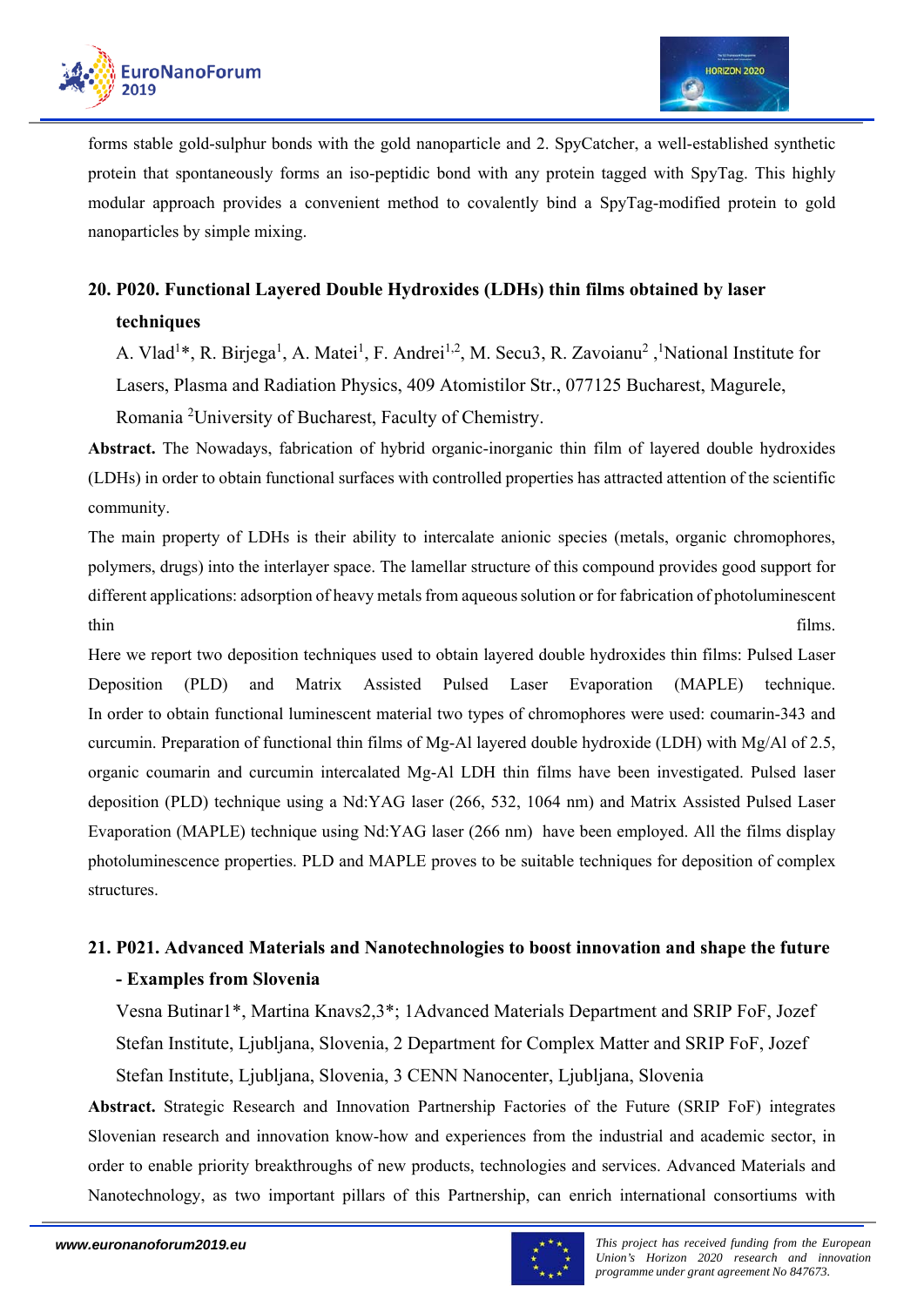forms stable gold-sulphur bonds with the gold nanoparticle and 2. SpyCatcher, a well-established synthetic protein that spontaneously forms an iso-peptidic bond with any protein tagged with SpyTag. This highly modular approach provides a convenient method to covalently bind a SpyTag-modified protein to gold nanoparticles by simple mixing.

## 20. P020. Functional Layered Double Hydroxides (LDHs) thin films obtained by laser techniques

A. Vlad[1]*, R. Birjega[1], A. Matei[1], F. Andrei[1,2], M. Secu3, R. Zavoianu[2] ,[1]National Institute for Lasers, Plasma and Radiation Physics, 409 Atomistilor Str., 077125 Bucharest, Magurele, Romania [2]University of Bucharest, Faculty of Chemistry.

**Abstract.** The Nowadays, fabrication of hybrid organic-inorganic thin film of layered double hydroxides (LDHs) in order to obtain functional surfaces with controlled properties has attracted attention of the scientific community.

The main property of LDHs is their ability to intercalate anionic species (metals, organic chromophores, polymers, drugs) into the interlayer space. The lamellar structure of this compound provides good support for different applications: adsorption of heavy metals from aqueous solution or for fabrication of photoluminescent thin films.

Here we report two deposition techniques used to obtain layered double hydroxides thin films: Pulsed Laser Deposition (PLD) and Matrix Assisted Pulsed Laser Evaporation (MAPLE) technique. In order to obtain functional luminescent material two types of chromophores were used: coumarin-343 and curcumin. Preparation of functional thin films of Mg-Al layered double hydroxide (LDH) with Mg/Al of 2.5, organic coumarin and curcumin intercalated Mg-Al LDH thin films have been investigated. Pulsed laser deposition (PLD) technique using a Nd:YAG laser (266, 532, 1064 nm) and Matrix Assisted Pulsed Laser Evaporation (MAPLE) technique using Nd:YAG laser (266 nm) have been employed. All the films display photoluminescence properties. PLD and MAPLE proves to be suitable techniques for deposition of complex structures.

## 21. P021. Advanced Materials and Nanotechnologies to boost innovation and shape the future - Examples from Slovenia

Vesna Butinar1*, Martina Knavs2,3*; 1Advanced Materials Department and SRIP FoF, Jozef Stefan Institute, Ljubljana, Slovenia, 2 Department for Complex Matter and SRIP FoF, Jozef Stefan Institute, Ljubljana, Slovenia, 3 CENN Nanocenter, Ljubljana, Slovenia

**Abstract.** Strategic Research and Innovation Partnership Factories of the Future (SRIP FoF) integrates Slovenian research and innovation know-how and experiences from the industrial and academic sector, in order to enable priority breakthroughs of new products, technologies and services. Advanced Materials and Nanotechnology, as two important pillars of this Partnership, can enrich international consortiums with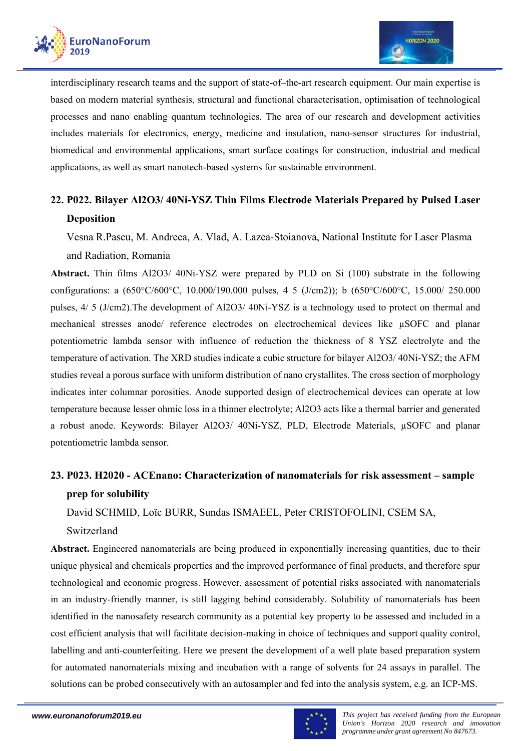interdisciplinary research teams and the support of state-of–the-art research equipment. Our main expertise is based on modern material synthesis, structural and functional characterisation, optimisation of technological processes and nano enabling quantum technologies. The area of our research and development activities includes materials for electronics, energy, medicine and insulation, nano-sensor structures for industrial, biomedical and environmental applications, smart surface coatings for construction, industrial and medical applications, as well as smart nanotech-based systems for sustainable environment.

## 22. P022. Bilayer Al2O3/ 40Ni-YSZ Thin Films Electrode Materials Prepared by Pulsed Laser Deposition

Vesna R.Pascu, M. Andreea, A. Vlad, A. Lazea-Stoianova, National Institute for Laser Plasma and Radiation, Romania

**Abstract.** Thin films Al2O3/ 40Ni-YSZ were prepared by PLD on Si (100) substrate in the following configurations: a (650°C/600°C, 10.000/190.000 pulses, 4 5 (J/cm2)); b (650°C/600°C, 15.000/ 250.000 pulses, 4/ 5 (J/cm2).The development of Al2O3/ 40Ni-YSZ is a technology used to protect on thermal and mechanical stresses anode/ reference electrodes on electrochemical devices like µSOFC and planar potentiometric lambda sensor with influence of reduction the thickness of 8 YSZ electrolyte and the temperature of activation. The XRD studies indicate a cubic structure for bilayer Al2O3/ 40Ni-YSZ; the AFM studies reveal a porous surface with uniform distribution of nano crystallites. The cross section of morphology indicates inter columnar porosities. Anode supported design of electrochemical devices can operate at low temperature because lesser ohmic loss in a thinner electrolyte; Al2O3 acts like a thermal barrier and generated a robust anode. Keywords: Bilayer Al2O3/ 40Ni-YSZ, PLD, Electrode Materials, µSOFC and planar potentiometric lambda sensor.

## 23. P023. H2020 - ACEnano: Characterization of nanomaterials for risk assessment – sample prep for solubility

David SCHMID, Loïc BURR, Sundas ISMAEEL, Peter CRISTOFOLINI, CSEM SA, Switzerland

**Abstract.** Engineered nanomaterials are being produced in exponentially increasing quantities, due to their unique physical and chemicals properties and the improved performance of final products, and therefore spur technological and economic progress. However, assessment of potential risks associated with nanomaterials in an industry-friendly manner, is still lagging behind considerably. Solubility of nanomaterials has been identified in the nanosafety research community as a potential key property to be assessed and included in a cost efficient analysis that will facilitate decision-making in choice of techniques and support quality control, labelling and anti-counterfeiting. Here we present the development of a well plate based preparation system for automated nanomaterials mixing and incubation with a range of solvents for 24 assays in parallel. The solutions can be probed consecutively with an autosampler and fed into the analysis system, e.g. an ICP-MS.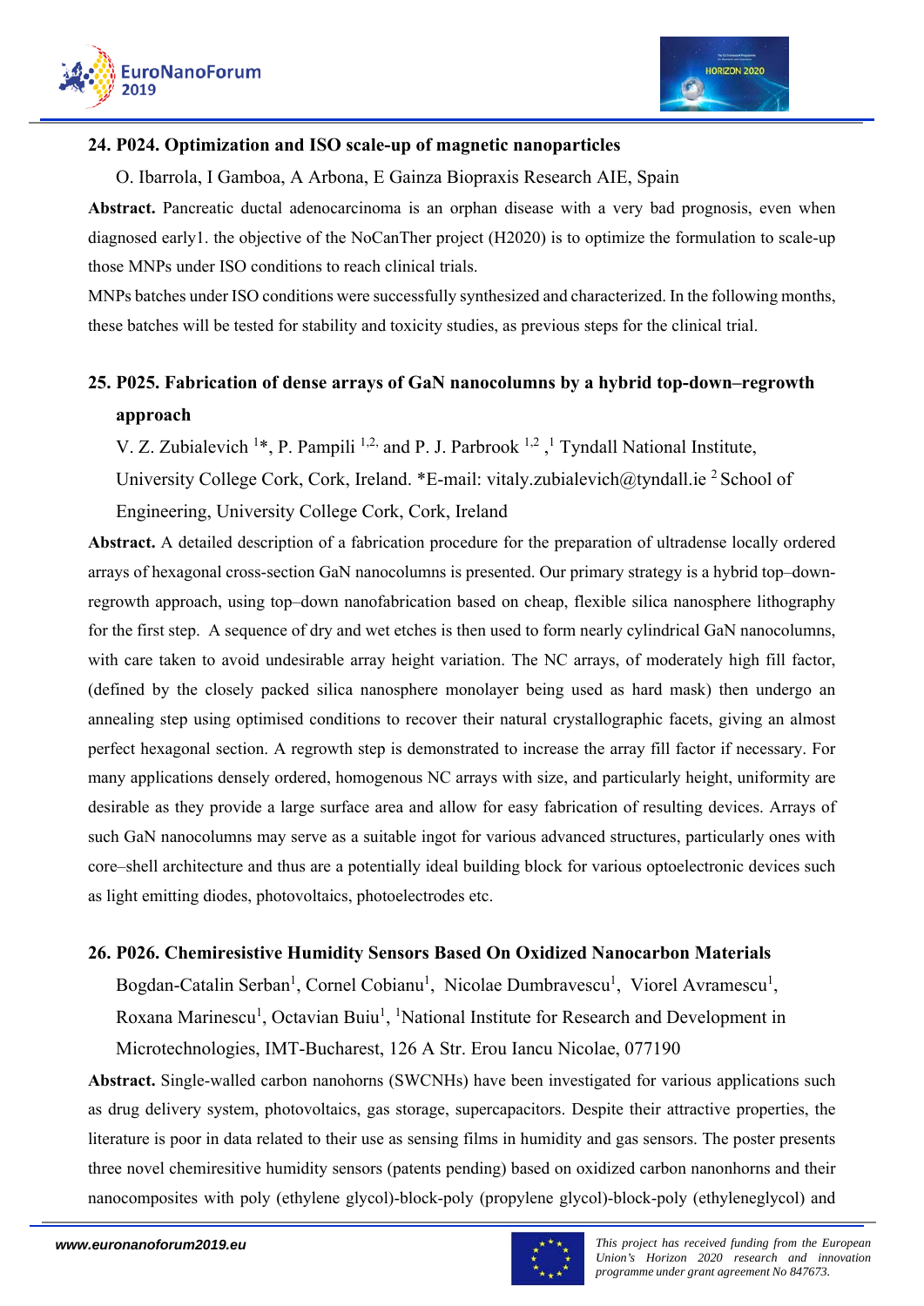### 24. P024. Optimization and ISO scale-up of magnetic nanoparticles

O. Ibarrola, I Gamboa, A Arbona, E Gainza Biopraxis Research AIE, Spain

**Abstract.** Pancreatic ductal adenocarcinoma is an orphan disease with a very bad prognosis, even when diagnosed early1. the objective of the NoCanTher project (H2020) is to optimize the formulation to scale-up those MNPs under ISO conditions to reach clinical trials.

MNPs batches under ISO conditions were successfully synthesized and characterized. In the following months, these batches will be tested for stability and toxicity studies, as previous steps for the clinical trial.

### 25. P025. Fabrication of dense arrays of GaN nanocolumns by a hybrid top-down–regrowth approach

V. Z. Zubialevich [1]*, P. Pampili [1,2,] and P. J. Parbrook [1,2] ,[1] Tyndall National Institute, University College Cork, Cork, Ireland. *E-mail: vitaly.zubialevich@tyndall.ie [2] School of Engineering, University College Cork, Cork, Ireland

**Abstract.** A detailed description of a fabrication procedure for the preparation of ultradense locally ordered arrays of hexagonal cross-section GaN nanocolumns is presented. Our primary strategy is a hybrid top–down-regrowth approach, using top–down nanofabrication based on cheap, flexible silica nanosphere lithography for the first step. A sequence of dry and wet etches is then used to form nearly cylindrical GaN nanocolumns, with care taken to avoid undesirable array height variation. The NC arrays, of moderately high fill factor, (defined by the closely packed silica nanosphere monolayer being used as hard mask) then undergo an annealing step using optimised conditions to recover their natural crystallographic facets, giving an almost perfect hexagonal section. A regrowth step is demonstrated to increase the array fill factor if necessary. For many applications densely ordered, homogenous NC arrays with size, and particularly height, uniformity are desirable as they provide a large surface area and allow for easy fabrication of resulting devices. Arrays of such GaN nanocolumns may serve as a suitable ingot for various advanced structures, particularly ones with core–shell architecture and thus are a potentially ideal building block for various optoelectronic devices such as light emitting diodes, photovoltaics, photoelectrodes etc.

### 26. P026. Chemiresistive Humidity Sensors Based On Oxidized Nanocarbon Materials

Bogdan-Catalin Serban[1], Cornel Cobianu[1], Nicolae Dumbravescu[1], Viorel Avramescu[1], Roxana Marinescu[1], Octavian Buiu[1], [1]National Institute for Research and Development in Microtechnologies, IMT-Bucharest, 126 A Str. Erou Iancu Nicolae, 077190

**Abstract.** Single-walled carbon nanohorns (SWCNHs) have been investigated for various applications such as drug delivery system, photovoltaics, gas storage, supercapacitors. Despite their attractive properties, the literature is poor in data related to their use as sensing films in humidity and gas sensors. The poster presents three novel chemiresitive humidity sensors (patents pending) based on oxidized carbon nanonhorns and their nanocomposites with poly (ethylene glycol)-block-poly (propylene glycol)-block-poly (ethyleneglycol) and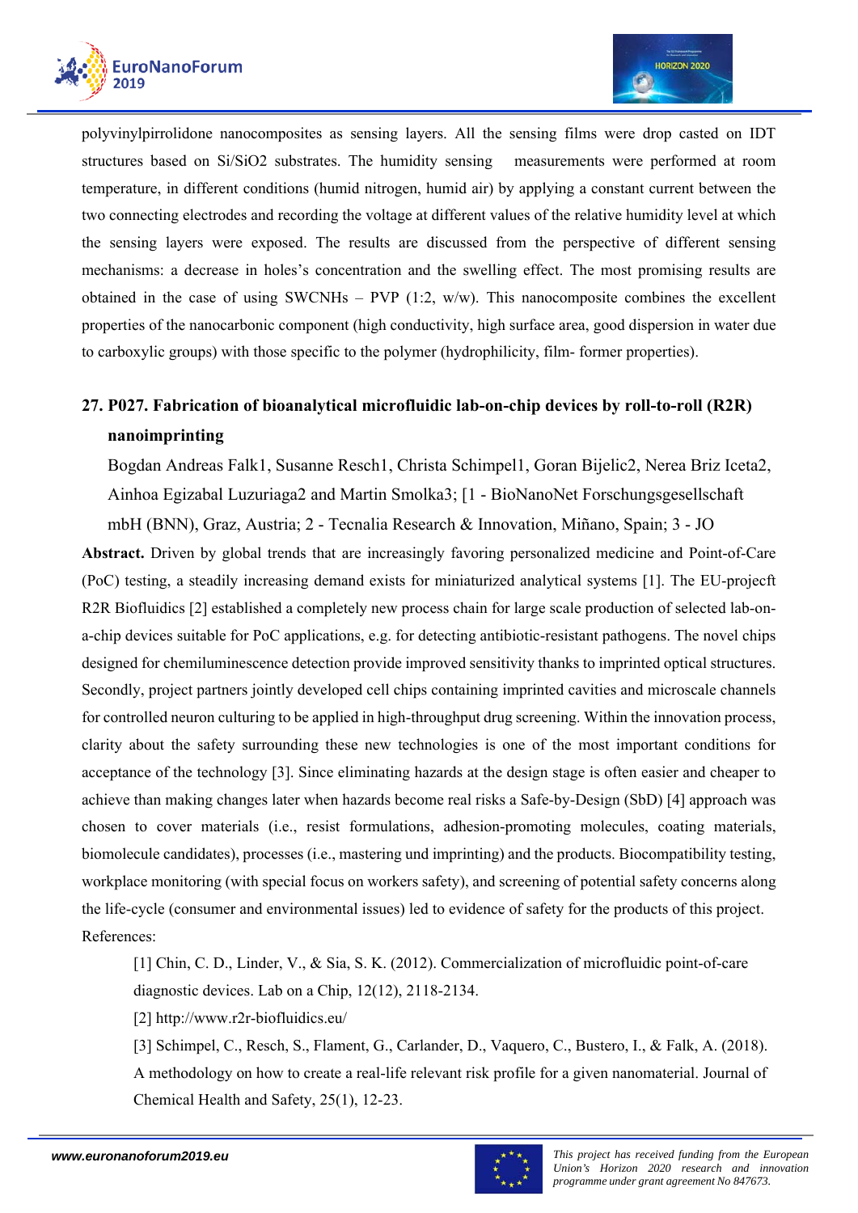polyvinylpirrolidone nanocomposites as sensing layers. All the sensing films were drop casted on IDT structures based on Si/SiO2 substrates. The humidity sensing measurements were performed at room temperature, in different conditions (humid nitrogen, humid air) by applying a constant current between the two connecting electrodes and recording the voltage at different values of the relative humidity level at which the sensing layers were exposed. The results are discussed from the perspective of different sensing mechanisms: a decrease in holes's concentration and the swelling effect. The most promising results are obtained in the case of using SWCNHs – PVP (1:2, w/w). This nanocomposite combines the excellent properties of the nanocarbonic component (high conductivity, high surface area, good dispersion in water due to carboxylic groups) with those specific to the polymer (hydrophilicity, film- former properties).

## 27. P027. Fabrication of bioanalytical microfluidic lab-on-chip devices by roll-to-roll (R2R) nanoimprinting

Bogdan Andreas Falk1, Susanne Resch1, Christa Schimpel1, Goran Bijelic2, Nerea Briz Iceta2, Ainhoa Egizabal Luzuriaga2 and Martin Smolka3; [1 - BioNanoNet Forschungsgesellschaft mbH (BNN), Graz, Austria; 2 - Tecnalia Research & Innovation, Miñano, Spain; 3 - JO

**Abstract.** Driven by global trends that are increasingly favoring personalized medicine and Point-of-Care (PoC) testing, a steadily increasing demand exists for miniaturized analytical systems [1]. The EU-projecft R2R Biofluidics [2] established a completely new process chain for large scale production of selected lab-on-a-chip devices suitable for PoC applications, e.g. for detecting antibiotic-resistant pathogens. The novel chips designed for chemiluminescence detection provide improved sensitivity thanks to imprinted optical structures. Secondly, project partners jointly developed cell chips containing imprinted cavities and microscale channels for controlled neuron culturing to be applied in high-throughput drug screening. Within the innovation process, clarity about the safety surrounding these new technologies is one of the most important conditions for acceptance of the technology [3]. Since eliminating hazards at the design stage is often easier and cheaper to achieve than making changes later when hazards become real risks a Safe-by-Design (SbD) [4] approach was chosen to cover materials (i.e., resist formulations, adhesion-promoting molecules, coating materials, biomolecule candidates), processes (i.e., mastering und imprinting) and the products. Biocompatibility testing, workplace monitoring (with special focus on workers safety), and screening of potential safety concerns along the life-cycle (consumer and environmental issues) led to evidence of safety for the products of this project.

References:

[1] Chin, C. D., Linder, V., & Sia, S. K. (2012). Commercialization of microfluidic point-of-care diagnostic devices. Lab on a Chip, 12(12), 2118-2134.

[2] http://www.r2r-biofluidics.eu/

[3] Schimpel, C., Resch, S., Flament, G., Carlander, D., Vaquero, C., Bustero, I., & Falk, A. (2018). A methodology on how to create a real-life relevant risk profile for a given nanomaterial. Journal of Chemical Health and Safety, 25(1), 12-23.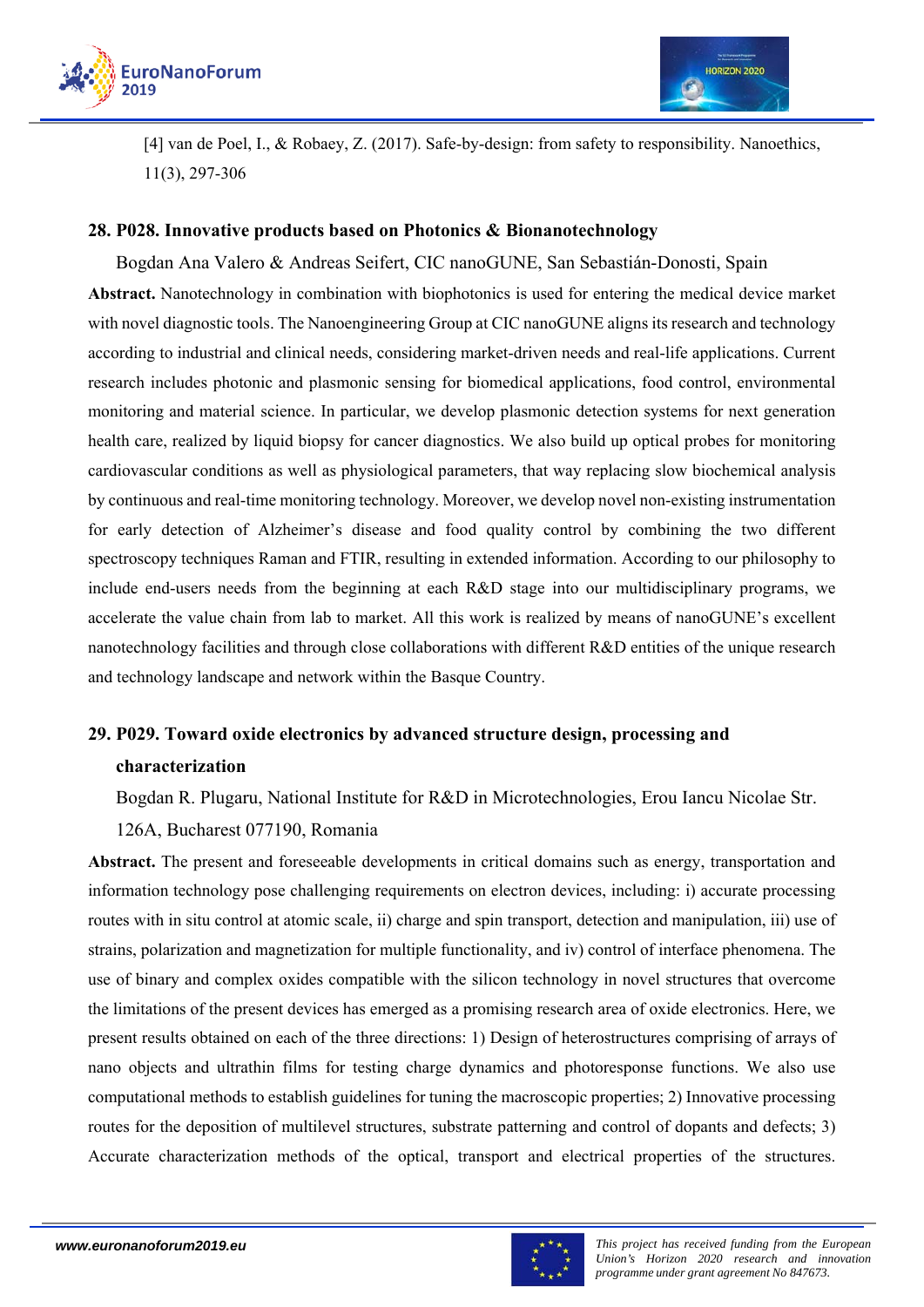[4] van de Poel, I., & Robaey, Z. (2017). Safe-by-design: from safety to responsibility. Nanoethics, 11(3), 297-306

## 28. P028. Innovative products based on Photonics & Bionanotechnology

Bogdan Ana Valero & Andreas Seifert, CIC nanoGUNE, San Sebastián-Donosti, Spain

**Abstract.** Nanotechnology in combination with biophotonics is used for entering the medical device market with novel diagnostic tools. The Nanoengineering Group at CIC nanoGUNE aligns its research and technology according to industrial and clinical needs, considering market-driven needs and real-life applications. Current research includes photonic and plasmonic sensing for biomedical applications, food control, environmental monitoring and material science. In particular, we develop plasmonic detection systems for next generation health care, realized by liquid biopsy for cancer diagnostics. We also build up optical probes for monitoring cardiovascular conditions as well as physiological parameters, that way replacing slow biochemical analysis by continuous and real-time monitoring technology. Moreover, we develop novel non-existing instrumentation for early detection of Alzheimer's disease and food quality control by combining the two different spectroscopy techniques Raman and FTIR, resulting in extended information. According to our philosophy to include end-users needs from the beginning at each R&D stage into our multidisciplinary programs, we accelerate the value chain from lab to market. All this work is realized by means of nanoGUNE's excellent nanotechnology facilities and through close collaborations with different R&D entities of the unique research and technology landscape and network within the Basque Country.

## 29. P029. Toward oxide electronics by advanced structure design, processing and characterization

Bogdan R. Plugaru, National Institute for R&D in Microtechnologies, Erou Iancu Nicolae Str. 126A, Bucharest 077190, Romania

**Abstract.** The present and foreseeable developments in critical domains such as energy, transportation and information technology pose challenging requirements on electron devices, including: i) accurate processing routes with in situ control at atomic scale, ii) charge and spin transport, detection and manipulation, iii) use of strains, polarization and magnetization for multiple functionality, and iv) control of interface phenomena. The use of binary and complex oxides compatible with the silicon technology in novel structures that overcome the limitations of the present devices has emerged as a promising research area of oxide electronics. Here, we present results obtained on each of the three directions: 1) Design of heterostructures comprising of arrays of nano objects and ultrathin films for testing charge dynamics and photoresponse functions. We also use computational methods to establish guidelines for tuning the macroscopic properties; 2) Innovative processing routes for the deposition of multilevel structures, substrate patterning and control of dopants and defects; 3) Accurate characterization methods of the optical, transport and electrical properties of the structures.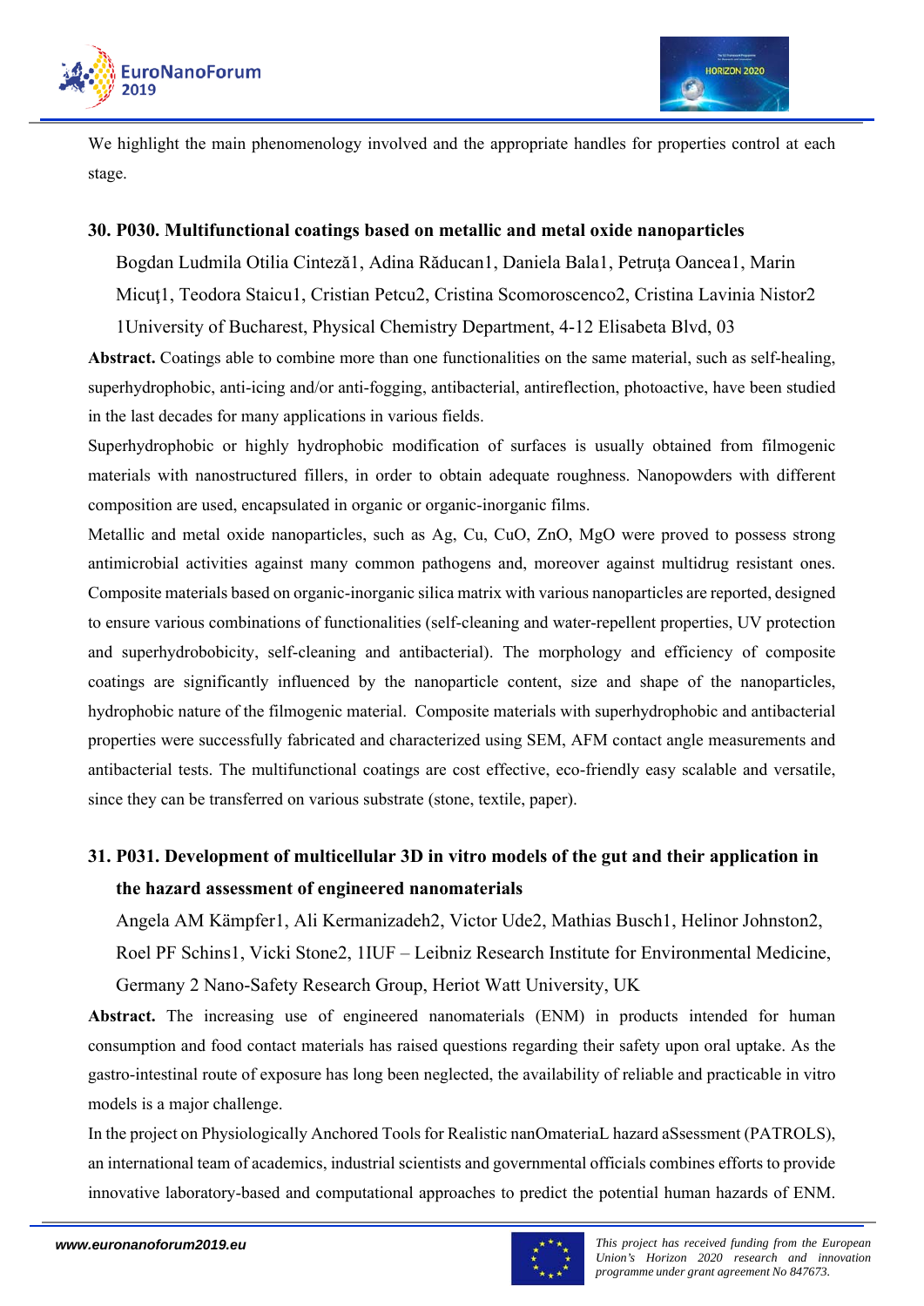We highlight the main phenomenology involved and the appropriate handles for properties control at each stage.

### 30. P030. Multifunctional coatings based on metallic and metal oxide nanoparticles

Bogdan Ludmila Otilia Cinteză1, Adina Răducan1, Daniela Bala1, Petruţa Oancea1, Marin Micuţ1, Teodora Staicu1, Cristian Petcu2, Cristina Scomoroscenco2, Cristina Lavinia Nistor2

1University of Bucharest, Physical Chemistry Department, 4-12 Elisabeta Blvd, 03

**Abstract.** Coatings able to combine more than one functionalities on the same material, such as self-healing, superhydrophobic, anti-icing and/or anti-fogging, antibacterial, antireflection, photoactive, have been studied in the last decades for many applications in various fields.

Superhydrophobic or highly hydrophobic modification of surfaces is usually obtained from filmogenic materials with nanostructured fillers, in order to obtain adequate roughness. Nanopowders with different composition are used, encapsulated in organic or organic-inorganic films.

Metallic and metal oxide nanoparticles, such as Ag, Cu, CuO, ZnO, MgO were proved to possess strong antimicrobial activities against many common pathogens and, moreover against multidrug resistant ones. Composite materials based on organic-inorganic silica matrix with various nanoparticles are reported, designed to ensure various combinations of functionalities (self-cleaning and water-repellent properties, UV protection and superhydrobobicity, self-cleaning and antibacterial). The morphology and efficiency of composite coatings are significantly influenced by the nanoparticle content, size and shape of the nanoparticles, hydrophobic nature of the filmogenic material. Composite materials with superhydrophobic and antibacterial properties were successfully fabricated and characterized using SEM, AFM contact angle measurements and antibacterial tests. The multifunctional coatings are cost effective, eco-friendly easy scalable and versatile, since they can be transferred on various substrate (stone, textile, paper).

### 31. P031. Development of multicellular 3D in vitro models of the gut and their application in the hazard assessment of engineered nanomaterials

Angela AM Kämpfer1, Ali Kermanizadeh2, Victor Ude2, Mathias Busch1, Helinor Johnston2, Roel PF Schins1, Vicki Stone2, 1IUF – Leibniz Research Institute for Environmental Medicine, Germany 2 Nano-Safety Research Group, Heriot Watt University, UK

**Abstract.** The increasing use of engineered nanomaterials (ENM) in products intended for human consumption and food contact materials has raised questions regarding their safety upon oral uptake. As the gastro-intestinal route of exposure has long been neglected, the availability of reliable and practicable in vitro models is a major challenge.

In the project on Physiologically Anchored Tools for Realistic nanOmateriaL hazard aSsessment (PATROLS), an international team of academics, industrial scientists and governmental officials combines efforts to provide innovative laboratory-based and computational approaches to predict the potential human hazards of ENM.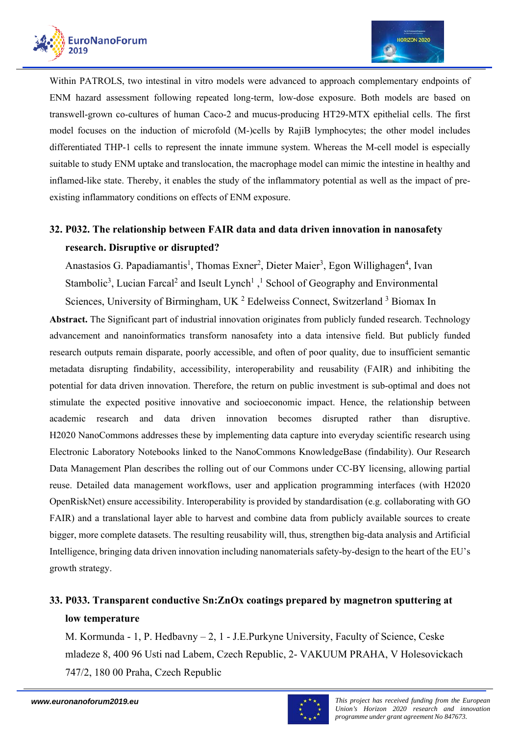Within PATROLS, two intestinal in vitro models were advanced to approach complementary endpoints of ENM hazard assessment following repeated long-term, low-dose exposure. Both models are based on transwell-grown co-cultures of human Caco-2 and mucus-producing HT29-MTX epithelial cells. The first model focuses on the induction of microfold (M-)cells by RajiB lymphocytes; the other model includes differentiated THP-1 cells to represent the innate immune system. Whereas the M-cell model is especially suitable to study ENM uptake and translocation, the macrophage model can mimic the intestine in healthy and inflamed-like state. Thereby, it enables the study of the inflammatory potential as well as the impact of pre-existing inflammatory conditions on effects of ENM exposure.

## 32. P032. The relationship between FAIR data and data driven innovation in nanosafety research. Disruptive or disrupted?

Anastasios G. Papadiamantis[1], Thomas Exner[2], Dieter Maier[3], Egon Willighagen[4], Ivan Stambolic[3], Lucian Farcal[2] and Iseult Lynch[1] ,[1] School of Geography and Environmental Sciences, University of Birmingham, UK [2] Edelweiss Connect, Switzerland [3] Biomax In

**Abstract.** The Significant part of industrial innovation originates from publicly funded research. Technology advancement and nanoinformatics transform nanosafety into a data intensive field. But publicly funded research outputs remain disparate, poorly accessible, and often of poor quality, due to insufficient semantic metadata disrupting findability, accessibility, interoperability and reusability (FAIR) and inhibiting the potential for data driven innovation. Therefore, the return on public investment is sub-optimal and does not stimulate the expected positive innovative and socioeconomic impact. Hence, the relationship between academic research and data driven innovation becomes disrupted rather than disruptive. H2020 NanoCommons addresses these by implementing data capture into everyday scientific research using Electronic Laboratory Notebooks linked to the NanoCommons KnowledgeBase (findability). Our Research Data Management Plan describes the rolling out of our Commons under CC-BY licensing, allowing partial reuse. Detailed data management workflows, user and application programming interfaces (with H2020 OpenRiskNet) ensure accessibility. Interoperability is provided by standardisation (e.g. collaborating with GO FAIR) and a translational layer able to harvest and combine data from publicly available sources to create bigger, more complete datasets. The resulting reusability will, thus, strengthen big-data analysis and Artificial Intelligence, bringing data driven innovation including nanomaterials safety-by-design to the heart of the EU's growth strategy.

## 33. P033. Transparent conductive Sn:ZnOx coatings prepared by magnetron sputtering at low temperature

M. Kormunda - 1, P. Hedbavny – 2, 1 - J.E.Purkyne University, Faculty of Science, Ceske mladeze 8, 400 96 Usti nad Labem, Czech Republic, 2- VAKUUM PRAHA, V Holesovickach 747/2, 180 00 Praha, Czech Republic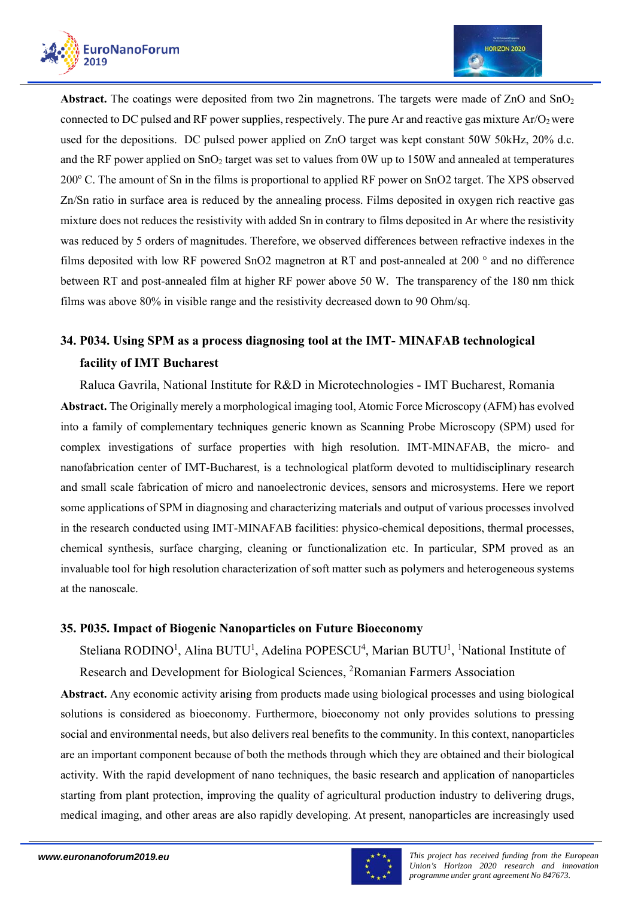**Abstract.** The coatings were deposited from two 2in magnetrons. The targets were made of ZnO and $SnO_2$ connected to DC pulsed and RF power supplies, respectively. The pure Ar and reactive gas mixture $Ar/O_2$ were used for the depositions. DC pulsed power applied on ZnO target was kept constant 50W 50kHz, 20% d.c. and the RF power applied on $SnO_2$ target was set to values from 0W up to 150W and annealed at temperatures 200° C. The amount of Sn in the films is proportional to applied RF power on SnO2 target. The XPS observed Zn/Sn ratio in surface area is reduced by the annealing process. Films deposited in oxygen rich reactive gas mixture does not reduces the resistivity with added Sn in contrary to films deposited in Ar where the resistivity was reduced by 5 orders of magnitudes. Therefore, we observed differences between refractive indexes in the films deposited with low RF powered SnO2 magnetron at RT and post-annealed at 200 ° and no difference between RT and post-annealed film at higher RF power above 50 W. The transparency of the 180 nm thick films was above 80% in visible range and the resistivity decreased down to 90 Ohm/sq.

## 34. P034. Using SPM as a process diagnosing tool at the IMT- MINAFAB technological facility of IMT Bucharest

Raluca Gavrila, National Institute for R&D in Microtechnologies - IMT Bucharest, Romania

**Abstract.** The Originally merely a morphological imaging tool, Atomic Force Microscopy (AFM) has evolved into a family of complementary techniques generic known as Scanning Probe Microscopy (SPM) used for complex investigations of surface properties with high resolution. IMT-MINAFAB, the micro- and nanofabrication center of IMT-Bucharest, is a technological platform devoted to multidisciplinary research and small scale fabrication of micro and nanoelectronic devices, sensors and microsystems. Here we report some applications of SPM in diagnosing and characterizing materials and output of various processes involved in the research conducted using IMT-MINAFAB facilities: physico-chemical depositions, thermal processes, chemical synthesis, surface charging, cleaning or functionalization etc. In particular, SPM proved as an invaluable tool for high resolution characterization of soft matter such as polymers and heterogeneous systems at the nanoscale.

## 35. P035. Impact of Biogenic Nanoparticles on Future Bioeconomy

Steliana RODINO[1], Alina BUTU[1], Adelina POPESCU[4], Marian BUTU[1], [1]National Institute of Research and Development for Biological Sciences, [2]Romanian Farmers Association

**Abstract.** Any economic activity arising from products made using biological processes and using biological solutions is considered as bioeconomy. Furthermore, bioeconomy not only provides solutions to pressing social and environmental needs, but also delivers real benefits to the community. In this context, nanoparticles are an important component because of both the methods through which they are obtained and their biological activity. With the rapid development of nano techniques, the basic research and application of nanoparticles starting from plant protection, improving the quality of agricultural production industry to delivering drugs, medical imaging, and other areas are also rapidly developing. At present, nanoparticles are increasingly used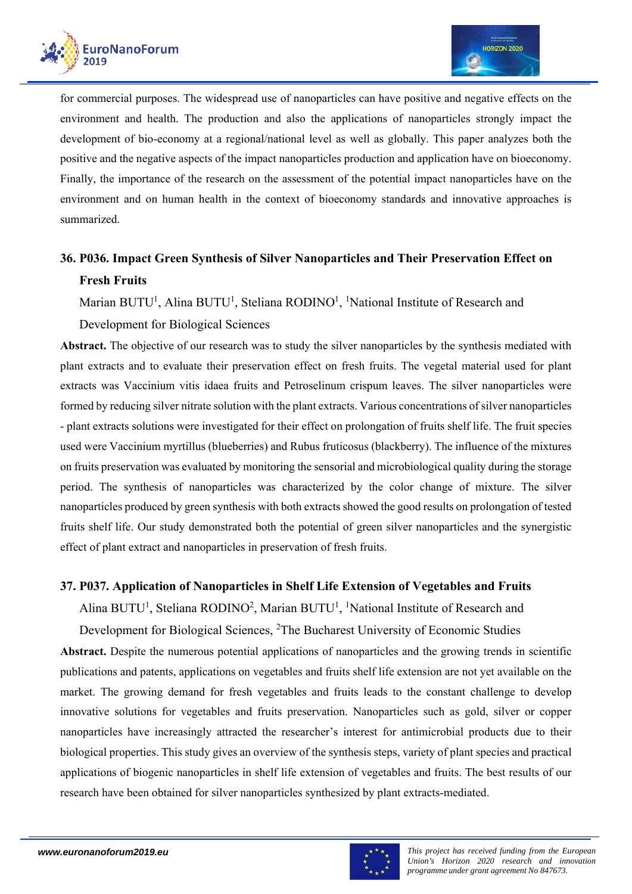for commercial purposes. The widespread use of nanoparticles can have positive and negative effects on the environment and health. The production and also the applications of nanoparticles strongly impact the development of bio-economy at a regional/national level as well as globally. This paper analyzes both the positive and the negative aspects of the impact nanoparticles production and application have on bioeconomy. Finally, the importance of the research on the assessment of the potential impact nanoparticles have on the environment and on human health in the context of bioeconomy standards and innovative approaches is summarized.

## 36. P036. Impact Green Synthesis of Silver Nanoparticles and Their Preservation Effect on Fresh Fruits

Marian BUTU[1], Alina BUTU[1], Steliana RODINO[1], [1]National Institute of Research and Development for Biological Sciences

**Abstract.** The objective of our research was to study the silver nanoparticles by the synthesis mediated with plant extracts and to evaluate their preservation effect on fresh fruits. The vegetal material used for plant extracts was Vaccinium vitis idaea fruits and Petroselinum crispum leaves. The silver nanoparticles were formed by reducing silver nitrate solution with the plant extracts. Various concentrations of silver nanoparticles - plant extracts solutions were investigated for their effect on prolongation of fruits shelf life. The fruit species used were Vaccinium myrtillus (blueberries) and Rubus fruticosus (blackberry). The influence of the mixtures on fruits preservation was evaluated by monitoring the sensorial and microbiological quality during the storage period. The synthesis of nanoparticles was characterized by the color change of mixture. The silver nanoparticles produced by green synthesis with both extracts showed the good results on prolongation of tested fruits shelf life. Our study demonstrated both the potential of green silver nanoparticles and the synergistic effect of plant extract and nanoparticles in preservation of fresh fruits.

## 37. P037. Application of Nanoparticles in Shelf Life Extension of Vegetables and Fruits

Alina BUTU[1], Steliana RODINO[2], Marian BUTU[1], [1]National Institute of Research and Development for Biological Sciences, [2]The Bucharest University of Economic Studies

**Abstract.** Despite the numerous potential applications of nanoparticles and the growing trends in scientific publications and patents, applications on vegetables and fruits shelf life extension are not yet available on the market. The growing demand for fresh vegetables and fruits leads to the constant challenge to develop innovative solutions for vegetables and fruits preservation. Nanoparticles such as gold, silver or copper nanoparticles have increasingly attracted the researcher's interest for antimicrobial products due to their biological properties. This study gives an overview of the synthesis steps, variety of plant species and practical applications of biogenic nanoparticles in shelf life extension of vegetables and fruits. The best results of our research have been obtained for silver nanoparticles synthesized by plant extracts-mediated.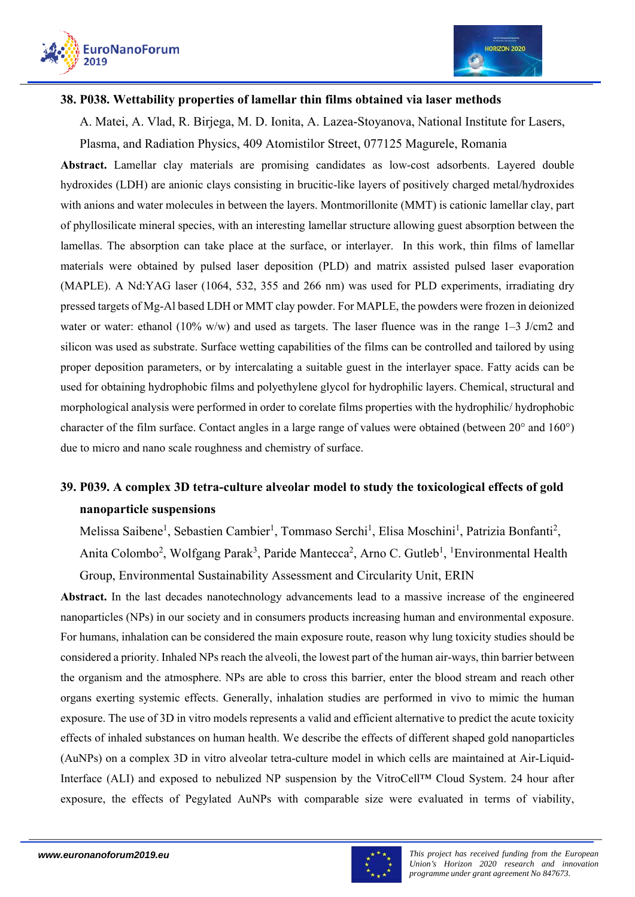### 38. P038. Wettability properties of lamellar thin films obtained via laser methods

A. Matei, A. Vlad, R. Birjega, M. D. Ionita, A. Lazea-Stoyanova, National Institute for Lasers, Plasma, and Radiation Physics, 409 Atomistilor Street, 077125 Magurele, Romania

**Abstract.** Lamellar clay materials are promising candidates as low-cost adsorbents. Layered double hydroxides (LDH) are anionic clays consisting in brucitic-like layers of positively charged metal/hydroxides with anions and water molecules in between the layers. Montmorillonite (MMT) is cationic lamellar clay, part of phyllosilicate mineral species, with an interesting lamellar structure allowing guest absorption between the lamellas. The absorption can take place at the surface, or interlayer. In this work, thin films of lamellar materials were obtained by pulsed laser deposition (PLD) and matrix assisted pulsed laser evaporation (MAPLE). A Nd:YAG laser (1064, 532, 355 and 266 nm) was used for PLD experiments, irradiating dry pressed targets of Mg-Al based LDH or MMT clay powder. For MAPLE, the powders were frozen in deionized water or water: ethanol (10% w/w) and used as targets. The laser fluence was in the range 1–3 J/cm2 and silicon was used as substrate. Surface wetting capabilities of the films can be controlled and tailored by using proper deposition parameters, or by intercalating a suitable guest in the interlayer space. Fatty acids can be used for obtaining hydrophobic films and polyethylene glycol for hydrophilic layers. Chemical, structural and morphological analysis were performed in order to corelate films properties with the hydrophilic/ hydrophobic character of the film surface. Contact angles in a large range of values were obtained (between 20° and 160°) due to micro and nano scale roughness and chemistry of surface.

### 39. P039. A complex 3D tetra-culture alveolar model to study the toxicological effects of gold nanoparticle suspensions

Melissa Saibene[1], Sebastien Cambier[1], Tommaso Serchi[1], Elisa Moschini[1], Patrizia Bonfanti[2], Anita Colombo[2], Wolfgang Parak[3], Paride Mantecca[2], Arno C. Gutleb[1], [1]Environmental Health Group, Environmental Sustainability Assessment and Circularity Unit, ERIN

**Abstract.** In the last decades nanotechnology advancements lead to a massive increase of the engineered nanoparticles (NPs) in our society and in consumers products increasing human and environmental exposure. For humans, inhalation can be considered the main exposure route, reason why lung toxicity studies should be considered a priority. Inhaled NPs reach the alveoli, the lowest part of the human air-ways, thin barrier between the organism and the atmosphere. NPs are able to cross this barrier, enter the blood stream and reach other organs exerting systemic effects. Generally, inhalation studies are performed in vivo to mimic the human exposure. The use of 3D in vitro models represents a valid and efficient alternative to predict the acute toxicity effects of inhaled substances on human health. We describe the effects of different shaped gold nanoparticles (AuNPs) on a complex 3D in vitro alveolar tetra-culture model in which cells are maintained at Air-Liquid-Interface (ALI) and exposed to nebulized NP suspension by the VitroCell™ Cloud System. 24 hour after exposure, the effects of Pegylated AuNPs with comparable size were evaluated in terms of viability,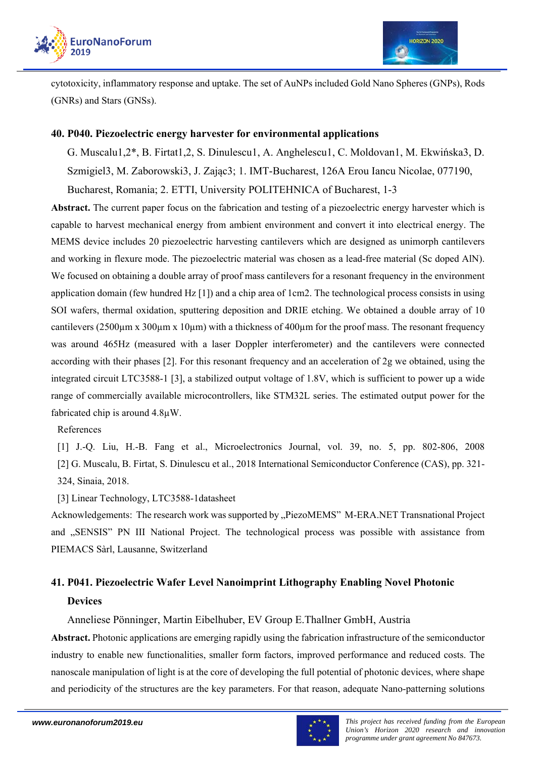cytotoxicity, inflammatory response and uptake. The set of AuNPs included Gold Nano Spheres (GNPs), Rods (GNRs) and Stars (GNSs).

### 40. P040. Piezoelectric energy harvester for environmental applications

G. Muscalu1,2*, B. Firtat1,2, S. Dinulescu1, A. Anghelescu1, C. Moldovan1, M. Ekwińska3, D. Szmigiel3, M. Zaborowski3, J. Zając3; 1. IMT-Bucharest, 126A Erou Iancu Nicolae, 077190, Bucharest, Romania; 2. ETTI, University POLITEHNICA of Bucharest, 1-3

**Abstract.** The current paper focus on the fabrication and testing of a piezoelectric energy harvester which is capable to harvest mechanical energy from ambient environment and convert it into electrical energy. The MEMS device includes 20 piezoelectric harvesting cantilevers which are designed as unimorph cantilevers and working in flexure mode. The piezoelectric material was chosen as a lead-free material (Sc doped AlN). We focused on obtaining a double array of proof mass cantilevers for a resonant frequency in the environment application domain (few hundred Hz [1]) and a chip area of 1cm2. The technological process consists in using SOI wafers, thermal oxidation, sputtering deposition and DRIE etching. We obtained a double array of 10 cantilevers (2500µm x 300µm x 10µm) with a thickness of 400µm for the proof mass. The resonant frequency was around 465Hz (measured with a laser Doppler interferometer) and the cantilevers were connected according with their phases [2]. For this resonant frequency and an acceleration of 2g we obtained, using the integrated circuit LTC3588-1 [3], a stabilized output voltage of 1.8V, which is sufficient to power up a wide range of commercially available microcontrollers, like STM32L series. The estimated output power for the fabricated chip is around 4.8µW.

References

[1] J.-Q. Liu, H.-B. Fang et al., Microelectronics Journal, vol. 39, no. 5, pp. 802-806, 2008

[2] G. Muscalu, B. Firtat, S. Dinulescu et al., 2018 International Semiconductor Conference (CAS), pp. 321-324, Sinaia, 2018.

[3] Linear Technology, LTC3588-1datasheet

Acknowledgements: The research work was supported by „PiezoMEMS" M-ERA.NET Transnational Project and „SENSIS" PN III National Project. The technological process was possible with assistance from PIEMACS Sàrl, Lausanne, Switzerland

### 41. P041. Piezoelectric Wafer Level Nanoimprint Lithography Enabling Novel Photonic Devices

Anneliese Pönninger, Martin Eibelhuber, EV Group E.Thallner GmbH, Austria

**Abstract.** Photonic applications are emerging rapidly using the fabrication infrastructure of the semiconductor industry to enable new functionalities, smaller form factors, improved performance and reduced costs. The nanoscale manipulation of light is at the core of developing the full potential of photonic devices, where shape and periodicity of the structures are the key parameters. For that reason, adequate Nano-patterning solutions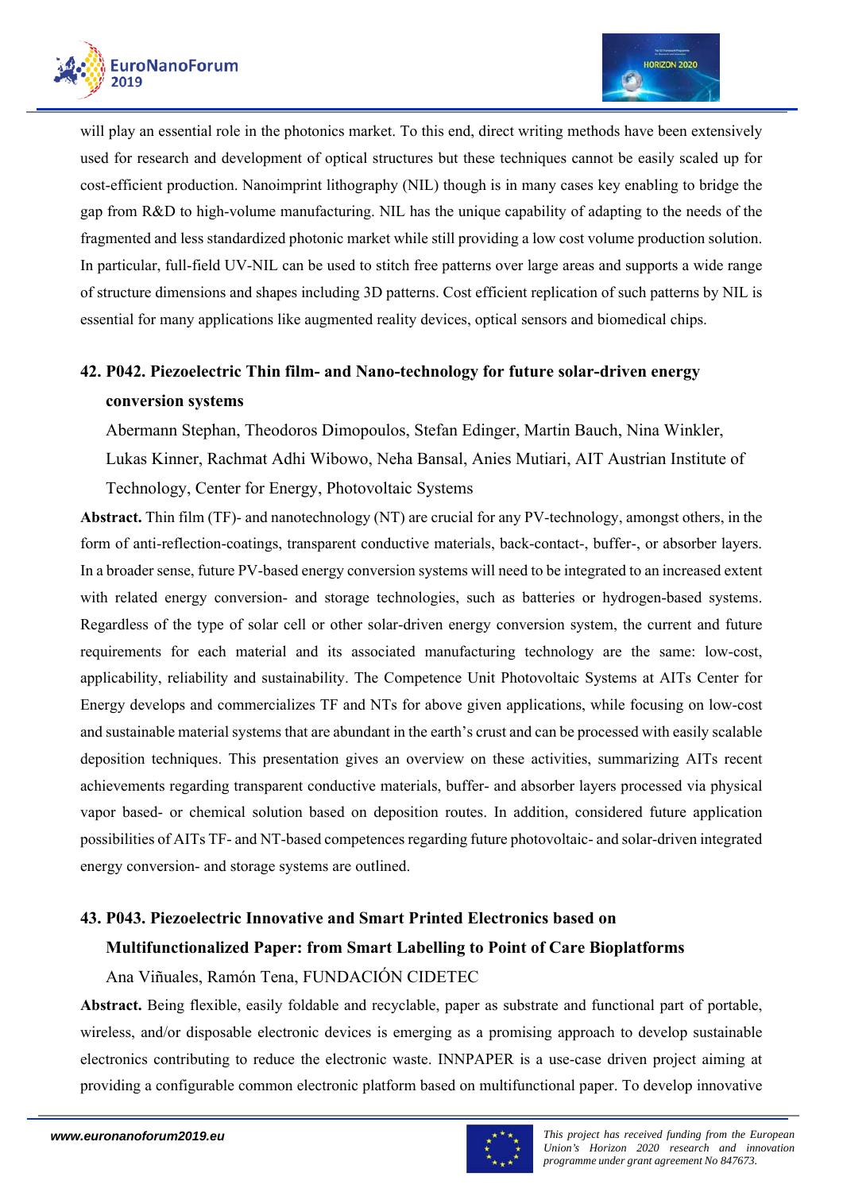will play an essential role in the photonics market. To this end, direct writing methods have been extensively used for research and development of optical structures but these techniques cannot be easily scaled up for cost-efficient production. Nanoimprint lithography (NIL) though is in many cases key enabling to bridge the gap from R&D to high-volume manufacturing. NIL has the unique capability of adapting to the needs of the fragmented and less standardized photonic market while still providing a low cost volume production solution. In particular, full-field UV-NIL can be used to stitch free patterns over large areas and supports a wide range of structure dimensions and shapes including 3D patterns. Cost efficient replication of such patterns by NIL is essential for many applications like augmented reality devices, optical sensors and biomedical chips.

## 42. P042. Piezoelectric Thin film- and Nano-technology for future solar-driven energy conversion systems

Abermann Stephan, Theodoros Dimopoulos, Stefan Edinger, Martin Bauch, Nina Winkler, Lukas Kinner, Rachmat Adhi Wibowo, Neha Bansal, Anies Mutiari, AIT Austrian Institute of Technology, Center for Energy, Photovoltaic Systems

**Abstract.** Thin film (TF)- and nanotechnology (NT) are crucial for any PV-technology, amongst others, in the form of anti-reflection-coatings, transparent conductive materials, back-contact-, buffer-, or absorber layers. In a broader sense, future PV-based energy conversion systems will need to be integrated to an increased extent with related energy conversion- and storage technologies, such as batteries or hydrogen-based systems. Regardless of the type of solar cell or other solar-driven energy conversion system, the current and future requirements for each material and its associated manufacturing technology are the same: low-cost, applicability, reliability and sustainability. The Competence Unit Photovoltaic Systems at AITs Center for Energy develops and commercializes TF and NTs for above given applications, while focusing on low-cost and sustainable material systems that are abundant in the earth's crust and can be processed with easily scalable deposition techniques. This presentation gives an overview on these activities, summarizing AITs recent achievements regarding transparent conductive materials, buffer- and absorber layers processed via physical vapor based- or chemical solution based on deposition routes. In addition, considered future application possibilities of AITs TF- and NT-based competences regarding future photovoltaic- and solar-driven integrated energy conversion- and storage systems are outlined.

## 43. P043. Piezoelectric Innovative and Smart Printed Electronics based on Multifunctionalized Paper: from Smart Labelling to Point of Care Bioplatforms

Ana Viñuales, Ramón Tena, FUNDACIÓN CIDETEC

**Abstract.** Being flexible, easily foldable and recyclable, paper as substrate and functional part of portable, wireless, and/or disposable electronic devices is emerging as a promising approach to develop sustainable electronics contributing to reduce the electronic waste. INNPAPER is a use-case driven project aiming at providing a configurable common electronic platform based on multifunctional paper. To develop innovative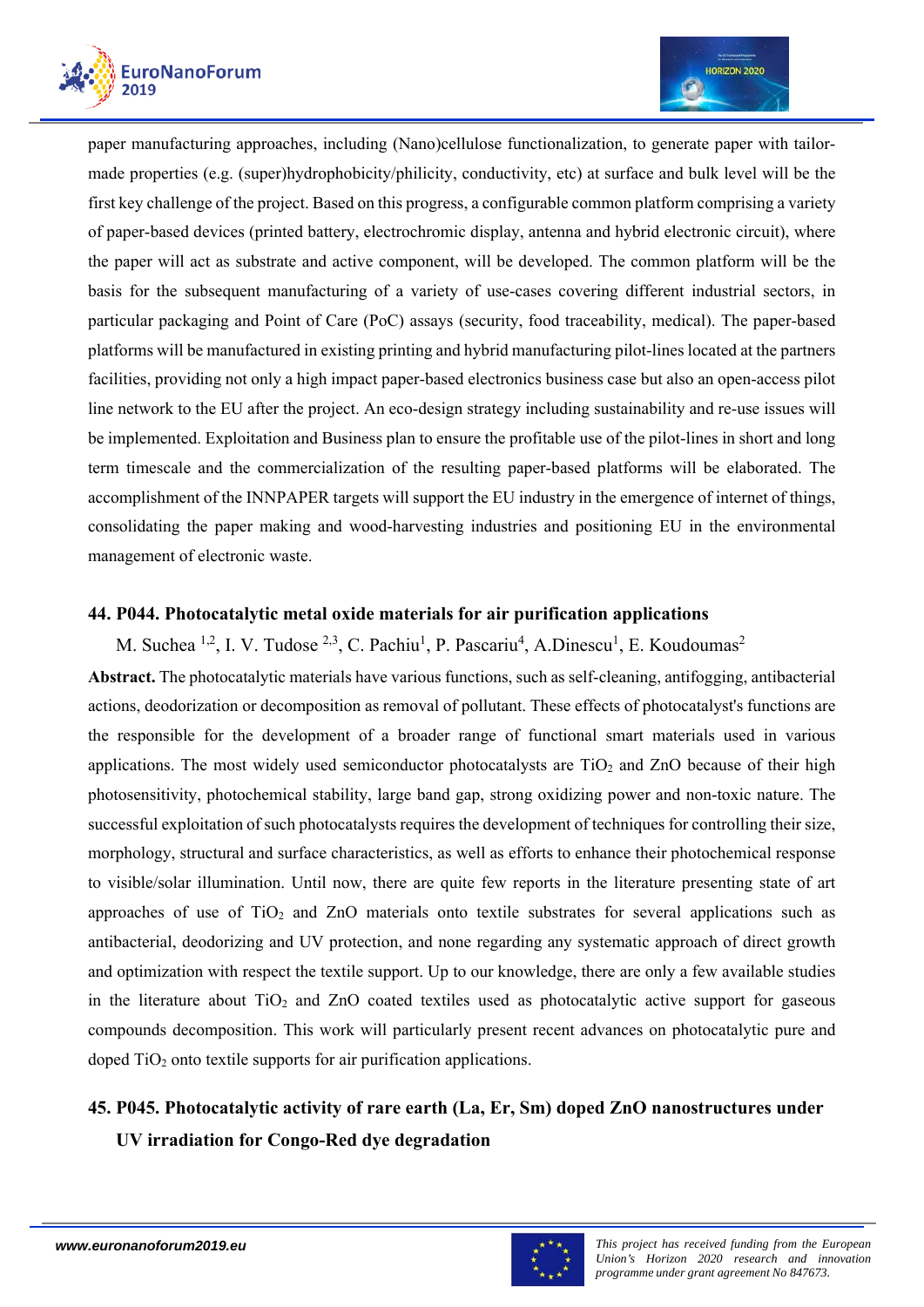paper manufacturing approaches, including (Nano)cellulose functionalization, to generate paper with tailor-made properties (e.g. (super)hydrophobicity/philicity, conductivity, etc) at surface and bulk level will be the first key challenge of the project. Based on this progress, a configurable common platform comprising a variety of paper-based devices (printed battery, electrochromic display, antenna and hybrid electronic circuit), where the paper will act as substrate and active component, will be developed. The common platform will be the basis for the subsequent manufacturing of a variety of use-cases covering different industrial sectors, in particular packaging and Point of Care (PoC) assays (security, food traceability, medical). The paper-based platforms will be manufactured in existing printing and hybrid manufacturing pilot-lines located at the partners facilities, providing not only a high impact paper-based electronics business case but also an open-access pilot line network to the EU after the project. An eco-design strategy including sustainability and re-use issues will be implemented. Exploitation and Business plan to ensure the profitable use of the pilot-lines in short and long term timescale and the commercialization of the resulting paper-based platforms will be elaborated. The accomplishment of the INNPAPER targets will support the EU industry in the emergence of internet of things, consolidating the paper making and wood-harvesting industries and positioning EU in the environmental management of electronic waste.

### 44. P044. Photocatalytic metal oxide materials for air purification applications

M. Suchea [1,2], I. V. Tudose [2,3], C. Pachiu[1], P. Pascariu[4], A.Dinescu[1], E. Koudoumas[2]

**Abstract.** The photocatalytic materials have various functions, such as self-cleaning, antifogging, antibacterial actions, deodorization or decomposition as removal of pollutant. These effects of photocatalyst's functions are the responsible for the development of a broader range of functional smart materials used in various applications. The most widely used semiconductor photocatalysts are $TiO_2$ and ZnO because of their high photosensitivity, photochemical stability, large band gap, strong oxidizing power and non-toxic nature. The successful exploitation of such photocatalysts requires the development of techniques for controlling their size, morphology, structural and surface characteristics, as well as efforts to enhance their photochemical response to visible/solar illumination. Until now, there are quite few reports in the literature presenting state of art approaches of use of $TiO_2$ and ZnO materials onto textile substrates for several applications such as antibacterial, deodorizing and UV protection, and none regarding any systematic approach of direct growth and optimization with respect the textile support. Up to our knowledge, there are only a few available studies in the literature about $TiO_2$ and ZnO coated textiles used as photocatalytic active support for gaseous compounds decomposition. This work will particularly present recent advances on photocatalytic pure and doped $TiO_2$ onto textile supports for air purification applications.

### 45. P045. Photocatalytic activity of rare earth (La, Er, Sm) doped ZnO nanostructures under UV irradiation for Congo-Red dye degradation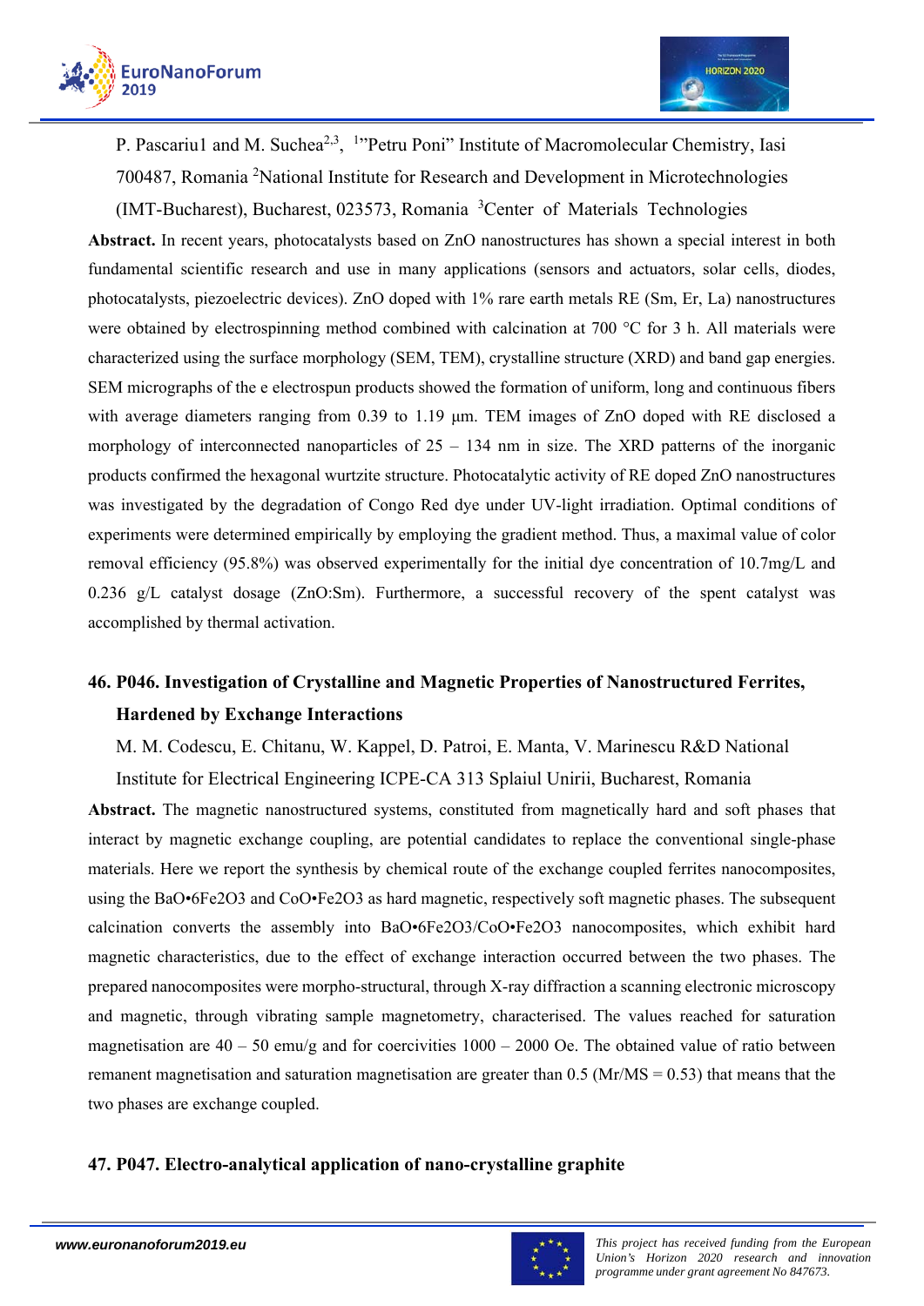P. Pascariu1 and M. Suchea[2,3], [1]"Petru Poni" Institute of Macromolecular Chemistry, Iasi 700487, Romania [2]National Institute for Research and Development in Microtechnologies (IMT-Bucharest), Bucharest, 023573, Romania [3]Center of Materials Technologies

**Abstract.** In recent years, photocatalysts based on ZnO nanostructures has shown a special interest in both fundamental scientific research and use in many applications (sensors and actuators, solar cells, diodes, photocatalysts, piezoelectric devices). ZnO doped with 1% rare earth metals RE (Sm, Er, La) nanostructures were obtained by electrospinning method combined with calcination at 700 °C for 3 h. All materials were characterized using the surface morphology (SEM, TEM), crystalline structure (XRD) and band gap energies. SEM micrographs of the e electrospun products showed the formation of uniform, long and continuous fibers with average diameters ranging from 0.39 to 1.19 μm. TEM images of ZnO doped with RE disclosed a morphology of interconnected nanoparticles of 25 – 134 nm in size. The XRD patterns of the inorganic products confirmed the hexagonal wurtzite structure. Photocatalytic activity of RE doped ZnO nanostructures was investigated by the degradation of Congo Red dye under UV-light irradiation. Optimal conditions of experiments were determined empirically by employing the gradient method. Thus, a maximal value of color removal efficiency (95.8%) was observed experimentally for the initial dye concentration of 10.7mg/L and 0.236 g/L catalyst dosage (ZnO:Sm). Furthermore, a successful recovery of the spent catalyst was accomplished by thermal activation.

## 46. P046. Investigation of Crystalline and Magnetic Properties of Nanostructured Ferrites, Hardened by Exchange Interactions

M. M. Codescu, E. Chitanu, W. Kappel, D. Patroi, E. Manta, V. Marinescu R&D National Institute for Electrical Engineering ICPE-CA 313 Splaiul Unirii, Bucharest, Romania

**Abstract.** The magnetic nanostructured systems, constituted from magnetically hard and soft phases that interact by magnetic exchange coupling, are potential candidates to replace the conventional single-phase materials. Here we report the synthesis by chemical route of the exchange coupled ferrites nanocomposites, using the $BaO•6Fe_2O_3$ and $CoO•Fe_2O_3$ as hard magnetic, respectively soft magnetic phases. The subsequent calcination converts the assembly into $BaO•6Fe_2O_3/CoO•Fe_2O_3$ nanocomposites, which exhibit hard magnetic characteristics, due to the effect of exchange interaction occurred between the two phases. The prepared nanocomposites were morpho-structural, through X-ray diffraction a scanning electronic microscopy and magnetic, through vibrating sample magnetometry, characterised. The values reached for saturation magnetisation are 40 – 50 emu/g and for coercivities 1000 – 2000 Oe. The obtained value of ratio between remanent magnetisation and saturation magnetisation are greater than 0.5 ($M_r/M_S = 0.53$) that means that the two phases are exchange coupled.

## 47. P047. Electro-analytical application of nano-crystalline graphite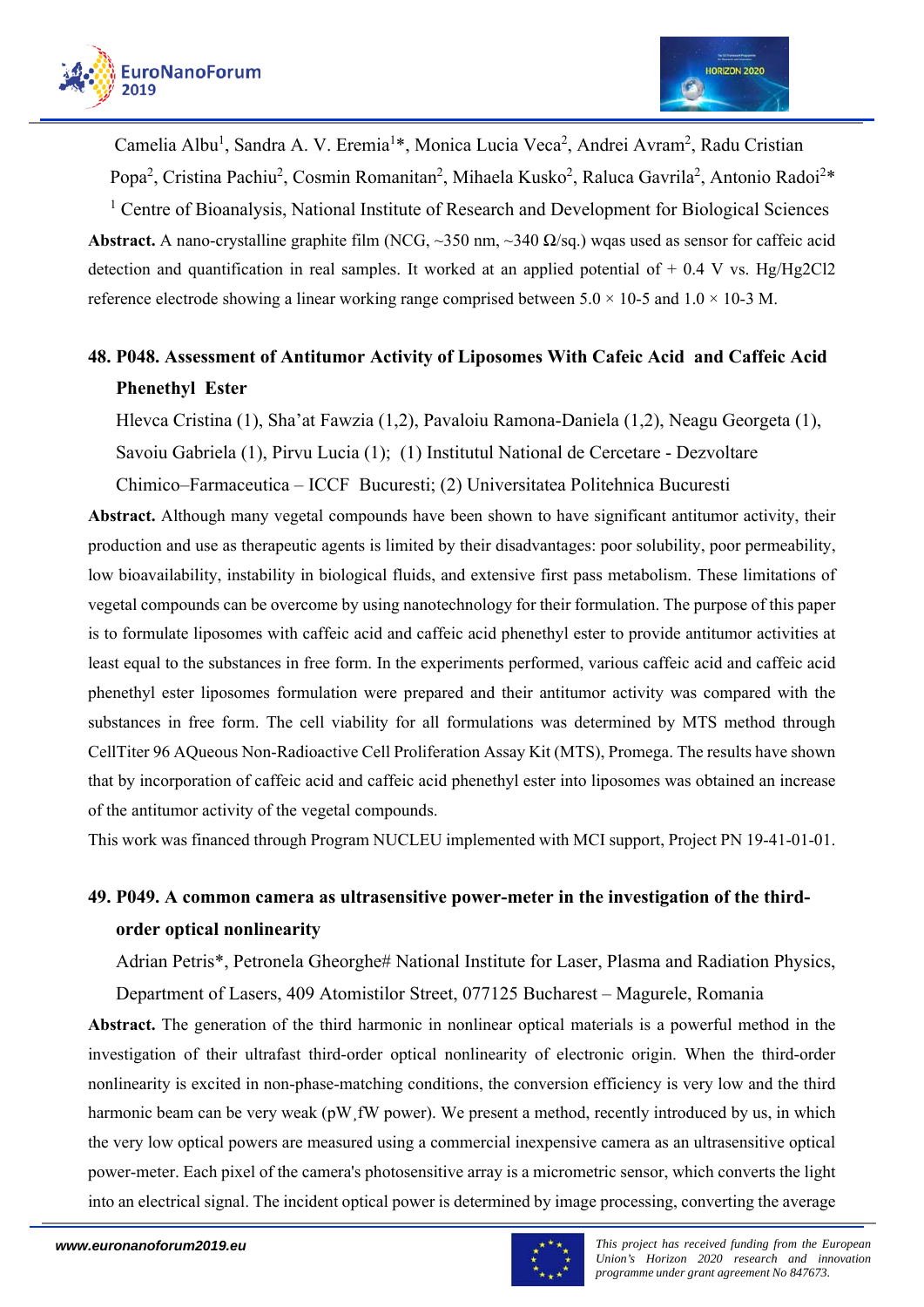Camelia Albu[1], Sandra A. V. Eremia[1]*, Monica Lucia Veca[2], Andrei Avram[2], Radu Cristian Popa[2], Cristina Pachiu[2], Cosmin Romanitan[2], Mihaela Kusko[2], Raluca Gavrila[2], Antonio Radoi[2]*

[1] Centre of Bioanalysis, National Institute of Research and Development for Biological Sciences

**Abstract.** A nano-crystalline graphite film (NCG, ~350 nm, ~340 Ω/sq.) wqas used as sensor for caffeic acid detection and quantification in real samples. It worked at an applied potential of + 0.4 V vs. $Hg/Hg_2Cl_2$ reference electrode showing a linear working range comprised between 5.0 × 10-5 and 1.0 × 10-3 M.

## 48. P048. Assessment of Antitumor Activity of Liposomes With Cafeic Acid and Caffeic Acid Phenethyl Ester

Hlevca Cristina (1), Sha'at Fawzia (1,2), Pavaloiu Ramona-Daniela (1,2), Neagu Georgeta (1), Savoiu Gabriela (1), Pirvu Lucia (1); (1) Institutul National de Cercetare - Dezvoltare Chimico–Farmaceutica – ICCF Bucuresti; (2) Universitatea Politehnica Bucuresti

**Abstract.** Although many vegetal compounds have been shown to have significant antitumor activity, their production and use as therapeutic agents is limited by their disadvantages: poor solubility, poor permeability, low bioavailability, instability in biological fluids, and extensive first pass metabolism. These limitations of vegetal compounds can be overcome by using nanotechnology for their formulation. The purpose of this paper is to formulate liposomes with caffeic acid and caffeic acid phenethyl ester to provide antitumor activities at least equal to the substances in free form. In the experiments performed, various caffeic acid and caffeic acid phenethyl ester liposomes formulation were prepared and their antitumor activity was compared with the substances in free form. The cell viability for all formulations was determined by MTS method through CellTiter 96 AQueous Non-Radioactive Cell Proliferation Assay Kit (MTS), Promega. The results have shown that by incorporation of caffeic acid and caffeic acid phenethyl ester into liposomes was obtained an increase of the antitumor activity of the vegetal compounds.

This work was financed through Program NUCLEU implemented with MCI support, Project PN 19-41-01-01.

## 49. P049. A common camera as ultrasensitive power-meter in the investigation of the third-order optical nonlinearity

Adrian Petris*, Petronela Gheorghe# National Institute for Laser, Plasma and Radiation Physics, Department of Lasers, 409 Atomistilor Street, 077125 Bucharest – Magurele, Romania

**Abstract.** The generation of the third harmonic in nonlinear optical materials is a powerful method in the investigation of their ultrafast third-order optical nonlinearity of electronic origin. When the third-order nonlinearity is excited in non-phase-matching conditions, the conversion efficiency is very low and the third harmonic beam can be very weak (pW¸fW power). We present a method, recently introduced by us, in which the very low optical powers are measured using a commercial inexpensive camera as an ultrasensitive optical power-meter. Each pixel of the camera's photosensitive array is a micrometric sensor, which converts the light into an electrical signal. The incident optical power is determined by image processing, converting the average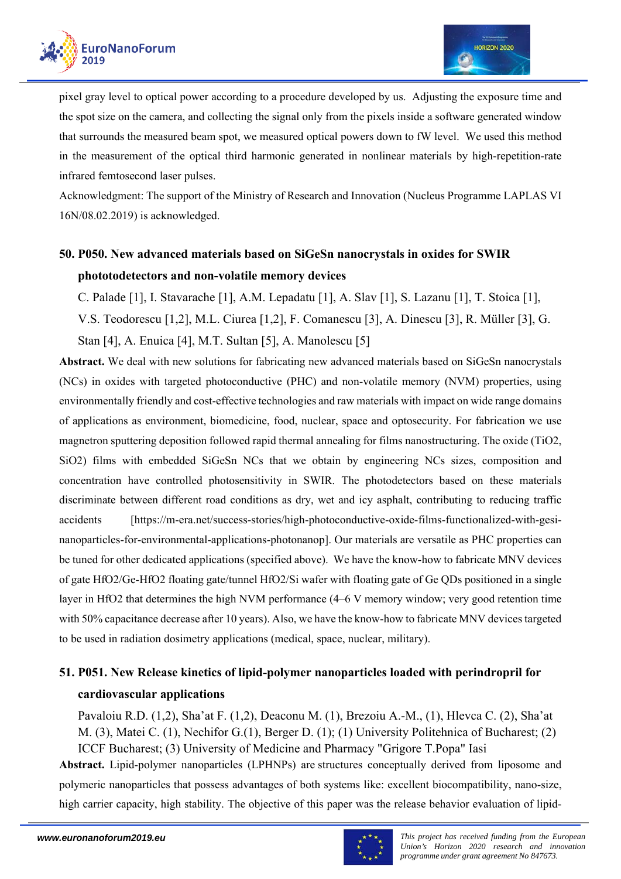pixel gray level to optical power according to a procedure developed by us. Adjusting the exposure time and the spot size on the camera, and collecting the signal only from the pixels inside a software generated window that surrounds the measured beam spot, we measured optical powers down to fW level. We used this method in the measurement of the optical third harmonic generated in nonlinear materials by high-repetition-rate infrared femtosecond laser pulses.

Acknowledgment: The support of the Ministry of Research and Innovation (Nucleus Programme LAPLAS VI 16N/08.02.2019) is acknowledged.

## 50. P050. New advanced materials based on SiGeSn nanocrystals in oxides for SWIR phototodetectors and non-volatile memory devices

C. Palade [1], I. Stavarache [1], A.M. Lepadatu [1], A. Slav [1], S. Lazanu [1], T. Stoica [1], V.S. Teodorescu [1,2], M.L. Ciurea [1,2], F. Comanescu [3], A. Dinescu [3], R. Müller [3], G. Stan [4], A. Enuica [4], M.T. Sultan [5], A. Manolescu [5]

**Abstract.** We deal with new solutions for fabricating new advanced materials based on SiGeSn nanocrystals (NCs) in oxides with targeted photoconductive (PHC) and non-volatile memory (NVM) properties, using environmentally friendly and cost-effective technologies and raw materials with impact on wide range domains of applications as environment, biomedicine, food, nuclear, space and optosecurity. For fabrication we use magnetron sputtering deposition followed rapid thermal annealing for films nanostructuring. The oxide ($TiO_2$, $SiO_2$) films with embedded SiGeSn NCs that we obtain by engineering NCs sizes, composition and concentration have controlled photosensitivity in SWIR. The photodetectors based on these materials discriminate between different road conditions as dry, wet and icy asphalt, contributing to reducing traffic accidents [https://m-era.net/success-stories/high-photoconductive-oxide-films-functionalized-with-gesi-nanoparticles-for-environmental-applications-photonanop]. Our materials are versatile as PHC properties can be tuned for other dedicated applications (specified above). We have the know-how to fabricate MNV devices of gate $HfO_2$/Ge-$HfO_2$ floating gate/tunnel $HfO_2$/Si wafer with floating gate of Ge QDs positioned in a single layer in $HfO_2$ that determines the high NVM performance (4–6 V memory window; very good retention time with 50% capacitance decrease after 10 years). Also, we have the know-how to fabricate MNV devices targeted to be used in radiation dosimetry applications (medical, space, nuclear, military).

## 51. P051. New Release kinetics of lipid-polymer nanoparticles loaded with perindropril for cardiovascular applications

Pavaloiu R.D. (1,2), Sha'at F. (1,2), Deaconu M. (1), Brezoiu A.-M., (1), Hlevca C. (2), Sha'at M. (3), Matei C. (1), Nechifor G.(1), Berger D. (1); (1) University Politehnica of Bucharest; (2) ICCF Bucharest; (3) University of Medicine and Pharmacy "Grigore T.Popa" Iasi

**Abstract.** Lipid-polymer nanoparticles (LPHNPs) are structures conceptually derived from liposome and polymeric nanoparticles that possess advantages of both systems like: excellent biocompatibility, nano-size, high carrier capacity, high stability. The objective of this paper was the release behavior evaluation of lipid-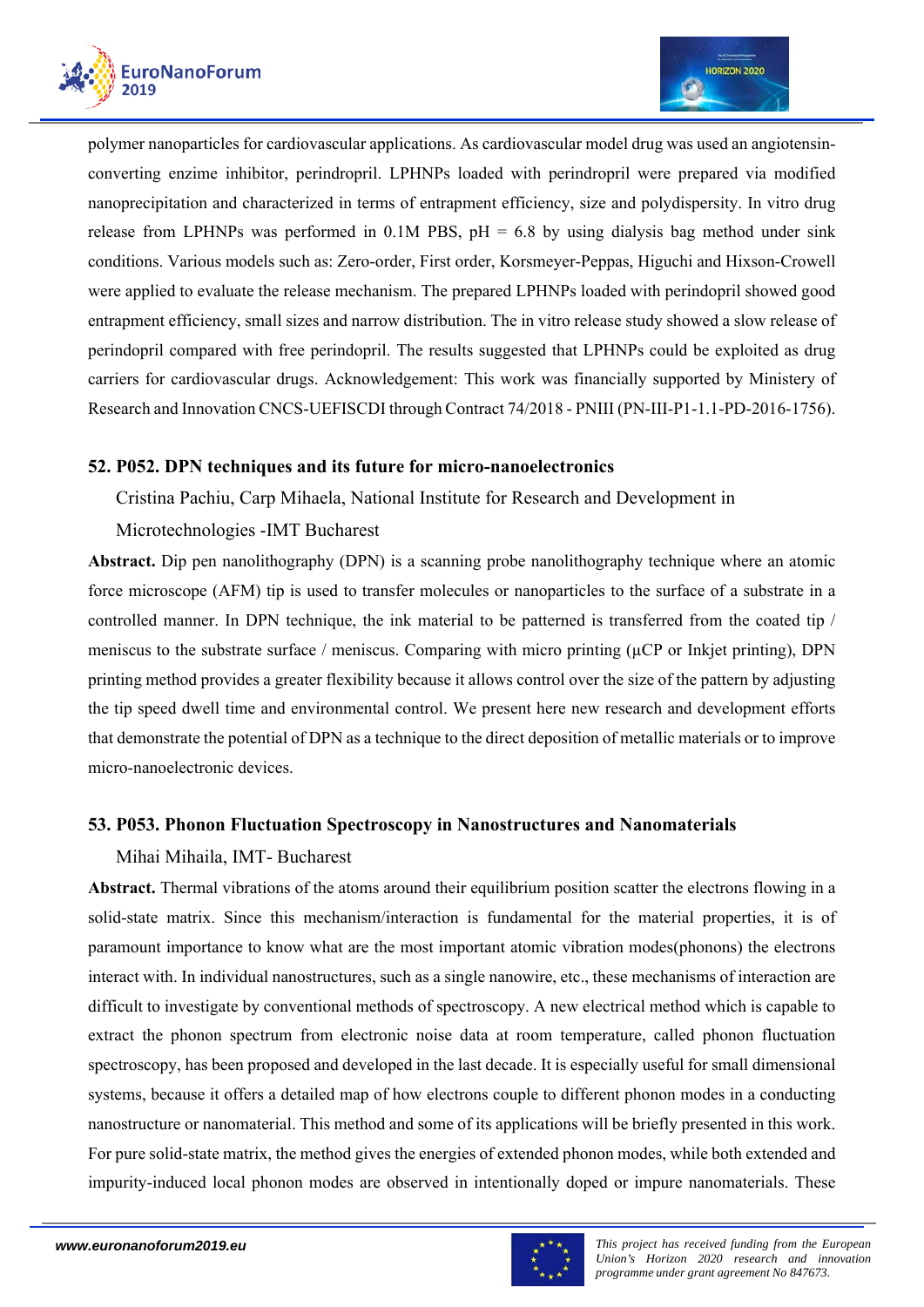polymer nanoparticles for cardiovascular applications. As cardiovascular model drug was used an angiotensin-converting enzime inhibitor, perindropril. LPHNPs loaded with perindropril were prepared via modified nanoprecipitation and characterized in terms of entrapment efficiency, size and polydispersity. In vitro drug release from LPHNPs was performed in 0.1M PBS, pH = 6.8 by using dialysis bag method under sink conditions. Various models such as: Zero-order, First order, Korsmeyer-Peppas, Higuchi and Hixson-Crowell were applied to evaluate the release mechanism. The prepared LPHNPs loaded with perindopril showed good entrapment efficiency, small sizes and narrow distribution. The in vitro release study showed a slow release of perindopril compared with free perindopril. The results suggested that LPHNPs could be exploited as drug carriers for cardiovascular drugs. Acknowledgement: This work was financially supported by Ministery of Research and Innovation CNCS-UEFISCDI through Contract 74/2018 - PNIII (PN-III-P1-1.1-PD-2016-1756).

## 52. P052. DPN techniques and its future for micro-nanoelectronics

Cristina Pachiu, Carp Mihaela, National Institute for Research and Development in Microtechnologies -IMT Bucharest

**Abstract.** Dip pen nanolithography (DPN) is a scanning probe nanolithography technique where an atomic force microscope (AFM) tip is used to transfer molecules or nanoparticles to the surface of a substrate in a controlled manner. In DPN technique, the ink material to be patterned is transferred from the coated tip / meniscus to the substrate surface / meniscus. Comparing with micro printing (µCP or Inkjet printing), DPN printing method provides a greater flexibility because it allows control over the size of the pattern by adjusting the tip speed dwell time and environmental control. We present here new research and development efforts that demonstrate the potential of DPN as a technique to the direct deposition of metallic materials or to improve micro-nanoelectronic devices.

## 53. P053. Phonon Fluctuation Spectroscopy in Nanostructures and Nanomaterials

Mihai Mihaila, IMT- Bucharest

**Abstract.** Thermal vibrations of the atoms around their equilibrium position scatter the electrons flowing in a solid-state matrix. Since this mechanism/interaction is fundamental for the material properties, it is of paramount importance to know what are the most important atomic vibration modes(phonons) the electrons interact with. In individual nanostructures, such as a single nanowire, etc., these mechanisms of interaction are difficult to investigate by conventional methods of spectroscopy. A new electrical method which is capable to extract the phonon spectrum from electronic noise data at room temperature, called phonon fluctuation spectroscopy, has been proposed and developed in the last decade. It is especially useful for small dimensional systems, because it offers a detailed map of how electrons couple to different phonon modes in a conducting nanostructure or nanomaterial. This method and some of its applications will be briefly presented in this work. For pure solid-state matrix, the method gives the energies of extended phonon modes, while both extended and impurity-induced local phonon modes are observed in intentionally doped or impure nanomaterials. These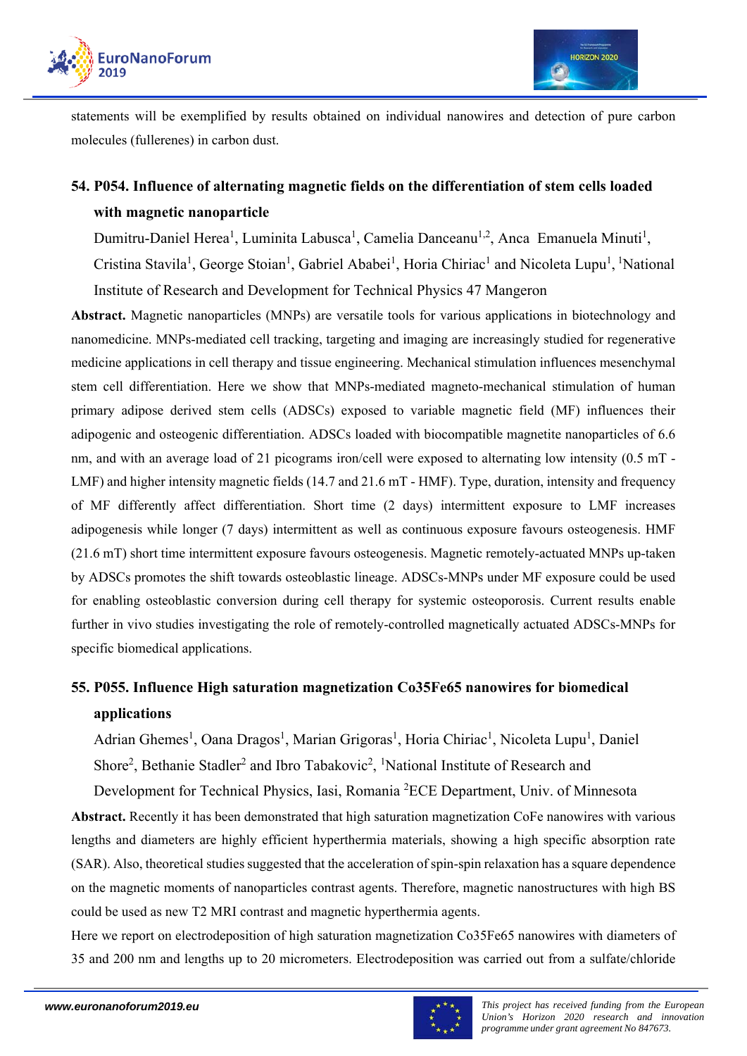statements will be exemplified by results obtained on individual nanowires and detection of pure carbon molecules (fullerenes) in carbon dust.

## 54. P054. Influence of alternating magnetic fields on the differentiation of stem cells loaded with magnetic nanoparticle

Dumitru-Daniel Herea[1], Luminita Labusca[1], Camelia Danceanu[1,2], Anca Emanuela Minuti[1], Cristina Stavila[1], George Stoian[1], Gabriel Ababei[1], Horia Chiriac[1] and Nicoleta Lupu[1], [1]National Institute of Research and Development for Technical Physics 47 Mangeron

**Abstract.** Magnetic nanoparticles (MNPs) are versatile tools for various applications in biotechnology and nanomedicine. MNPs-mediated cell tracking, targeting and imaging are increasingly studied for regenerative medicine applications in cell therapy and tissue engineering. Mechanical stimulation influences mesenchymal stem cell differentiation. Here we show that MNPs-mediated magneto-mechanical stimulation of human primary adipose derived stem cells (ADSCs) exposed to variable magnetic field (MF) influences their adipogenic and osteogenic differentiation. ADSCs loaded with biocompatible magnetite nanoparticles of 6.6 nm, and with an average load of 21 picograms iron/cell were exposed to alternating low intensity (0.5 mT - LMF) and higher intensity magnetic fields (14.7 and 21.6 mT - HMF). Type, duration, intensity and frequency of MF differently affect differentiation. Short time (2 days) intermittent exposure to LMF increases adipogenesis while longer (7 days) intermittent as well as continuous exposure favours osteogenesis. HMF (21.6 mT) short time intermittent exposure favours osteogenesis. Magnetic remotely-actuated MNPs up-taken by ADSCs promotes the shift towards osteoblastic lineage. ADSCs-MNPs under MF exposure could be used for enabling osteoblastic conversion during cell therapy for systemic osteoporosis. Current results enable further in vivo studies investigating the role of remotely-controlled magnetically actuated ADSCs-MNPs for specific biomedical applications.

## 55. P055. Influence High saturation magnetization Co35Fe65 nanowires for biomedical applications

Adrian Ghemes[1], Oana Dragos[1], Marian Grigoras[1], Horia Chiriac[1], Nicoleta Lupu[1], Daniel Shore[2], Bethanie Stadler[2] and Ibro Tabakovic[2], [1]National Institute of Research and Development for Technical Physics, Iasi, Romania [2]ECE Department, Univ. of Minnesota

**Abstract.** Recently it has been demonstrated that high saturation magnetization CoFe nanowires with various lengths and diameters are highly efficient hyperthermia materials, showing a high specific absorption rate (SAR). Also, theoretical studies suggested that the acceleration of spin-spin relaxation has a square dependence on the magnetic moments of nanoparticles contrast agents. Therefore, magnetic nanostructures with high BS could be used as new T2 MRI contrast and magnetic hyperthermia agents.

Here we report on electrodeposition of high saturation magnetization Co35Fe65 nanowires with diameters of 35 and 200 nm and lengths up to 20 micrometers. Electrodeposition was carried out from a sulfate/chloride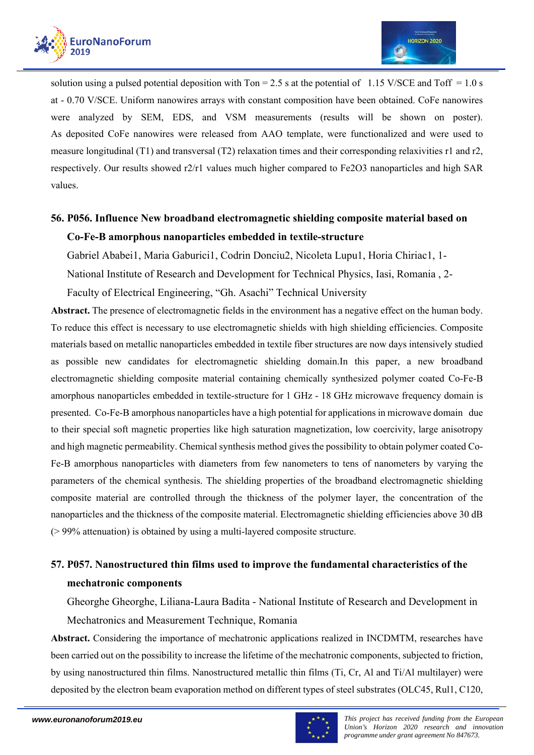solution using a pulsed potential deposition with Ton = 2.5 s at the potential of 1.15 V/SCE and Toff = 1.0 s at - 0.70 V/SCE. Uniform nanowires arrays with constant composition have been obtained. CoFe nanowires were analyzed by SEM, EDS, and VSM measurements (results will be shown on poster). As deposited CoFe nanowires were released from AAO template, were functionalized and were used to measure longitudinal (T1) and transversal (T2) relaxation times and their corresponding relaxivities r1 and r2, respectively. Our results showed r2/r1 values much higher compared to $Fe_2O_3$ nanoparticles and high SAR values.

## 56. P056. Influence New broadband electromagnetic shielding composite material based on Co-Fe-B amorphous nanoparticles embedded in textile-structure

Gabriel Ababei1, Maria Gaburici1, Codrin Donciu2, Nicoleta Lupu1, Horia Chiriac1, 1- National Institute of Research and Development for Technical Physics, Iasi, Romania , 2- Faculty of Electrical Engineering, "Gh. Asachi" Technical University

**Abstract.** The presence of electromagnetic fields in the environment has a negative effect on the human body. To reduce this effect is necessary to use electromagnetic shields with high shielding efficiencies. Composite materials based on metallic nanoparticles embedded in textile fiber structures are now days intensively studied as possible new candidates for electromagnetic shielding domain.In this paper, a new broadband electromagnetic shielding composite material containing chemically synthesized polymer coated Co-Fe-B amorphous nanoparticles embedded in textile-structure for 1 GHz - 18 GHz microwave frequency domain is presented. Co-Fe-B amorphous nanoparticles have a high potential for applications in microwave domain due to their special soft magnetic properties like high saturation magnetization, low coercivity, large anisotropy and high magnetic permeability. Chemical synthesis method gives the possibility to obtain polymer coated Co-Fe-B amorphous nanoparticles with diameters from few nanometers to tens of nanometers by varying the parameters of the chemical synthesis. The shielding properties of the broadband electromagnetic shielding composite material are controlled through the thickness of the polymer layer, the concentration of the nanoparticles and the thickness of the composite material. Electromagnetic shielding efficiencies above 30 dB (> 99% attenuation) is obtained by using a multi-layered composite structure.

## 57. P057. Nanostructured thin films used to improve the fundamental characteristics of the mechatronic components

Gheorghe Gheorghe, Liliana-Laura Badita - National Institute of Research and Development in Mechatronics and Measurement Technique, Romania

**Abstract.** Considering the importance of mechatronic applications realized in INCDMTM, researches have been carried out on the possibility to increase the lifetime of the mechatronic components, subjected to friction, by using nanostructured thin films. Nanostructured metallic thin films (Ti, Cr, Al and Ti/Al multilayer) were deposited by the electron beam evaporation method on different types of steel substrates (OLC45, Rul1, C120,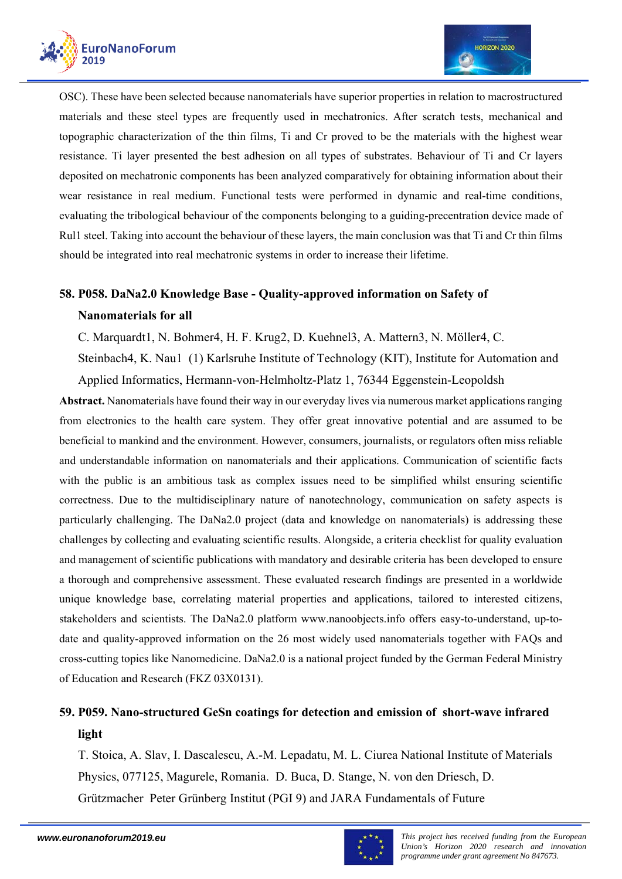OSC). These have been selected because nanomaterials have superior properties in relation to macrostructured materials and these steel types are frequently used in mechatronics. After scratch tests, mechanical and topographic characterization of the thin films, Ti and Cr proved to be the materials with the highest wear resistance. Ti layer presented the best adhesion on all types of substrates. Behaviour of Ti and Cr layers deposited on mechatronic components has been analyzed comparatively for obtaining information about their wear resistance in real medium. Functional tests were performed in dynamic and real-time conditions, evaluating the tribological behaviour of the components belonging to a guiding-precentration device made of Rul1 steel. Taking into account the behaviour of these layers, the main conclusion was that Ti and Cr thin films should be integrated into real mechatronic systems in order to increase their lifetime.

## 58. P058. DaNa2.0 Knowledge Base - Quality-approved information on Safety of Nanomaterials for all

C. Marquardt1, N. Bohmer4, H. F. Krug2, D. Kuehnel3, A. Mattern3, N. Möller4, C. Steinbach4, K. Nau1 (1) Karlsruhe Institute of Technology (KIT), Institute for Automation and Applied Informatics, Hermann-von-Helmholtz-Platz 1, 76344 Eggenstein-Leopoldsh

**Abstract.** Nanomaterials have found their way in our everyday lives via numerous market applications ranging from electronics to the health care system. They offer great innovative potential and are assumed to be beneficial to mankind and the environment. However, consumers, journalists, or regulators often miss reliable and understandable information on nanomaterials and their applications. Communication of scientific facts with the public is an ambitious task as complex issues need to be simplified whilst ensuring scientific correctness. Due to the multidisciplinary nature of nanotechnology, communication on safety aspects is particularly challenging. The DaNa2.0 project (data and knowledge on nanomaterials) is addressing these challenges by collecting and evaluating scientific results. Alongside, a criteria checklist for quality evaluation and management of scientific publications with mandatory and desirable criteria has been developed to ensure a thorough and comprehensive assessment. These evaluated research findings are presented in a worldwide unique knowledge base, correlating material properties and applications, tailored to interested citizens, stakeholders and scientists. The DaNa2.0 platform www.nanoobjects.info offers easy-to-understand, up-to-date and quality-approved information on the 26 most widely used nanomaterials together with FAQs and cross-cutting topics like Nanomedicine. DaNa2.0 is a national project funded by the German Federal Ministry of Education and Research (FKZ 03X0131).

## 59. P059. Nano-structured GeSn coatings for detection and emission of short-wave infrared light

T. Stoica, A. Slav, I. Dascalescu, A.-M. Lepadatu, M. L. Ciurea National Institute of Materials Physics, 077125, Magurele, Romania. D. Buca, D. Stange, N. von den Driesch, D. Grützmacher Peter Grünberg Institut (PGI 9) and JARA Fundamentals of Future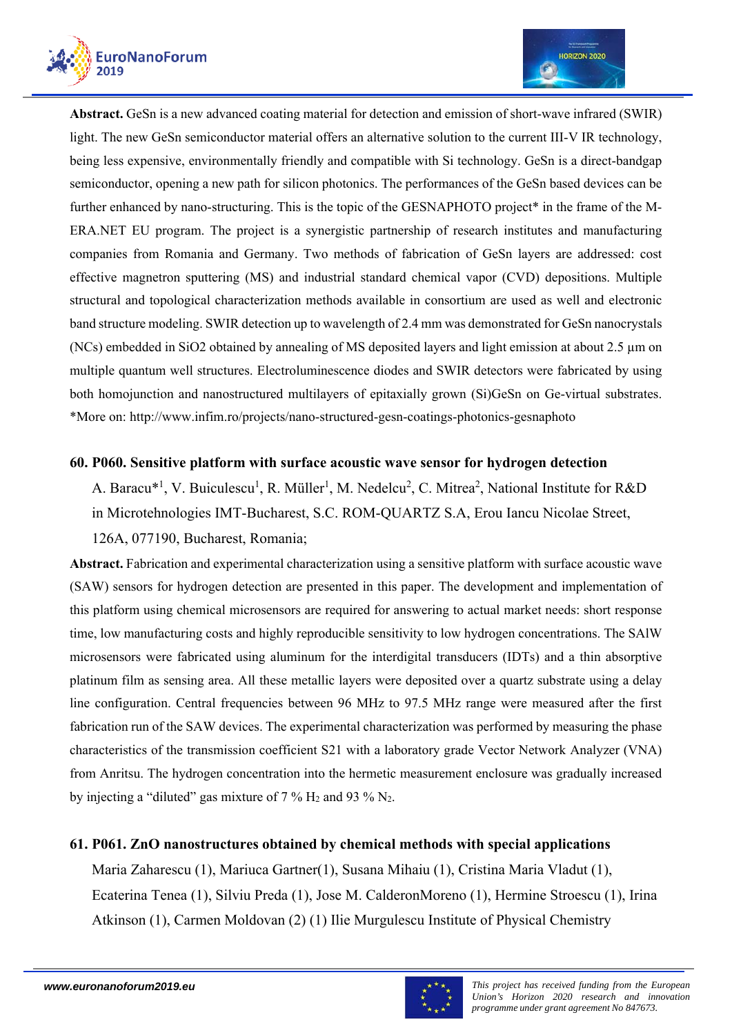**Abstract.** GeSn is a new advanced coating material for detection and emission of short-wave infrared (SWIR) light. The new GeSn semiconductor material offers an alternative solution to the current III-V IR technology, being less expensive, environmentally friendly and compatible with Si technology. GeSn is a direct-bandgap semiconductor, opening a new path for silicon photonics. The performances of the GeSn based devices can be further enhanced by nano-structuring. This is the topic of the GESNAPHOTO project* in the frame of the M-ERA.NET EU program. The project is a synergistic partnership of research institutes and manufacturing companies from Romania and Germany. Two methods of fabrication of GeSn layers are addressed: cost effective magnetron sputtering (MS) and industrial standard chemical vapor (CVD) depositions. Multiple structural and topological characterization methods available in consortium are used as well and electronic band structure modeling. SWIR detection up to wavelength of 2.4 mm was demonstrated for GeSn nanocrystals (NCs) embedded in SiO2 obtained by annealing of MS deposited layers and light emission at about 2.5 µm on multiple quantum well structures. Electroluminescence diodes and SWIR detectors were fabricated by using both homojunction and nanostructured multilayers of epitaxially grown (Si)GeSn on Ge-virtual substrates. *More on: http://www.infim.ro/projects/nano-structured-gesn-coatings-photonics-gesnaphoto

## 60. P060. Sensitive platform with surface acoustic wave sensor for hydrogen detection

A. Baracu*[1], V. Buiculescu[1], R. Müller[1], M. Nedelcu[2], C. Mitrea[2], National Institute for R&D in Microtehnologies IMT-Bucharest, S.C. ROM-QUARTZ S.A, Erou Iancu Nicolae Street, 126A, 077190, Bucharest, Romania;

**Abstract.** Fabrication and experimental characterization using a sensitive platform with surface acoustic wave (SAW) sensors for hydrogen detection are presented in this paper. The development and implementation of this platform using chemical microsensors are required for answering to actual market needs: short response time, low manufacturing costs and highly reproducible sensitivity to low hydrogen concentrations. The SAlW microsensors were fabricated using aluminum for the interdigital transducers (IDTs) and a thin absorptive platinum film as sensing area. All these metallic layers were deposited over a quartz substrate using a delay line configuration. Central frequencies between 96 MHz to 97.5 MHz range were measured after the first fabrication run of the SAW devices. The experimental characterization was performed by measuring the phase characteristics of the transmission coefficient S21 with a laboratory grade Vector Network Analyzer (VNA) from Anritsu. The hydrogen concentration into the hermetic measurement enclosure was gradually increased by injecting a "diluted" gas mixture of 7 % $H_2$ and 93 % $N_2$.

## 61. P061. ZnO nanostructures obtained by chemical methods with special applications

Maria Zaharescu (1), Mariuca Gartner(1), Susana Mihaiu (1), Cristina Maria Vladut (1), Ecaterina Tenea (1), Silviu Preda (1), Jose M. CalderonMoreno (1), Hermine Stroescu (1), Irina Atkinson (1), Carmen Moldovan (2) (1) Ilie Murgulescu Institute of Physical Chemistry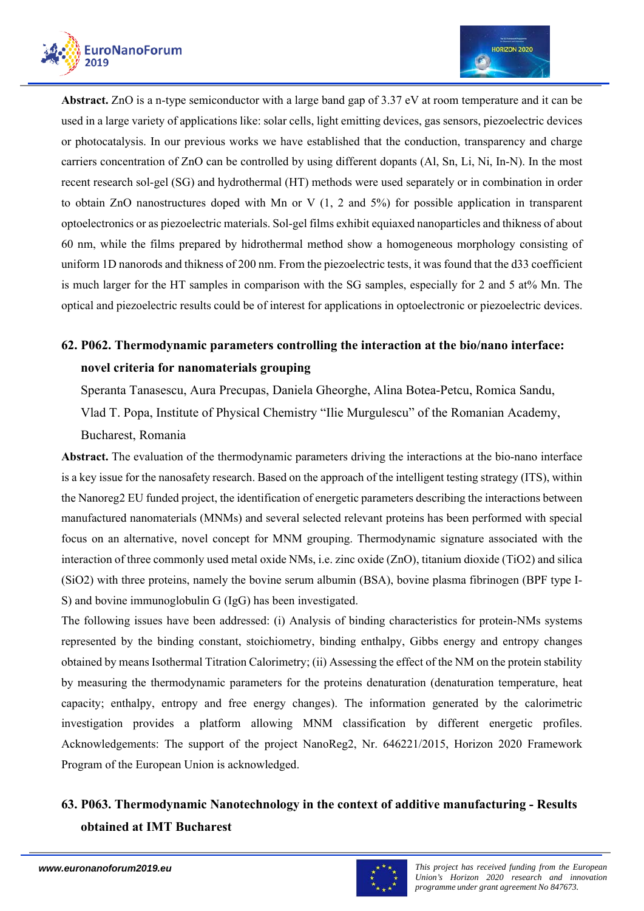**Abstract.** ZnO is a n-type semiconductor with a large band gap of 3.37 eV at room temperature and it can be used in a large variety of applications like: solar cells, light emitting devices, gas sensors, piezoelectric devices or photocatalysis. In our previous works we have established that the conduction, transparency and charge carriers concentration of ZnO can be controlled by using different dopants (Al, Sn, Li, Ni, In-N). In the most recent research sol-gel (SG) and hydrothermal (HT) methods were used separately or in combination in order to obtain ZnO nanostructures doped with Mn or V (1, 2 and 5%) for possible application in transparent optoelectronics or as piezoelectric materials. Sol-gel films exhibit equiaxed nanoparticles and thikness of about 60 nm, while the films prepared by hidrothermal method show a homogeneous morphology consisting of uniform 1D nanorods and thikness of 200 nm. From the piezoelectric tests, it was found that the d33 coefficient is much larger for the HT samples in comparison with the SG samples, especially for 2 and 5 at% Mn. The optical and piezoelectric results could be of interest for applications in optoelectronic or piezoelectric devices.

## 62. P062. Thermodynamic parameters controlling the interaction at the bio/nano interface: novel criteria for nanomaterials grouping

Speranta Tanasescu, Aura Precupas, Daniela Gheorghe, Alina Botea-Petcu, Romica Sandu, Vlad T. Popa, Institute of Physical Chemistry "Ilie Murgulescu" of the Romanian Academy, Bucharest, Romania

**Abstract.** The evaluation of the thermodynamic parameters driving the interactions at the bio-nano interface is a key issue for the nanosafety research. Based on the approach of the intelligent testing strategy (ITS), within the Nanoreg2 EU funded project, the identification of energetic parameters describing the interactions between manufactured nanomaterials (MNMs) and several selected relevant proteins has been performed with special focus on an alternative, novel concept for MNM grouping. Thermodynamic signature associated with the interaction of three commonly used metal oxide NMs, i.e. zinc oxide (ZnO), titanium dioxide ($TiO_2$) and silica ($SiO_2$) with three proteins, namely the bovine serum albumin (BSA), bovine plasma fibrinogen (BPF type I-S) and bovine immunoglobulin G (IgG) has been investigated.

The following issues have been addressed: (i) Analysis of binding characteristics for protein-NMs systems represented by the binding constant, stoichiometry, binding enthalpy, Gibbs energy and entropy changes obtained by means Isothermal Titration Calorimetry; (ii) Assessing the effect of the NM on the protein stability by measuring the thermodynamic parameters for the proteins denaturation (denaturation temperature, heat capacity; enthalpy, entropy and free energy changes). The information generated by the calorimetric investigation provides a platform allowing MNM classification by different energetic profiles. Acknowledgements: The support of the project NanoReg2, Nr. 646221/2015, Horizon 2020 Framework Program of the European Union is acknowledged.

## 63. P063. Thermodynamic Nanotechnology in the context of additive manufacturing - Results obtained at IMT Bucharest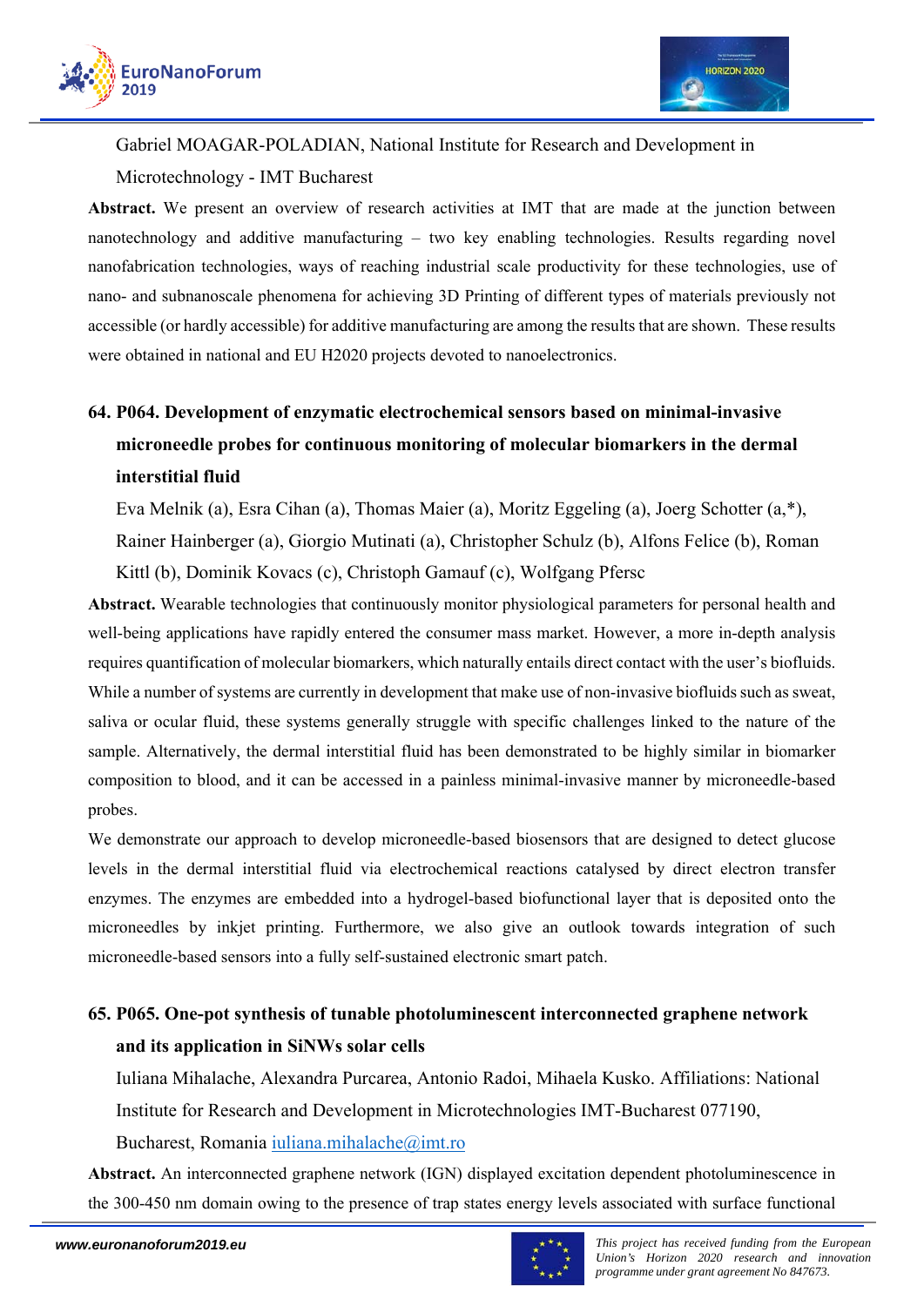Gabriel MOAGAR-POLADIAN, National Institute for Research and Development in Microtechnology - IMT Bucharest

**Abstract.** We present an overview of research activities at IMT that are made at the junction between nanotechnology and additive manufacturing – two key enabling technologies. Results regarding novel nanofabrication technologies, ways of reaching industrial scale productivity for these technologies, use of nano- and subnanoscale phenomena for achieving 3D Printing of different types of materials previously not accessible (or hardly accessible) for additive manufacturing are among the results that are shown. These results were obtained in national and EU H2020 projects devoted to nanoelectronics.

## 64. P064. Development of enzymatic electrochemical sensors based on minimal-invasive microneedle probes for continuous monitoring of molecular biomarkers in the dermal interstitial fluid

Eva Melnik (a), Esra Cihan (a), Thomas Maier (a), Moritz Eggeling (a), Joerg Schotter (a,*), Rainer Hainberger (a), Giorgio Mutinati (a), Christopher Schulz (b), Alfons Felice (b), Roman Kittl (b), Dominik Kovacs (c), Christoph Gamauf (c), Wolfgang Pfersc

**Abstract.** Wearable technologies that continuously monitor physiological parameters for personal health and well-being applications have rapidly entered the consumer mass market. However, a more in-depth analysis requires quantification of molecular biomarkers, which naturally entails direct contact with the user's biofluids. While a number of systems are currently in development that make use of non-invasive biofluids such as sweat, saliva or ocular fluid, these systems generally struggle with specific challenges linked to the nature of the sample. Alternatively, the dermal interstitial fluid has been demonstrated to be highly similar in biomarker composition to blood, and it can be accessed in a painless minimal-invasive manner by microneedle-based probes.

We demonstrate our approach to develop microneedle-based biosensors that are designed to detect glucose levels in the dermal interstitial fluid via electrochemical reactions catalysed by direct electron transfer enzymes. The enzymes are embedded into a hydrogel-based biofunctional layer that is deposited onto the microneedles by inkjet printing. Furthermore, we also give an outlook towards integration of such microneedle-based sensors into a fully self-sustained electronic smart patch.

## 65. P065. One-pot synthesis of tunable photoluminescent interconnected graphene network and its application in SiNWs solar cells

Iuliana Mihalache, Alexandra Purcarea, Antonio Radoi, Mihaela Kusko. Affiliations: National Institute for Research and Development in Microtechnologies IMT-Bucharest 077190, Bucharest, Romania iuliana.mihalache@imt.ro

**Abstract.** An interconnected graphene network (IGN) displayed excitation dependent photoluminescence in the 300-450 nm domain owing to the presence of trap states energy levels associated with surface functional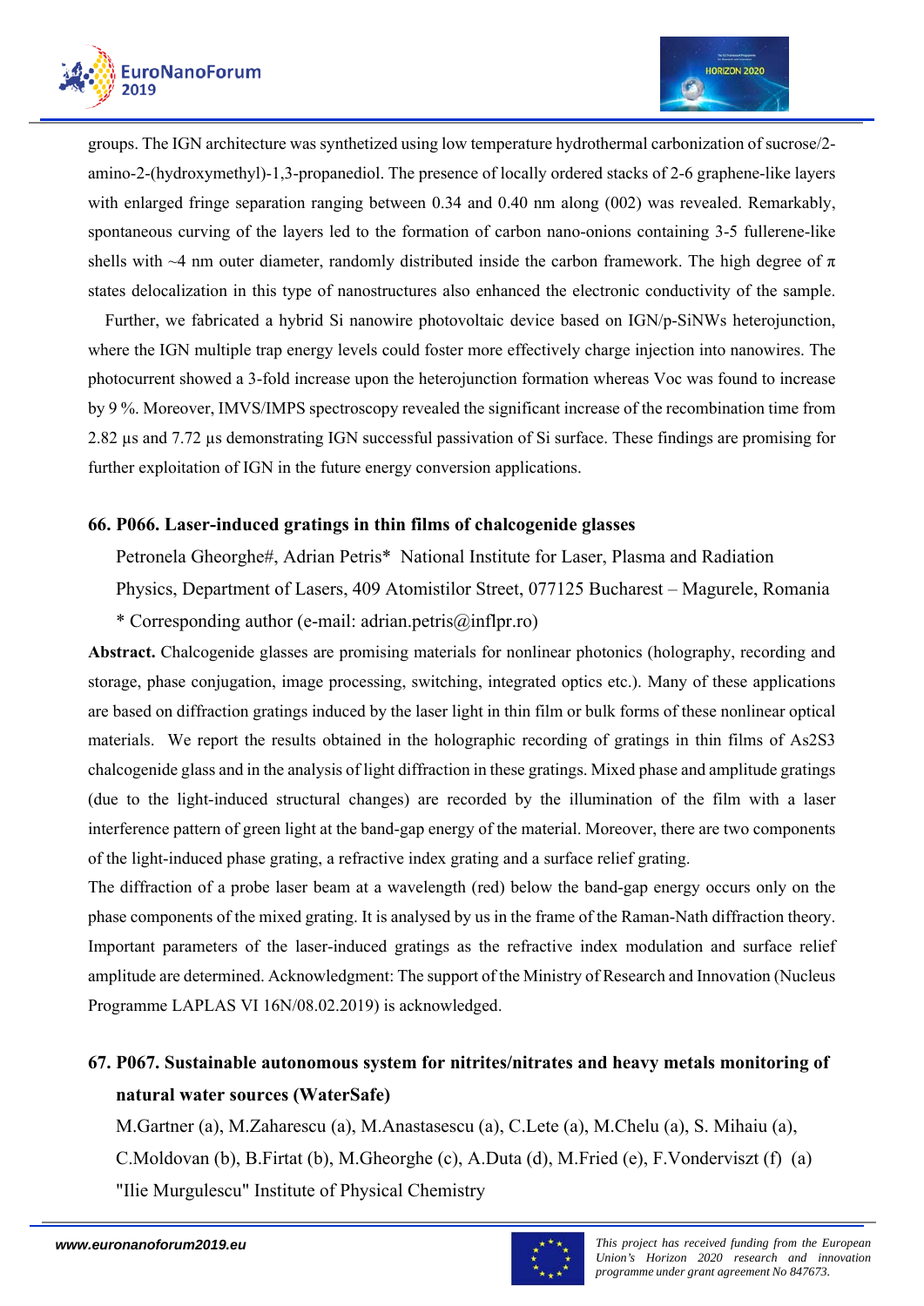groups. The IGN architecture was synthetized using low temperature hydrothermal carbonization of sucrose/2-amino-2-(hydroxymethyl)-1,3-propanediol. The presence of locally ordered stacks of 2-6 graphene-like layers with enlarged fringe separation ranging between 0.34 and 0.40 nm along (002) was revealed. Remarkably, spontaneous curving of the layers led to the formation of carbon nano-onions containing 3-5 fullerene-like shells with ~4 nm outer diameter, randomly distributed inside the carbon framework. The high degree of π states delocalization in this type of nanostructures also enhanced the electronic conductivity of the sample.

Further, we fabricated a hybrid Si nanowire photovoltaic device based on IGN/p-SiNWs heterojunction, where the IGN multiple trap energy levels could foster more effectively charge injection into nanowires. The photocurrent showed a 3-fold increase upon the heterojunction formation whereas Voc was found to increase by 9 %. Moreover, IMVS/IMPS spectroscopy revealed the significant increase of the recombination time from 2.82 μs and 7.72 μs demonstrating IGN successful passivation of Si surface. These findings are promising for further exploitation of IGN in the future energy conversion applications.

## 66. P066. Laser-induced gratings in thin films of chalcogenide glasses

Petronela Gheorghe#, Adrian Petris* National Institute for Laser, Plasma and Radiation Physics, Department of Lasers, 409 Atomistilor Street, 077125 Bucharest – Magurele, Romania

* Corresponding author (e-mail: adrian.petris@inflpr.ro)

**Abstract.** Chalcogenide glasses are promising materials for nonlinear photonics (holography, recording and storage, phase conjugation, image processing, switching, integrated optics etc.). Many of these applications are based on diffraction gratings induced by the laser light in thin film or bulk forms of these nonlinear optical materials. We report the results obtained in the holographic recording of gratings in thin films of $As_2S_3$ chalcogenide glass and in the analysis of light diffraction in these gratings. Mixed phase and amplitude gratings (due to the light-induced structural changes) are recorded by the illumination of the film with a laser interference pattern of green light at the band-gap energy of the material. Moreover, there are two components of the light-induced phase grating, a refractive index grating and a surface relief grating.

The diffraction of a probe laser beam at a wavelength (red) below the band-gap energy occurs only on the phase components of the mixed grating. It is analysed by us in the frame of the Raman-Nath diffraction theory. Important parameters of the laser-induced gratings as the refractive index modulation and surface relief amplitude are determined. Acknowledgment: The support of the Ministry of Research and Innovation (Nucleus Programme LAPLAS VI 16N/08.02.2019) is acknowledged.

## 67. P067. Sustainable autonomous system for nitrites/nitrates and heavy metals monitoring of natural water sources (WaterSafe)

M.Gartner (a), M.Zaharescu (a), M.Anastasescu (a), C.Lete (a), M.Chelu (a), S. Mihaiu (a), C.Moldovan (b), B.Firtat (b), M.Gheorghe (c), A.Duta (d), M.Fried (e), F.Vonderviszt (f) (a) "Ilie Murgulescu" Institute of Physical Chemistry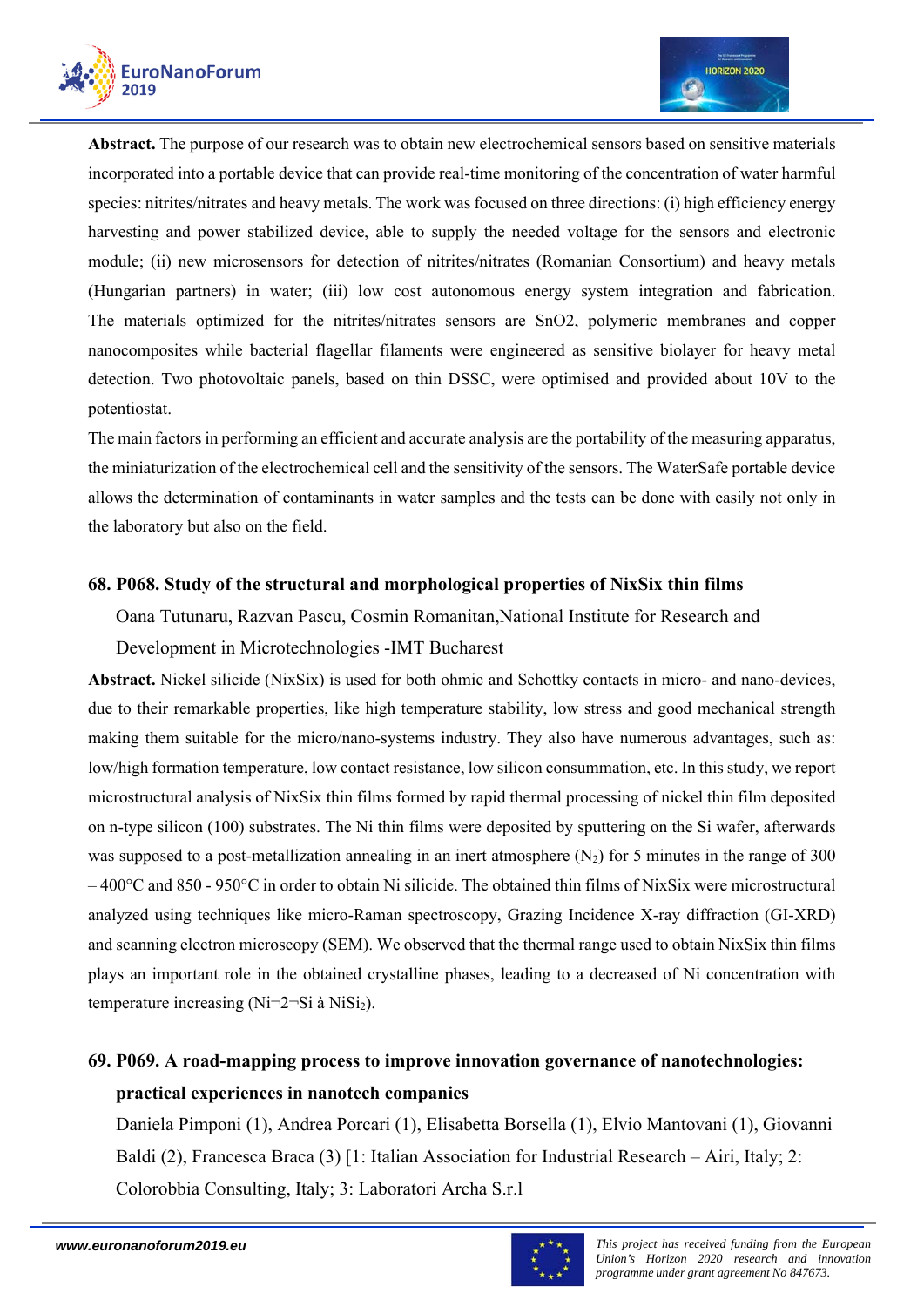**Abstract.** The purpose of our research was to obtain new electrochemical sensors based on sensitive materials incorporated into a portable device that can provide real-time monitoring of the concentration of water harmful species: nitrites/nitrates and heavy metals. The work was focused on three directions: (i) high efficiency energy harvesting and power stabilized device, able to supply the needed voltage for the sensors and electronic module; (ii) new microsensors for detection of nitrites/nitrates (Romanian Consortium) and heavy metals (Hungarian partners) in water; (iii) low cost autonomous energy system integration and fabrication. The materials optimized for the nitrites/nitrates sensors are SnO2, polymeric membranes and copper nanocomposites while bacterial flagellar filaments were engineered as sensitive biolayer for heavy metal detection. Two photovoltaic panels, based on thin DSSC, were optimised and provided about 10V to the potentiostat.

The main factors in performing an efficient and accurate analysis are the portability of the measuring apparatus, the miniaturization of the electrochemical cell and the sensitivity of the sensors. The WaterSafe portable device allows the determination of contaminants in water samples and the tests can be done with easily not only in the laboratory but also on the field.

### 68. P068. Study of the structural and morphological properties of NixSix thin films

Oana Tutunaru, Razvan Pascu, Cosmin Romanitan,National Institute for Research and Development in Microtechnologies -IMT Bucharest

**Abstract.** Nickel silicide (NixSix) is used for both ohmic and Schottky contacts in micro- and nano-devices, due to their remarkable properties, like high temperature stability, low stress and good mechanical strength making them suitable for the micro/nano-systems industry. They also have numerous advantages, such as: low/high formation temperature, low contact resistance, low silicon consummation, etc. In this study, we report microstructural analysis of NixSix thin films formed by rapid thermal processing of nickel thin film deposited on n-type silicon (100) substrates. The Ni thin films were deposited by sputtering on the Si wafer, afterwards was supposed to a post-metallization annealing in an inert atmosphere ($N_2$) for 5 minutes in the range of 300 – 400°C and 850 - 950°C in order to obtain Ni silicide. The obtained thin films of NixSix were microstructural analyzed using techniques like micro-Raman spectroscopy, Grazing Incidence X-ray diffraction (GI-XRD) and scanning electron microscopy (SEM). We observed that the thermal range used to obtain NixSix thin films plays an important role in the obtained crystalline phases, leading to a decreased of Ni concentration with temperature increasing (Ni¬2¬Si à $NiSi_2$).

### 69. P069. A road-mapping process to improve innovation governance of nanotechnologies: practical experiences in nanotech companies

Daniela Pimponi (1), Andrea Porcari (1), Elisabetta Borsella (1), Elvio Mantovani (1), Giovanni Baldi (2), Francesca Braca (3) [1: Italian Association for Industrial Research – Airi, Italy; 2: Colorobbia Consulting, Italy; 3: Laboratori Archa S.r.l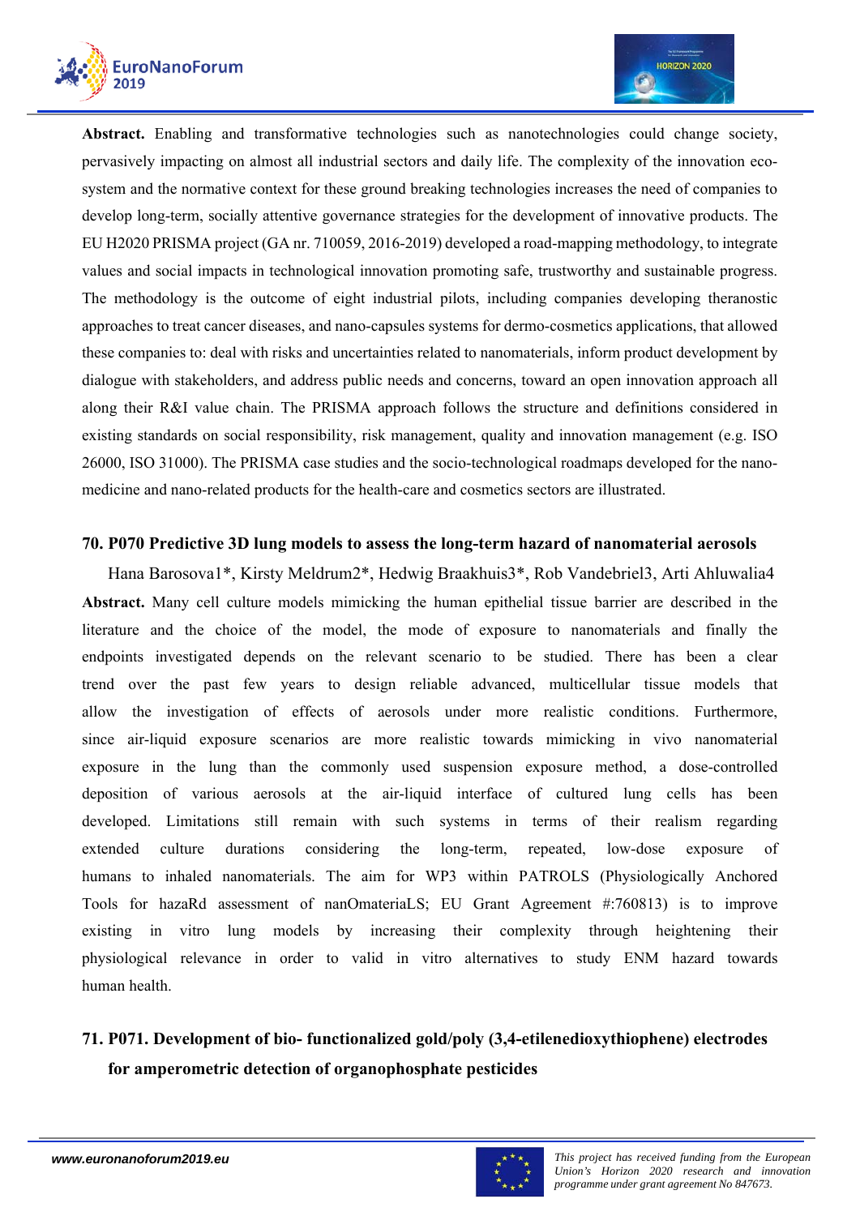**Abstract.** Enabling and transformative technologies such as nanotechnologies could change society, pervasively impacting on almost all industrial sectors and daily life. The complexity of the innovation eco-system and the normative context for these ground breaking technologies increases the need of companies to develop long-term, socially attentive governance strategies for the development of innovative products. The EU H2020 PRISMA project (GA nr. 710059, 2016-2019) developed a road-mapping methodology, to integrate values and social impacts in technological innovation promoting safe, trustworthy and sustainable progress. The methodology is the outcome of eight industrial pilots, including companies developing theranostic approaches to treat cancer diseases, and nano-capsules systems for dermo-cosmetics applications, that allowed these companies to: deal with risks and uncertainties related to nanomaterials, inform product development by dialogue with stakeholders, and address public needs and concerns, toward an open innovation approach all along their R&I value chain. The PRISMA approach follows the structure and definitions considered in existing standards on social responsibility, risk management, quality and innovation management (e.g. ISO 26000, ISO 31000). The PRISMA case studies and the socio-technological roadmaps developed for the nano-medicine and nano-related products for the health-care and cosmetics sectors are illustrated.

### 70. P070 Predictive 3D lung models to assess the long-term hazard of nanomaterial aerosols

Hana Barosova1*, Kirsty Meldrum2*, Hedwig Braakhuis3*, Rob Vandebriel3, Arti Ahluwalia4

**Abstract.** Many cell culture models mimicking the human epithelial tissue barrier are described in the literature and the choice of the model, the mode of exposure to nanomaterials and finally the endpoints investigated depends on the relevant scenario to be studied. There has been a clear trend over the past few years to design reliable advanced, multicellular tissue models that allow the investigation of effects of aerosols under more realistic conditions. Furthermore, since air-liquid exposure scenarios are more realistic towards mimicking in vivo nanomaterial exposure in the lung than the commonly used suspension exposure method, a dose-controlled deposition of various aerosols at the air-liquid interface of cultured lung cells has been developed. Limitations still remain with such systems in terms of their realism regarding extended culture durations considering the long-term, repeated, low-dose exposure of humans to inhaled nanomaterials. The aim for WP3 within PATROLS (Physiologically Anchored Tools for hazaRd assessment of nanOmateriaLS; EU Grant Agreement #:760813) is to improve existing in vitro lung models by increasing their complexity through heightening their physiological relevance in order to valid in vitro alternatives to study ENM hazard towards human health.

### 71. P071. Development of bio- functionalized gold/poly (3,4-etilenedioxythiophene) electrodes for amperometric detection of organophosphate pesticides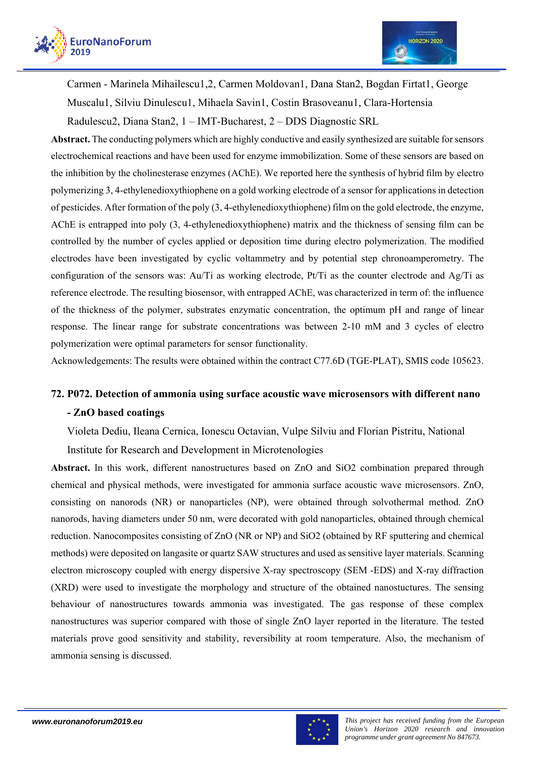Carmen - Marinela Mihailescu[1,2], Carmen Moldovan[1], Dana Stan[2], Bogdan Firtat[1], George Muscalu[1], Silviu Dinulescu[1], Mihaela Savin[1], Costin Brasoveanu[1], Clara-Hortensia Radulescu[2], Diana Stan[2], 1 – IMT-Bucharest, 2 – DDS Diagnostic SRL

**Abstract.** The conducting polymers which are highly conductive and easily synthesized are suitable for sensors electrochemical reactions and have been used for enzyme immobilization. Some of these sensors are based on the inhibition by the cholinesterase enzymes (AChE). We reported here the synthesis of hybrid film by electro polymerizing 3, 4-ethylenedioxythiophene on a gold working electrode of a sensor for applications in detection of pesticides. After formation of the poly (3, 4-ethylenedioxythiophene) film on the gold electrode, the enzyme, AChE is entrapped into poly (3, 4-ethylenedioxythiophene) matrix and the thickness of sensing film can be controlled by the number of cycles applied or deposition time during electro polymerization. The modified electrodes have been investigated by cyclic voltammetry and by potential step chronoamperometry. The configuration of the sensors was: Au/Ti as working electrode, Pt/Ti as the counter electrode and Ag/Ti as reference electrode. The resulting biosensor, with entrapped AChE, was characterized in term of: the influence of the thickness of the polymer, substrates enzymatic concentration, the optimum pH and range of linear response. The linear range for substrate concentrations was between 2-10 mM and 3 cycles of electro polymerization were optimal parameters for sensor functionality.

Acknowledgements: The results were obtained within the contract C77.6D (TGE-PLAT), SMIS code 105623.

## 72. P072. Detection of ammonia using surface acoustic wave microsensors with different nano - ZnO based coatings

Violeta Dediu, Ileana Cernica, Ionescu Octavian, Vulpe Silviu and Florian Pistritu, National Institute for Research and Development in Microtenologies

**Abstract.** In this work, different nanostructures based on ZnO and $SiO_2$ combination prepared through chemical and physical methods, were investigated for ammonia surface acoustic wave microsensors. ZnO, consisting on nanorods (NR) or nanoparticles (NP), were obtained through solvothermal method. ZnO nanorods, having diameters under 50 nm, were decorated with gold nanoparticles, obtained through chemical reduction. Nanocomposites consisting of ZnO (NR or NP) and $SiO_2$ (obtained by RF sputtering and chemical methods) were deposited on langasite or quartz SAW structures and used as sensitive layer materials. Scanning electron microscopy coupled with energy dispersive X-ray spectroscopy (SEM -EDS) and X-ray diffraction (XRD) were used to investigate the morphology and structure of the obtained nanostuctures. The sensing behaviour of nanostructures towards ammonia was investigated. The gas response of these complex nanostructures was superior compared with those of single ZnO layer reported in the literature. The tested materials prove good sensitivity and stability, reversibility at room temperature. Also, the mechanism of ammonia sensing is discussed.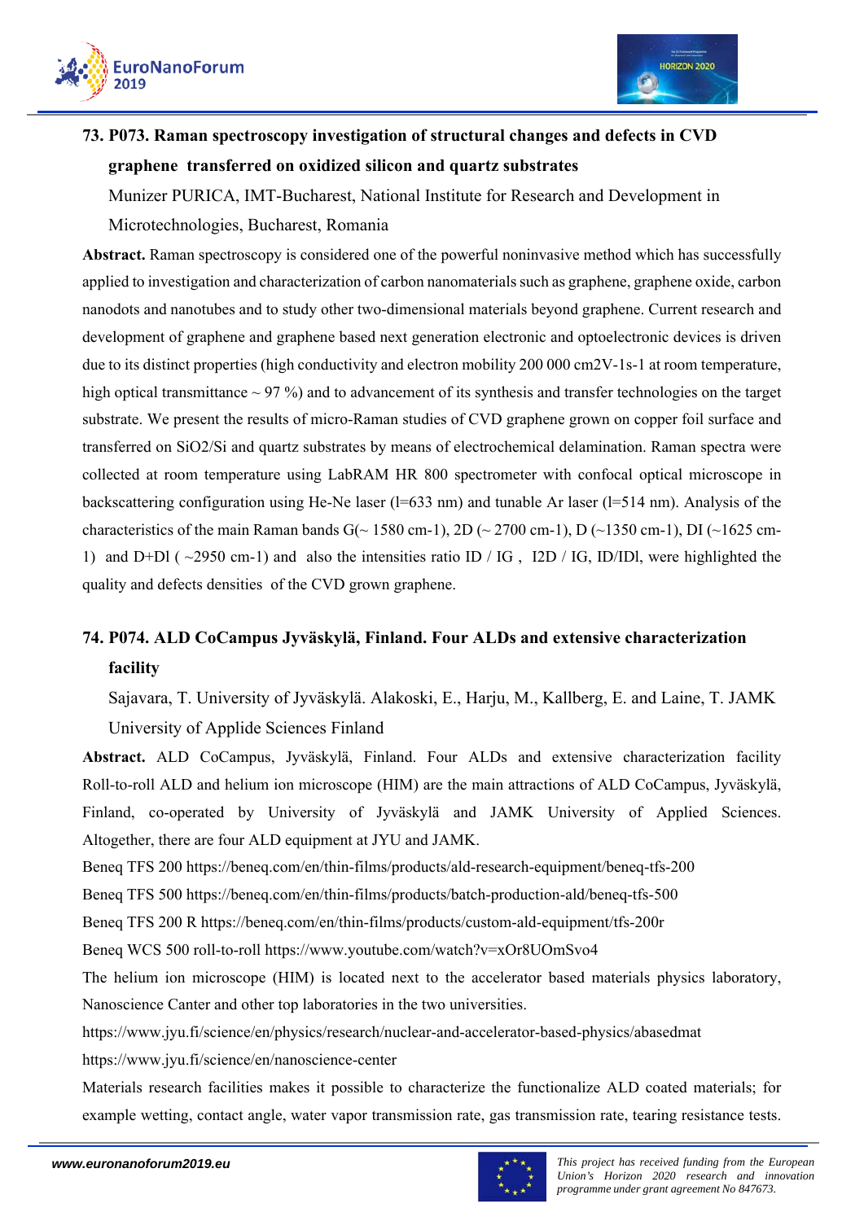### 73. P073. Raman spectroscopy investigation of structural changes and defects in CVD graphene transferred on oxidized silicon and quartz substrates

Munizer PURICA, IMT-Bucharest, National Institute for Research and Development in Microtechnologies, Bucharest, Romania

**Abstract.** Raman spectroscopy is considered one of the powerful noninvasive method which has successfully applied to investigation and characterization of carbon nanomaterials such as graphene, graphene oxide, carbon nanodots and nanotubes and to study other two-dimensional materials beyond graphene. Current research and development of graphene and graphene based next generation electronic and optoelectronic devices is driven due to its distinct properties (high conductivity and electron mobility 200 000 $cm^2V^{-1}s^{-1}$ at room temperature, high optical transmittance ~ 97 %) and to advancement of its synthesis and transfer technologies on the target substrate. We present the results of micro-Raman studies of CVD graphene grown on copper foil surface and transferred on $SiO_2/Si$ and quartz substrates by means of electrochemical delamination. Raman spectra were collected at room temperature using LabRAM HR 800 spectrometer with confocal optical microscope in backscattering configuration using He-Ne laser (l=633 nm) and tunable Ar laser (l=514 nm). Analysis of the characteristics of the main Raman bands G(~ 1580 $cm^{-1}$), 2D (~ 2700 $cm^{-1}$), D (~1350 $cm^{-1}$), DI (~1625 $cm^{-1}$) and D+Dl ( ~2950 $cm^{-1}$) and also the intensities ratio $I_D$ / $I_G$ , $I_{2D}$ / $I_G$, $I_D$/$I_{Dl}$, were highlighted the quality and defects densities of the CVD grown graphene.

### 74. P074. ALD CoCampus Jyväskylä, Finland. Four ALDs and extensive characterization facility

Sajavara, T. University of Jyväskylä. Alakoski, E., Harju, M., Kallberg, E. and Laine, T. JAMK University of Applide Sciences Finland

**Abstract.** ALD CoCampus, Jyväskylä, Finland. Four ALDs and extensive characterization facility Roll-to-roll ALD and helium ion microscope (HIM) are the main attractions of ALD CoCampus, Jyväskylä, Finland, co-operated by University of Jyväskylä and JAMK University of Applied Sciences. Altogether, there are four ALD equipment at JYU and JAMK.

Beneq TFS 200 https://beneq.com/en/thin-films/products/ald-research-equipment/beneq-tfs-200

Beneq TFS 500 https://beneq.com/en/thin-films/products/batch-production-ald/beneq-tfs-500

Beneq TFS 200 R https://beneq.com/en/thin-films/products/custom-ald-equipment/tfs-200r

Beneq WCS 500 roll-to-roll https://www.youtube.com/watch?v=xOr8UOmSvo4

The helium ion microscope (HIM) is located next to the accelerator based materials physics laboratory, Nanoscience Canter and other top laboratories in the two universities.

https://www.jyu.fi/science/en/physics/research/nuclear-and-accelerator-based-physics/abasedmat

https://www.jyu.fi/science/en/nanoscience-center

Materials research facilities makes it possible to characterize the functionalize ALD coated materials; for example wetting, contact angle, water vapor transmission rate, gas transmission rate, tearing resistance tests.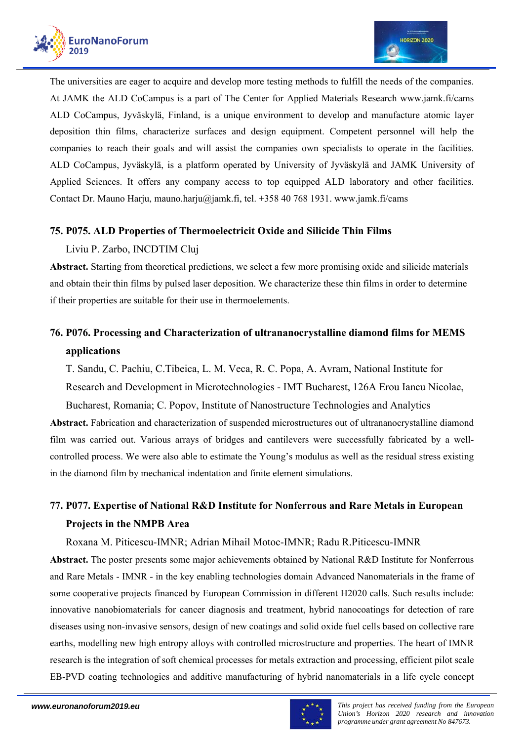The universities are eager to acquire and develop more testing methods to fulfill the needs of the companies. At JAMK the ALD CoCampus is a part of The Center for Applied Materials Research www.jamk.fi/cams ALD CoCampus, Jyväskylä, Finland, is a unique environment to develop and manufacture atomic layer deposition thin films, characterize surfaces and design equipment. Competent personnel will help the companies to reach their goals and will assist the companies own specialists to operate in the facilities. ALD CoCampus, Jyväskylä, is a platform operated by University of Jyväskylä and JAMK University of Applied Sciences. It offers any company access to top equipped ALD laboratory and other facilities. Contact Dr. Mauno Harju, mauno.harju@jamk.fi, tel. +358 40 768 1931. www.jamk.fi/cams

### 75. P075. ALD Properties of Thermoelectricit Oxide and Silicide Thin Films

Liviu P. Zarbo, INCDTIM Cluj

**Abstract.** Starting from theoretical predictions, we select a few more promising oxide and silicide materials and obtain their thin films by pulsed laser deposition. We characterize these thin films in order to determine if their properties are suitable for their use in thermoelements.

### 76. P076. Processing and Characterization of ultrananocrystalline diamond films for MEMS applications

T. Sandu, C. Pachiu, C.Tibeica, L. M. Veca, R. C. Popa, A. Avram, National Institute for Research and Development in Microtechnologies - IMT Bucharest, 126A Erou Iancu Nicolae, Bucharest, Romania; C. Popov, Institute of Nanostructure Technologies and Analytics

**Abstract.** Fabrication and characterization of suspended microstructures out of ultrananocrystalline diamond film was carried out. Various arrays of bridges and cantilevers were successfully fabricated by a well-controlled process. We were also able to estimate the Young's modulus as well as the residual stress existing in the diamond film by mechanical indentation and finite element simulations.

### 77. P077. Expertise of National R&D Institute for Nonferrous and Rare Metals in European Projects in the NMPB Area

Roxana M. Piticescu-IMNR; Adrian Mihail Motoc-IMNR; Radu R.Piticescu-IMNR

**Abstract.** The poster presents some major achievements obtained by National R&D Institute for Nonferrous and Rare Metals - IMNR - in the key enabling technologies domain Advanced Nanomaterials in the frame of some cooperative projects financed by European Commission in different H2020 calls. Such results include: innovative nanobiomaterials for cancer diagnosis and treatment, hybrid nanocoatings for detection of rare diseases using non-invasive sensors, design of new coatings and solid oxide fuel cells based on collective rare earths, modelling new high entropy alloys with controlled microstructure and properties. The heart of IMNR research is the integration of soft chemical processes for metals extraction and processing, efficient pilot scale EB-PVD coating technologies and additive manufacturing of hybrid nanomaterials in a life cycle concept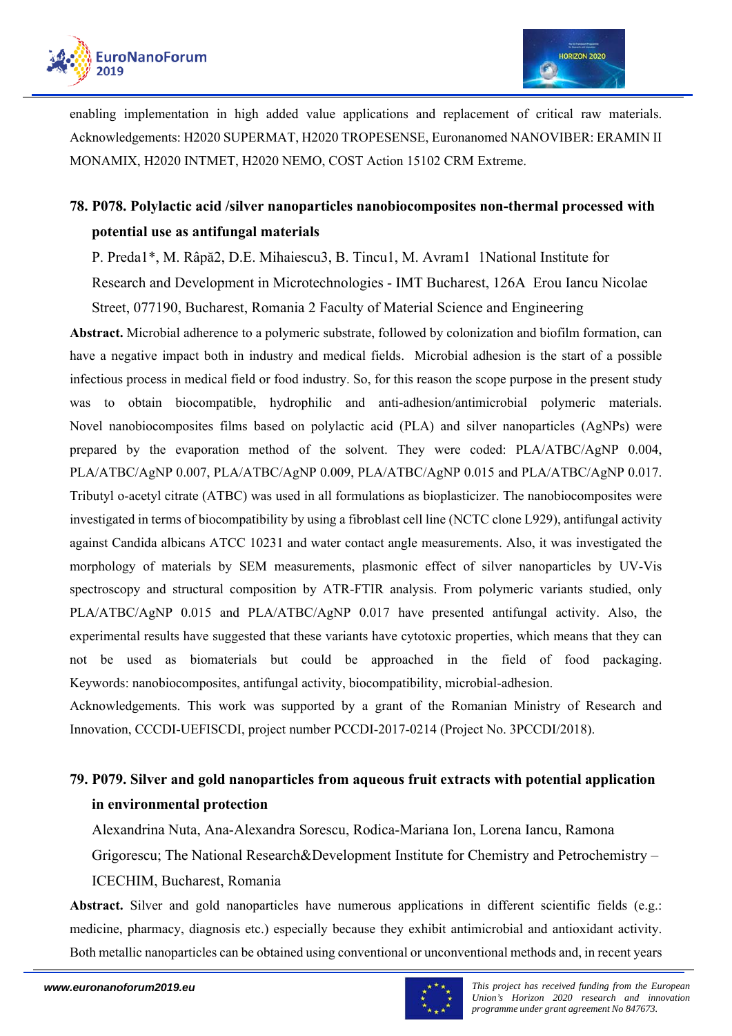enabling implementation in high added value applications and replacement of critical raw materials. Acknowledgements: H2020 SUPERMAT, H2020 TROPESENSE, Euronanomed NANOVIBER: ERAMIN II MONAMIX, H2020 INTMET, H2020 NEMO, COST Action 15102 CRM Extreme.

## 78. P078. Polylactic acid /silver nanoparticles nanobiocomposites non-thermal processed with potential use as antifungal materials

P. Preda1*, M. Râpă2, D.E. Mihaiescu3, B. Tincu1, M. Avram1 1National Institute for Research and Development in Microtechnologies - IMT Bucharest, 126A Erou Iancu Nicolae Street, 077190, Bucharest, Romania 2 Faculty of Material Science and Engineering

**Abstract.** Microbial adherence to a polymeric substrate, followed by colonization and biofilm formation, can have a negative impact both in industry and medical fields. Microbial adhesion is the start of a possible infectious process in medical field or food industry. So, for this reason the scope purpose in the present study was to obtain biocompatible, hydrophilic and anti-adhesion/antimicrobial polymeric materials. Novel nanobiocomposites films based on polylactic acid (PLA) and silver nanoparticles (AgNPs) were prepared by the evaporation method of the solvent. They were coded: PLA/ATBC/AgNP 0.004, PLA/ATBC/AgNP 0.007, PLA/ATBC/AgNP 0.009, PLA/ATBC/AgNP 0.015 and PLA/ATBC/AgNP 0.017. Tributyl o-acetyl citrate (ATBC) was used in all formulations as bioplasticizer. The nanobiocomposites were investigated in terms of biocompatibility by using a fibroblast cell line (NCTC clone L929), antifungal activity against Candida albicans ATCC 10231 and water contact angle measurements. Also, it was investigated the morphology of materials by SEM measurements, plasmonic effect of silver nanoparticles by UV-Vis spectroscopy and structural composition by ATR-FTIR analysis. From polymeric variants studied, only PLA/ATBC/AgNP 0.015 and PLA/ATBC/AgNP 0.017 have presented antifungal activity. Also, the experimental results have suggested that these variants have cytotoxic properties, which means that they can not be used as biomaterials but could be approached in the field of food packaging. Keywords: nanobiocomposites, antifungal activity, biocompatibility, microbial-adhesion.

Acknowledgements. This work was supported by a grant of the Romanian Ministry of Research and Innovation, CCCDI-UEFISCDI, project number PCCDI-2017-0214 (Project No. 3PCCDI/2018).

## 79. P079. Silver and gold nanoparticles from aqueous fruit extracts with potential application in environmental protection

Alexandrina Nuta, Ana-Alexandra Sorescu, Rodica-Mariana Ion, Lorena Iancu, Ramona Grigorescu; The National Research&Development Institute for Chemistry and Petrochemistry – ICECHIM, Bucharest, Romania

**Abstract.** Silver and gold nanoparticles have numerous applications in different scientific fields (e.g.: medicine, pharmacy, diagnosis etc.) especially because they exhibit antimicrobial and antioxidant activity. Both metallic nanoparticles can be obtained using conventional or unconventional methods and, in recent years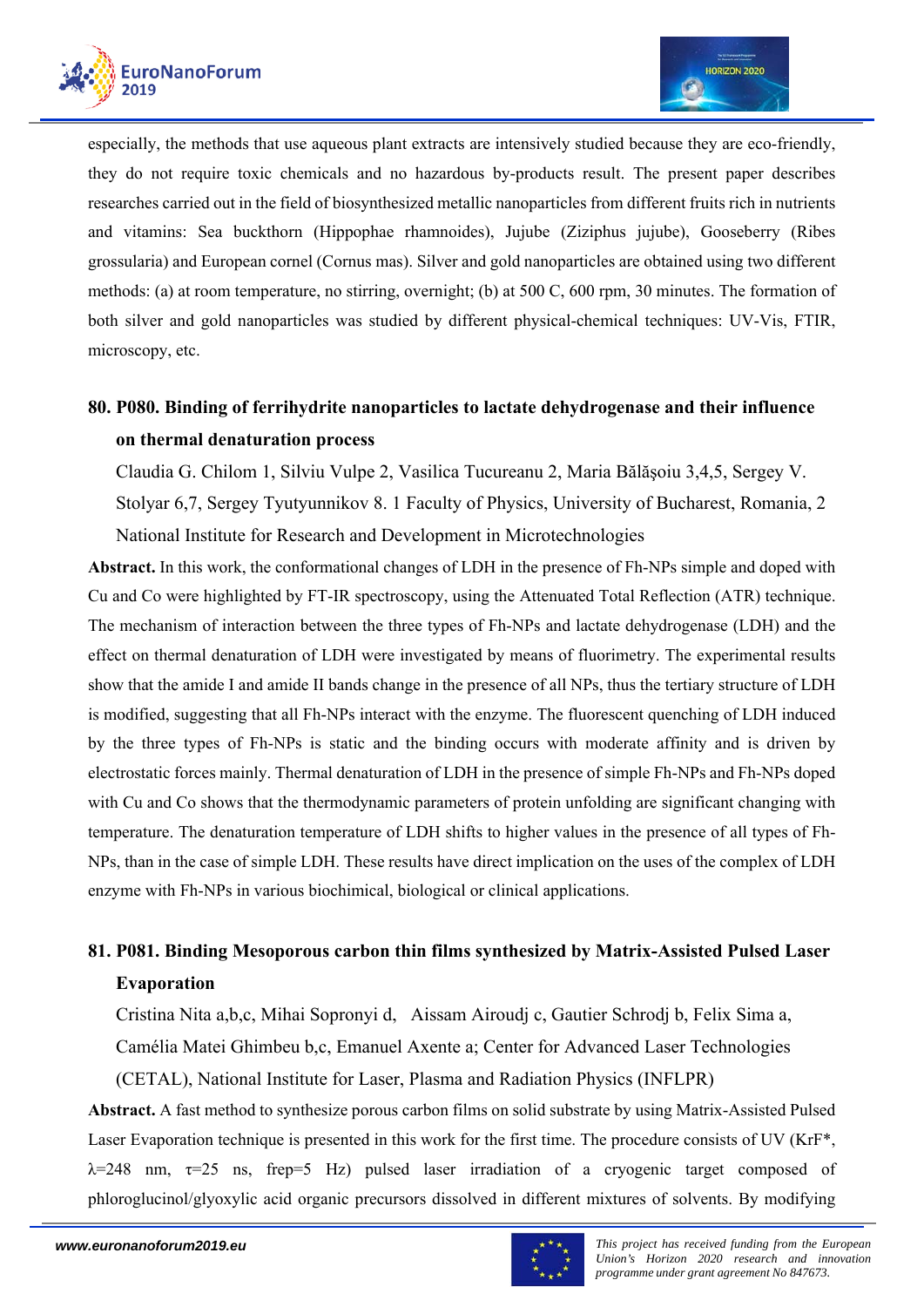especially, the methods that use aqueous plant extracts are intensively studied because they are eco-friendly, they do not require toxic chemicals and no hazardous by-products result. The present paper describes researches carried out in the field of biosynthesized metallic nanoparticles from different fruits rich in nutrients and vitamins: Sea buckthorn (Hippophae rhamnoides), Jujube (Ziziphus jujube), Gooseberry (Ribes grossularia) and European cornel (Cornus mas). Silver and gold nanoparticles are obtained using two different methods: (a) at room temperature, no stirring, overnight; (b) at 500 C, 600 rpm, 30 minutes. The formation of both silver and gold nanoparticles was studied by different physical-chemical techniques: UV-Vis, FTIR, microscopy, etc.

## 80. P080. Binding of ferrihydrite nanoparticles to lactate dehydrogenase and their influence on thermal denaturation process

Claudia G. Chilom 1, Silviu Vulpe 2, Vasilica Tucureanu 2, Maria Bălăşoiu 3,4,5, Sergey V. Stolyar 6,7, Sergey Tyutyunnikov 8. 1 Faculty of Physics, University of Bucharest, Romania, 2 National Institute for Research and Development in Microtechnologies

**Abstract.** In this work, the conformational changes of LDH in the presence of Fh-NPs simple and doped with Cu and Co were highlighted by FT-IR spectroscopy, using the Attenuated Total Reflection (ATR) technique. The mechanism of interaction between the three types of Fh-NPs and lactate dehydrogenase (LDH) and the effect on thermal denaturation of LDH were investigated by means of fluorimetry. The experimental results show that the amide I and amide II bands change in the presence of all NPs, thus the tertiary structure of LDH is modified, suggesting that all Fh-NPs interact with the enzyme. The fluorescent quenching of LDH induced by the three types of Fh-NPs is static and the binding occurs with moderate affinity and is driven by electrostatic forces mainly. Thermal denaturation of LDH in the presence of simple Fh-NPs and Fh-NPs doped with Cu and Co shows that the thermodynamic parameters of protein unfolding are significant changing with temperature. The denaturation temperature of LDH shifts to higher values in the presence of all types of Fh-NPs, than in the case of simple LDH. These results have direct implication on the uses of the complex of LDH enzyme with Fh-NPs in various biochimical, biological or clinical applications.

## 81. P081. Binding Mesoporous carbon thin films synthesized by Matrix-Assisted Pulsed Laser Evaporation

Cristina Nita a,b,c, Mihai Sopronyi d, Aissam Airoudj c, Gautier Schrodj b, Felix Sima a, Camélia Matei Ghimbeu b,c, Emanuel Axente a; Center for Advanced Laser Technologies (CETAL), National Institute for Laser, Plasma and Radiation Physics (INFLPR)

**Abstract.** A fast method to synthesize porous carbon films on solid substrate by using Matrix-Assisted Pulsed Laser Evaporation technique is presented in this work for the first time. The procedure consists of UV (KrF*, $\lambda$=248 nm, $\tau$=25 ns, frep=5 Hz) pulsed laser irradiation of a cryogenic target composed of phloroglucinol/glyoxylic acid organic precursors dissolved in different mixtures of solvents. By modifying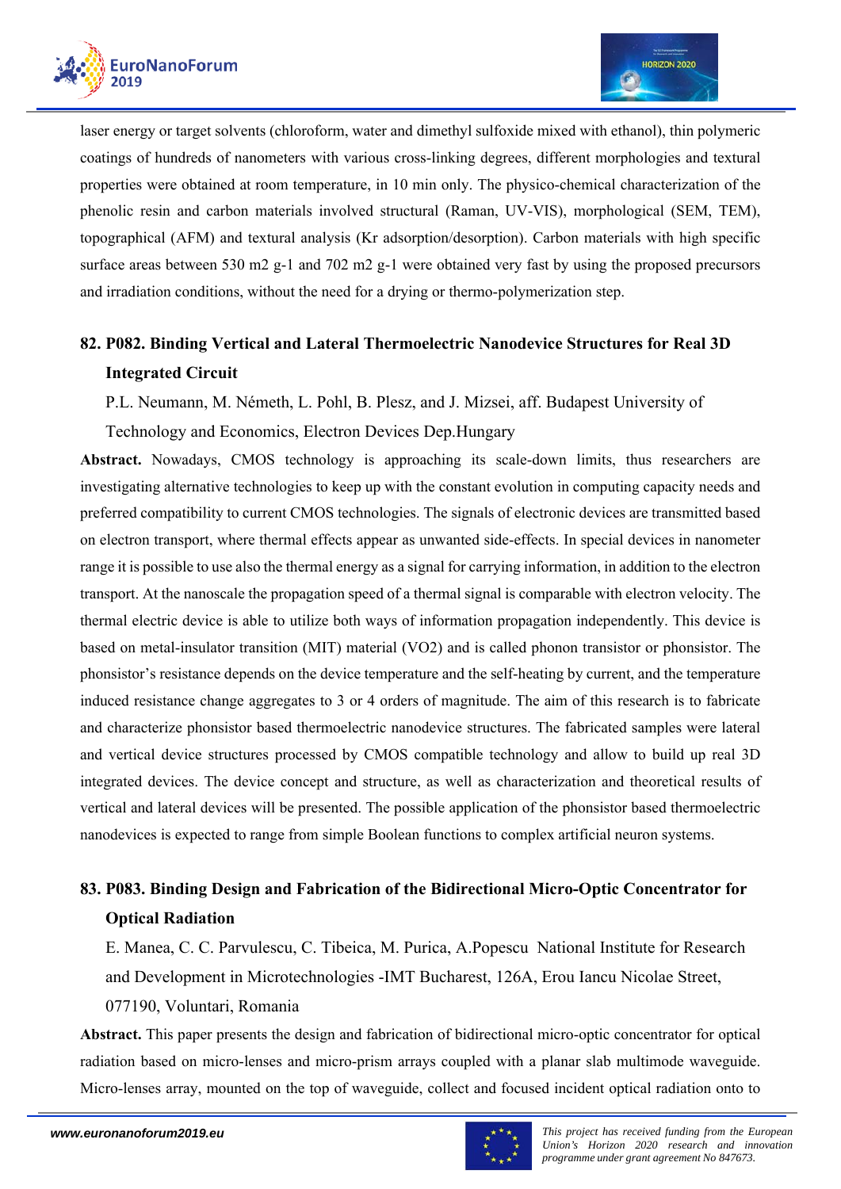laser energy or target solvents (chloroform, water and dimethyl sulfoxide mixed with ethanol), thin polymeric coatings of hundreds of nanometers with various cross-linking degrees, different morphologies and textural properties were obtained at room temperature, in 10 min only. The physico-chemical characterization of the phenolic resin and carbon materials involved structural (Raman, UV-VIS), morphological (SEM, TEM), topographical (AFM) and textural analysis (Kr adsorption/desorption). Carbon materials with high specific surface areas between 530 m2 g-1 and 702 m2 g-1 were obtained very fast by using the proposed precursors and irradiation conditions, without the need for a drying or thermo-polymerization step.

## 82. P082. Binding Vertical and Lateral Thermoelectric Nanodevice Structures for Real 3D Integrated Circuit

P.L. Neumann, M. Németh, L. Pohl, B. Plesz, and J. Mizsei, aff. Budapest University of Technology and Economics, Electron Devices Dep.Hungary

**Abstract.** Nowadays, CMOS technology is approaching its scale-down limits, thus researchers are investigating alternative technologies to keep up with the constant evolution in computing capacity needs and preferred compatibility to current CMOS technologies. The signals of electronic devices are transmitted based on electron transport, where thermal effects appear as unwanted side-effects. In special devices in nanometer range it is possible to use also the thermal energy as a signal for carrying information, in addition to the electron transport. At the nanoscale the propagation speed of a thermal signal is comparable with electron velocity. The thermal electric device is able to utilize both ways of information propagation independently. This device is based on metal-insulator transition (MIT) material ($VO_2$) and is called phonon transistor or phonsistor. The phonsistor's resistance depends on the device temperature and the self-heating by current, and the temperature induced resistance change aggregates to 3 or 4 orders of magnitude. The aim of this research is to fabricate and characterize phonsistor based thermoelectric nanodevice structures. The fabricated samples were lateral and vertical device structures processed by CMOS compatible technology and allow to build up real 3D integrated devices. The device concept and structure, as well as characterization and theoretical results of vertical and lateral devices will be presented. The possible application of the phonsistor based thermoelectric nanodevices is expected to range from simple Boolean functions to complex artificial neuron systems.

## 83. P083. Binding Design and Fabrication of the Bidirectional Micro-Optic Concentrator for Optical Radiation

E. Manea, C. C. Parvulescu, C. Tibeica, M. Purica, A.Popescu National Institute for Research and Development in Microtechnologies -IMT Bucharest, 126A, Erou Iancu Nicolae Street, 077190, Voluntari, Romania

**Abstract.** This paper presents the design and fabrication of bidirectional micro-optic concentrator for optical radiation based on micro-lenses and micro-prism arrays coupled with a planar slab multimode waveguide. Micro-lenses array, mounted on the top of waveguide, collect and focused incident optical radiation onto to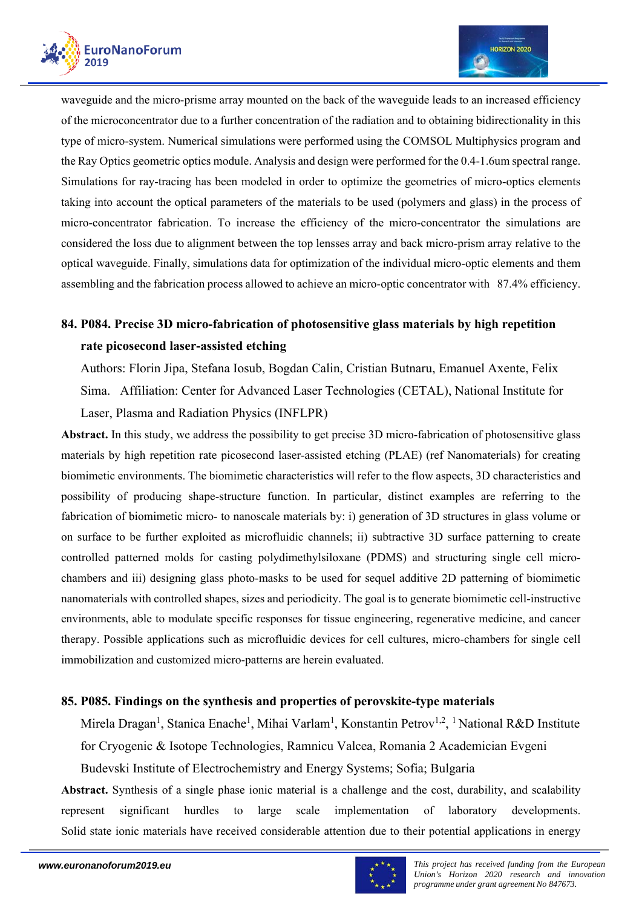waveguide and the micro-prisme array mounted on the back of the waveguide leads to an increased efficiency of the microconcentrator due to a further concentration of the radiation and to obtaining bidirectionality in this type of micro-system. Numerical simulations were performed using the COMSOL Multiphysics program and the Ray Optics geometric optics module. Analysis and design were performed for the 0.4-1.6um spectral range. Simulations for ray-tracing has been modeled in order to optimize the geometries of micro-optics elements taking into account the optical parameters of the materials to be used (polymers and glass) in the process of micro-concentrator fabrication. To increase the efficiency of the micro-concentrator the simulations are considered the loss due to alignment between the top lensses array and back micro-prism array relative to the optical waveguide. Finally, simulations data for optimization of the individual micro-optic elements and them assembling and the fabrication process allowed to achieve an micro-optic concentrator with 87.4% efficiency.

## 84. P084. Precise 3D micro-fabrication of photosensitive glass materials by high repetition rate picosecond laser-assisted etching

Authors: Florin Jipa, Stefana Iosub, Bogdan Calin, Cristian Butnaru, Emanuel Axente, Felix Sima. Affiliation: Center for Advanced Laser Technologies (CETAL), National Institute for Laser, Plasma and Radiation Physics (INFLPR)

**Abstract.** In this study, we address the possibility to get precise 3D micro-fabrication of photosensitive glass materials by high repetition rate picosecond laser-assisted etching (PLAE) (ref Nanomaterials) for creating biomimetic environments. The biomimetic characteristics will refer to the flow aspects, 3D characteristics and possibility of producing shape-structure function. In particular, distinct examples are referring to the fabrication of biomimetic micro- to nanoscale materials by: i) generation of 3D structures in glass volume or on surface to be further exploited as microfluidic channels; ii) subtractive 3D surface patterning to create controlled patterned molds for casting polydimethylsiloxane (PDMS) and structuring single cell micro-chambers and iii) designing glass photo-masks to be used for sequel additive 2D patterning of biomimetic nanomaterials with controlled shapes, sizes and periodicity. The goal is to generate biomimetic cell-instructive environments, able to modulate specific responses for tissue engineering, regenerative medicine, and cancer therapy. Possible applications such as microfluidic devices for cell cultures, micro-chambers for single cell immobilization and customized micro-patterns are herein evaluated.

## 85. P085. Findings on the synthesis and properties of perovskite-type materials

Mirela Dragan[1], Stanica Enache[1], Mihai Varlam[1], Konstantin Petrov[1,2], [1] National R&D Institute for Cryogenic & Isotope Technologies, Ramnicu Valcea, Romania 2 Academician Evgeni Budevski Institute of Electrochemistry and Energy Systems; Sofia; Bulgaria

**Abstract.** Synthesis of a single phase ionic material is a challenge and the cost, durability, and scalability represent significant hurdles to large scale implementation of laboratory developments. Solid state ionic materials have received considerable attention due to their potential applications in energy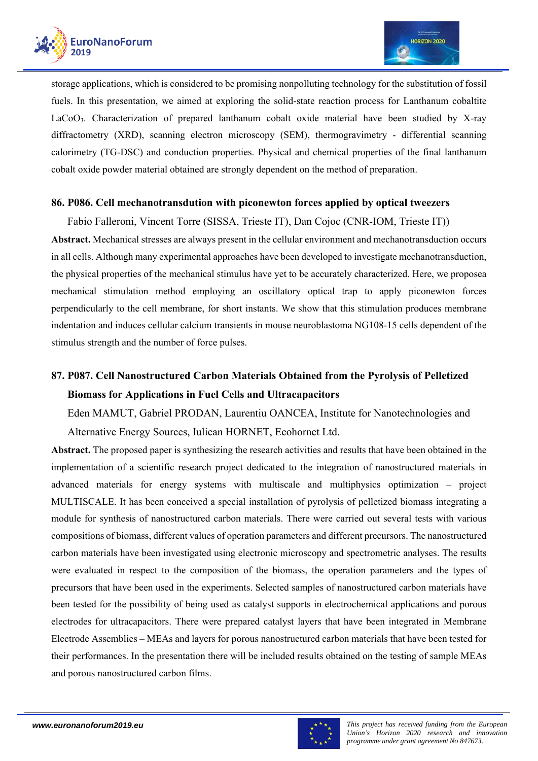storage applications, which is considered to be promising nonpolluting technology for the substitution of fossil fuels. In this presentation, we aimed at exploring the solid-state reaction process for Lanthanum cobaltite $LaCoO_3$. Characterization of prepared lanthanum cobalt oxide material have been studied by X-ray diffractometry (XRD), scanning electron microscopy (SEM), thermogravimetry - differential scanning calorimetry (TG-DSC) and conduction properties. Physical and chemical properties of the final lanthanum cobalt oxide powder material obtained are strongly dependent on the method of preparation.

### 86. P086. Cell mechanotransdution with piconewton forces applied by optical tweezers

Fabio Falleroni, Vincent Torre (SISSA, Trieste IT), Dan Cojoc (CNR-IOM, Trieste IT))

**Abstract.** Mechanical stresses are always present in the cellular environment and mechanotransduction occurs in all cells. Although many experimental approaches have been developed to investigate mechanotransduction, the physical properties of the mechanical stimulus have yet to be accurately characterized. Here, we proposea mechanical stimulation method employing an oscillatory optical trap to apply piconewton forces perpendicularly to the cell membrane, for short instants. We show that this stimulation produces membrane indentation and induces cellular calcium transients in mouse neuroblastoma NG108-15 cells dependent of the stimulus strength and the number of force pulses.

### 87. P087. Cell Nanostructured Carbon Materials Obtained from the Pyrolysis of Pelletized Biomass for Applications in Fuel Cells and Ultracapacitors

Eden MAMUT, Gabriel PRODAN, Laurentiu OANCEA, Institute for Nanotechnologies and Alternative Energy Sources, Iuliean HORNET, Ecohornet Ltd.

**Abstract.** The proposed paper is synthesizing the research activities and results that have been obtained in the implementation of a scientific research project dedicated to the integration of nanostructured materials in advanced materials for energy systems with multiscale and multiphysics optimization – project MULTISCALE. It has been conceived a special installation of pyrolysis of pelletized biomass integrating a module for synthesis of nanostructured carbon materials. There were carried out several tests with various compositions of biomass, different values of operation parameters and different precursors. The nanostructured carbon materials have been investigated using electronic microscopy and spectrometric analyses. The results were evaluated in respect to the composition of the biomass, the operation parameters and the types of precursors that have been used in the experiments. Selected samples of nanostructured carbon materials have been tested for the possibility of being used as catalyst supports in electrochemical applications and porous electrodes for ultracapacitors. There were prepared catalyst layers that have been integrated in Membrane Electrode Assemblies – MEAs and layers for porous nanostructured carbon materials that have been tested for their performances. In the presentation there will be included results obtained on the testing of sample MEAs and porous nanostructured carbon films.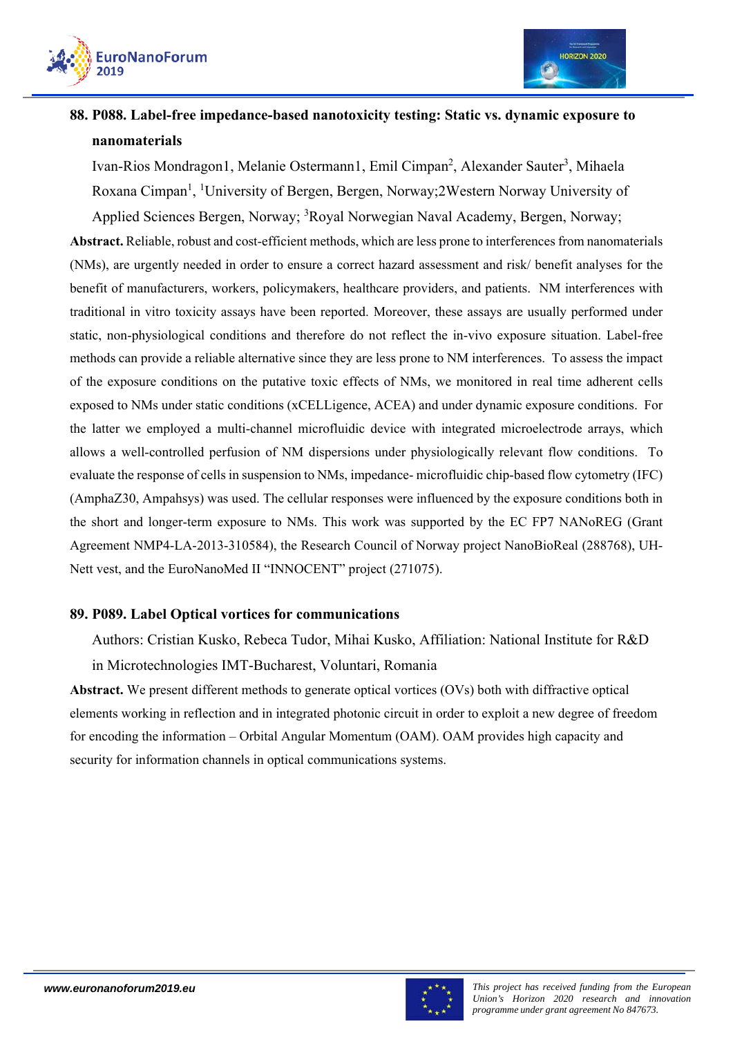## 88. P088. Label-free impedance-based nanotoxicity testing: Static vs. dynamic exposure to nanomaterials

Ivan-Rios Mondragon1, Melanie Ostermann1, Emil Cimpan[2], Alexander Sauter[3], Mihaela Roxana Cimpan[1], [1]University of Bergen, Bergen, Norway;2Western Norway University of Applied Sciences Bergen, Norway; [3]Royal Norwegian Naval Academy, Bergen, Norway;

**Abstract.** Reliable, robust and cost-efficient methods, which are less prone to interferences from nanomaterials (NMs), are urgently needed in order to ensure a correct hazard assessment and risk/ benefit analyses for the benefit of manufacturers, workers, policymakers, healthcare providers, and patients. NM interferences with traditional in vitro toxicity assays have been reported. Moreover, these assays are usually performed under static, non-physiological conditions and therefore do not reflect the in-vivo exposure situation. Label-free methods can provide a reliable alternative since they are less prone to NM interferences. To assess the impact of the exposure conditions on the putative toxic effects of NMs, we monitored in real time adherent cells exposed to NMs under static conditions (xCELLigence, ACEA) and under dynamic exposure conditions. For the latter we employed a multi-channel microfluidic device with integrated microelectrode arrays, which allows a well-controlled perfusion of NM dispersions under physiologically relevant flow conditions. To evaluate the response of cells in suspension to NMs, impedance- microfluidic chip-based flow cytometry (IFC) (AmphaZ30, Ampahsys) was used. The cellular responses were influenced by the exposure conditions both in the short and longer-term exposure to NMs. This work was supported by the EC FP7 NANoREG (Grant Agreement NMP4-LA-2013-310584), the Research Council of Norway project NanoBioReal (288768), UH-Nett vest, and the EuroNanoMed II "INNOCENT" project (271075).

## 89. P089. Label Optical vortices for communications

Authors: Cristian Kusko, Rebeca Tudor, Mihai Kusko, Affiliation: National Institute for R&D in Microtechnologies IMT-Bucharest, Voluntari, Romania

**Abstract.** We present different methods to generate optical vortices (OVs) both with diffractive optical elements working in reflection and in integrated photonic circuit in order to exploit a new degree of freedom for encoding the information – Orbital Angular Momentum (OAM). OAM provides high capacity and security for information channels in optical communications systems.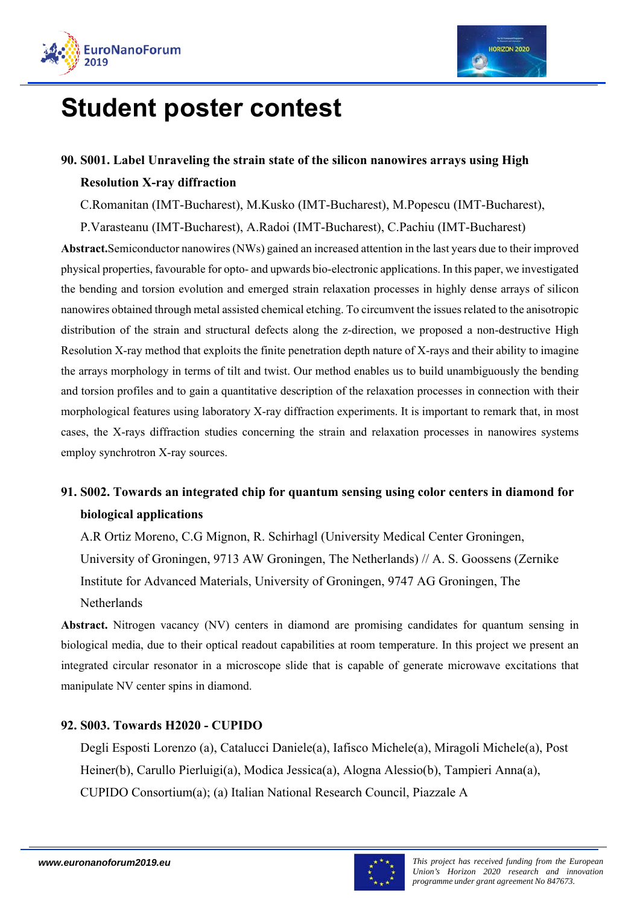# Student poster contest

### 90. S001. Label Unraveling the strain state of the silicon nanowires arrays using High Resolution X-ray diffraction

C.Romanitan (IMT-Bucharest), M.Kusko (IMT-Bucharest), M.Popescu (IMT-Bucharest), P.Varasteanu (IMT-Bucharest), A.Radoi (IMT-Bucharest), C.Pachiu (IMT-Bucharest)

**Abstract.**Semiconductor nanowires (NWs) gained an increased attention in the last years due to their improved physical properties, favourable for opto- and upwards bio-electronic applications. In this paper, we investigated the bending and torsion evolution and emerged strain relaxation processes in highly dense arrays of silicon nanowires obtained through metal assisted chemical etching. To circumvent the issues related to the anisotropic distribution of the strain and structural defects along the z-direction, we proposed a non-destructive High Resolution X-ray method that exploits the finite penetration depth nature of X-rays and their ability to imagine the arrays morphology in terms of tilt and twist. Our method enables us to build unambiguously the bending and torsion profiles and to gain a quantitative description of the relaxation processes in connection with their morphological features using laboratory X-ray diffraction experiments. It is important to remark that, in most cases, the X-rays diffraction studies concerning the strain and relaxation processes in nanowires systems employ synchrotron X-ray sources.

### 91. S002. Towards an integrated chip for quantum sensing using color centers in diamond for biological applications

A.R Ortiz Moreno, C.G Mignon, R. Schirhagl (University Medical Center Groningen, University of Groningen, 9713 AW Groningen, The Netherlands) // A. S. Goossens (Zernike Institute for Advanced Materials, University of Groningen, 9747 AG Groningen, The Netherlands

**Abstract.** Nitrogen vacancy (NV) centers in diamond are promising candidates for quantum sensing in biological media, due to their optical readout capabilities at room temperature. In this project we present an integrated circular resonator in a microscope slide that is capable of generate microwave excitations that manipulate NV center spins in diamond.

### 92. S003. Towards H2020 - CUPIDO

Degli Esposti Lorenzo (a), Catalucci Daniele(a), Iafisco Michele(a), Miragoli Michele(a), Post Heiner(b), Carullo Pierluigi(a), Modica Jessica(a), Alogna Alessio(b), Tampieri Anna(a), CUPIDO Consortium(a); (a) Italian National Research Council, Piazzale A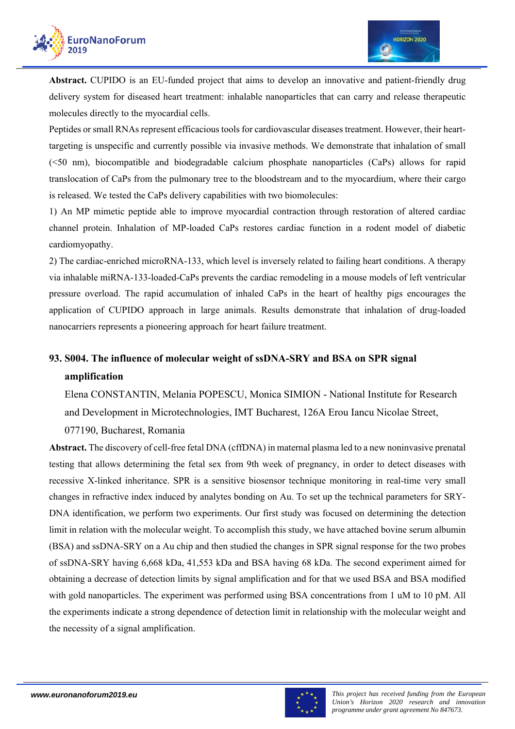**Abstract.** CUPIDO is an EU-funded project that aims to develop an innovative and patient-friendly drug delivery system for diseased heart treatment: inhalable nanoparticles that can carry and release therapeutic molecules directly to the myocardial cells.

Peptides or small RNAs represent efficacious tools for cardiovascular diseases treatment. However, their heart-targeting is unspecific and currently possible via invasive methods. We demonstrate that inhalation of small (<50 nm), biocompatible and biodegradable calcium phosphate nanoparticles (CaPs) allows for rapid translocation of CaPs from the pulmonary tree to the bloodstream and to the myocardium, where their cargo is released. We tested the CaPs delivery capabilities with two biomolecules:

1) An MP mimetic peptide able to improve myocardial contraction through restoration of altered cardiac channel protein. Inhalation of MP-loaded CaPs restores cardiac function in a rodent model of diabetic cardiomyopathy.

2) The cardiac-enriched microRNA-133, which level is inversely related to failing heart conditions. A therapy via inhalable miRNA-133-loaded-CaPs prevents the cardiac remodeling in a mouse models of left ventricular pressure overload. The rapid accumulation of inhaled CaPs in the heart of healthy pigs encourages the application of CUPIDO approach in large animals. Results demonstrate that inhalation of drug-loaded nanocarriers represents a pioneering approach for heart failure treatment.

## 93. S004. The influence of molecular weight of ssDNA-SRY and BSA on SPR signal amplification

Elena CONSTANTIN, Melania POPESCU, Monica SIMION - National Institute for Research and Development in Microtechnologies, IMT Bucharest, 126A Erou Iancu Nicolae Street, 077190, Bucharest, Romania

**Abstract.** The discovery of cell-free fetal DNA (cffDNA) in maternal plasma led to a new noninvasive prenatal testing that allows determining the fetal sex from 9th week of pregnancy, in order to detect diseases with recessive X-linked inheritance. SPR is a sensitive biosensor technique monitoring in real-time very small changes in refractive index induced by analytes bonding on Au. To set up the technical parameters for SRY-DNA identification, we perform two experiments. Our first study was focused on determining the detection limit in relation with the molecular weight. To accomplish this study, we have attached bovine serum albumin (BSA) and ssDNA-SRY on a Au chip and then studied the changes in SPR signal response for the two probes of ssDNA-SRY having 6,668 kDa, 41,553 kDa and BSA having 68 kDa. The second experiment aimed for obtaining a decrease of detection limits by signal amplification and for that we used BSA and BSA modified with gold nanoparticles. The experiment was performed using BSA concentrations from 1 uM to 10 pM. All the experiments indicate a strong dependence of detection limit in relationship with the molecular weight and the necessity of a signal amplification.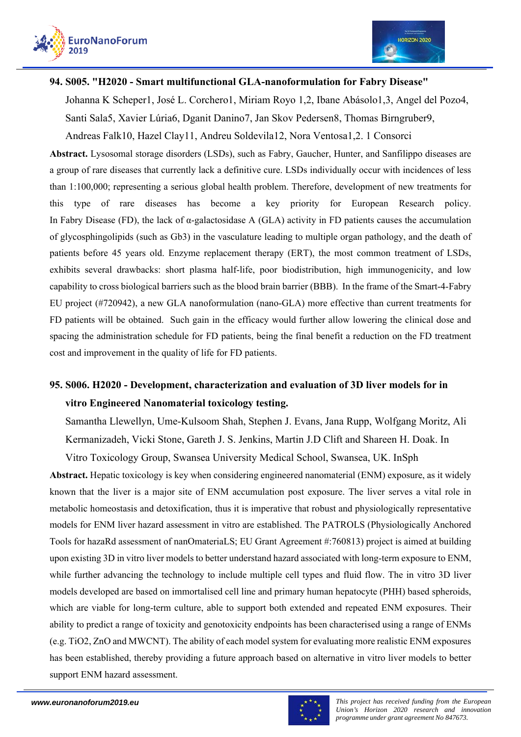### 94. S005. "H2020 - Smart multifunctional GLA-nanoformulation for Fabry Disease"

Johanna K Scheper1, José L. Corchero1, Miriam Royo 1,2, Ibane Abásolo1,3, Angel del Pozo4, Santi Sala5, Xavier Lúria6, Dganit Danino7, Jan Skov Pedersen8, Thomas Birngruber9, Andreas Falk10, Hazel Clay11, Andreu Soldevila12, Nora Ventosa1,2. 1 Consorci

**Abstract.** Lysosomal storage disorders (LSDs), such as Fabry, Gaucher, Hunter, and Sanfilippo diseases are a group of rare diseases that currently lack a definitive cure. LSDs individually occur with incidences of less than 1:100,000; representing a serious global health problem. Therefore, development of new treatments for this type of rare diseases has become a key priority for European Research policy. In Fabry Disease (FD), the lack of α-galactosidase A (GLA) activity in FD patients causes the accumulation of glycosphingolipids (such as Gb3) in the vasculature leading to multiple organ pathology, and the death of patients before 45 years old. Enzyme replacement therapy (ERT), the most common treatment of LSDs, exhibits several drawbacks: short plasma half-life, poor biodistribution, high immunogenicity, and low capability to cross biological barriers such as the blood brain barrier (BBB). In the frame of the Smart-4-Fabry EU project (#720942), a new GLA nanoformulation (nano-GLA) more effective than current treatments for FD patients will be obtained. Such gain in the efficacy would further allow lowering the clinical dose and spacing the administration schedule for FD patients, being the final benefit a reduction on the FD treatment cost and improvement in the quality of life for FD patients.

### 95. S006. H2020 - Development, characterization and evaluation of 3D liver models for in vitro Engineered Nanomaterial toxicology testing.

Samantha Llewellyn, Ume-Kulsoom Shah, Stephen J. Evans, Jana Rupp, Wolfgang Moritz, Ali Kermanizadeh, Vicki Stone, Gareth J. S. Jenkins, Martin J.D Clift and Shareen H. Doak. In Vitro Toxicology Group, Swansea University Medical School, Swansea, UK. InSph

**Abstract.** Hepatic toxicology is key when considering engineered nanomaterial (ENM) exposure, as it widely known that the liver is a major site of ENM accumulation post exposure. The liver serves a vital role in metabolic homeostasis and detoxification, thus it is imperative that robust and physiologically representative models for ENM liver hazard assessment in vitro are established. The PATROLS (Physiologically Anchored Tools for hazaRd assessment of nanOmateriaLS; EU Grant Agreement #:760813) project is aimed at building upon existing 3D in vitro liver models to better understand hazard associated with long-term exposure to ENM, while further advancing the technology to include multiple cell types and fluid flow. The in vitro 3D liver models developed are based on immortalised cell line and primary human hepatocyte (PHH) based spheroids, which are viable for long-term culture, able to support both extended and repeated ENM exposures. Their ability to predict a range of toxicity and genotoxicity endpoints has been characterised using a range of ENMs (e.g. $TiO_2$, ZnO and MWCNT). The ability of each model system for evaluating more realistic ENM exposures has been established, thereby providing a future approach based on alternative in vitro liver models to better support ENM hazard assessment.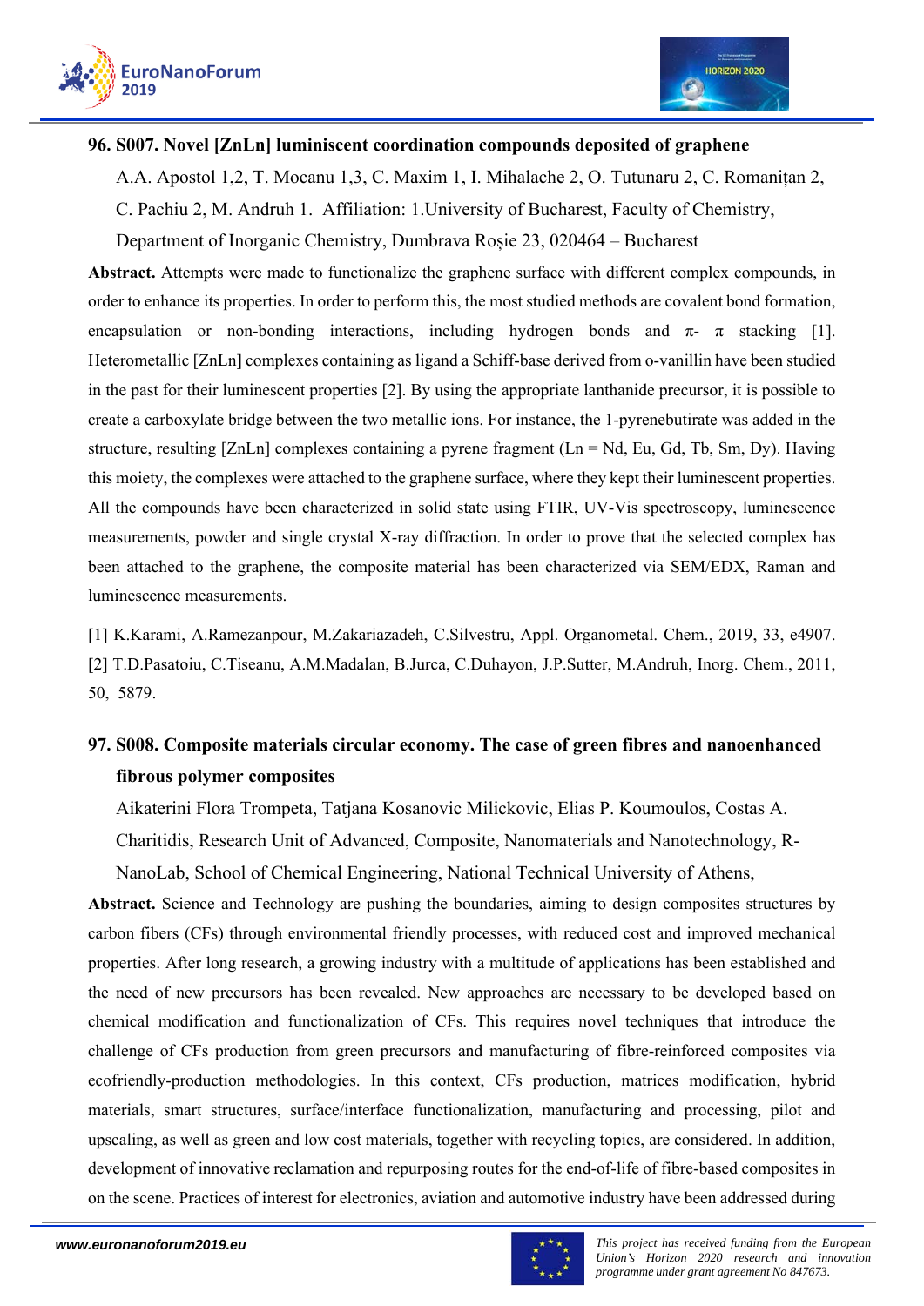### 96. S007. Novel [ZnLn] luminiscent coordination compounds deposited of graphene

A.A. Apostol 1,2, T. Mocanu 1,3, C. Maxim 1, I. Mihalache 2, O. Tutunaru 2, C. Romanițan 2, C. Pachiu 2, M. Andruh 1. Affiliation: 1.University of Bucharest, Faculty of Chemistry, Department of Inorganic Chemistry, Dumbrava Roșie 23, 020464 – Bucharest

**Abstract.** Attempts were made to functionalize the graphene surface with different complex compounds, in order to enhance its properties. In order to perform this, the most studied methods are covalent bond formation, encapsulation or non-bonding interactions, including hydrogen bonds and π- π stacking [1]. Heterometallic [ZnLn] complexes containing as ligand a Schiff-base derived from o-vanillin have been studied in the past for their luminescent properties [2]. By using the appropriate lanthanide precursor, it is possible to create a carboxylate bridge between the two metallic ions. For instance, the 1-pyrenebutirate was added in the structure, resulting [ZnLn] complexes containing a pyrene fragment (Ln = Nd, Eu, Gd, Tb, Sm, Dy). Having this moiety, the complexes were attached to the graphene surface, where they kept their luminescent properties. All the compounds have been characterized in solid state using FTIR, UV-Vis spectroscopy, luminescence measurements, powder and single crystal X-ray diffraction. In order to prove that the selected complex has been attached to the graphene, the composite material has been characterized via SEM/EDX, Raman and luminescence measurements.

[1] K.Karami, A.Ramezanpour, M.Zakariazadeh, C.Silvestru, Appl. Organometal. Chem., 2019, 33, e4907.
[2] T.D.Pasatoiu, C.Tiseanu, A.M.Madalan, B.Jurca, C.Duhayon, J.P.Sutter, M.Andruh, Inorg. Chem., 2011, 50, 5879.

### 97. S008. Composite materials circular economy. The case of green fibres and nanoenhanced fibrous polymer composites

Aikaterini Flora Trompeta, Tatjana Kosanovic Milickovic, Elias P. Koumoulos, Costas A. Charitidis, Research Unit of Advanced, Composite, Nanomaterials and Nanotechnology, R-NanoLab, School of Chemical Engineering, National Technical University of Athens,

**Abstract.** Science and Technology are pushing the boundaries, aiming to design composites structures by carbon fibers (CFs) through environmental friendly processes, with reduced cost and improved mechanical properties. After long research, a growing industry with a multitude of applications has been established and the need of new precursors has been revealed. New approaches are necessary to be developed based on chemical modification and functionalization of CFs. This requires novel techniques that introduce the challenge of CFs production from green precursors and manufacturing of fibre-reinforced composites via ecofriendly-production methodologies. In this context, CFs production, matrices modification, hybrid materials, smart structures, surface/interface functionalization, manufacturing and processing, pilot and upscaling, as well as green and low cost materials, together with recycling topics, are considered. In addition, development of innovative reclamation and repurposing routes for the end-of-life of fibre-based composites in on the scene. Practices of interest for electronics, aviation and automotive industry have been addressed during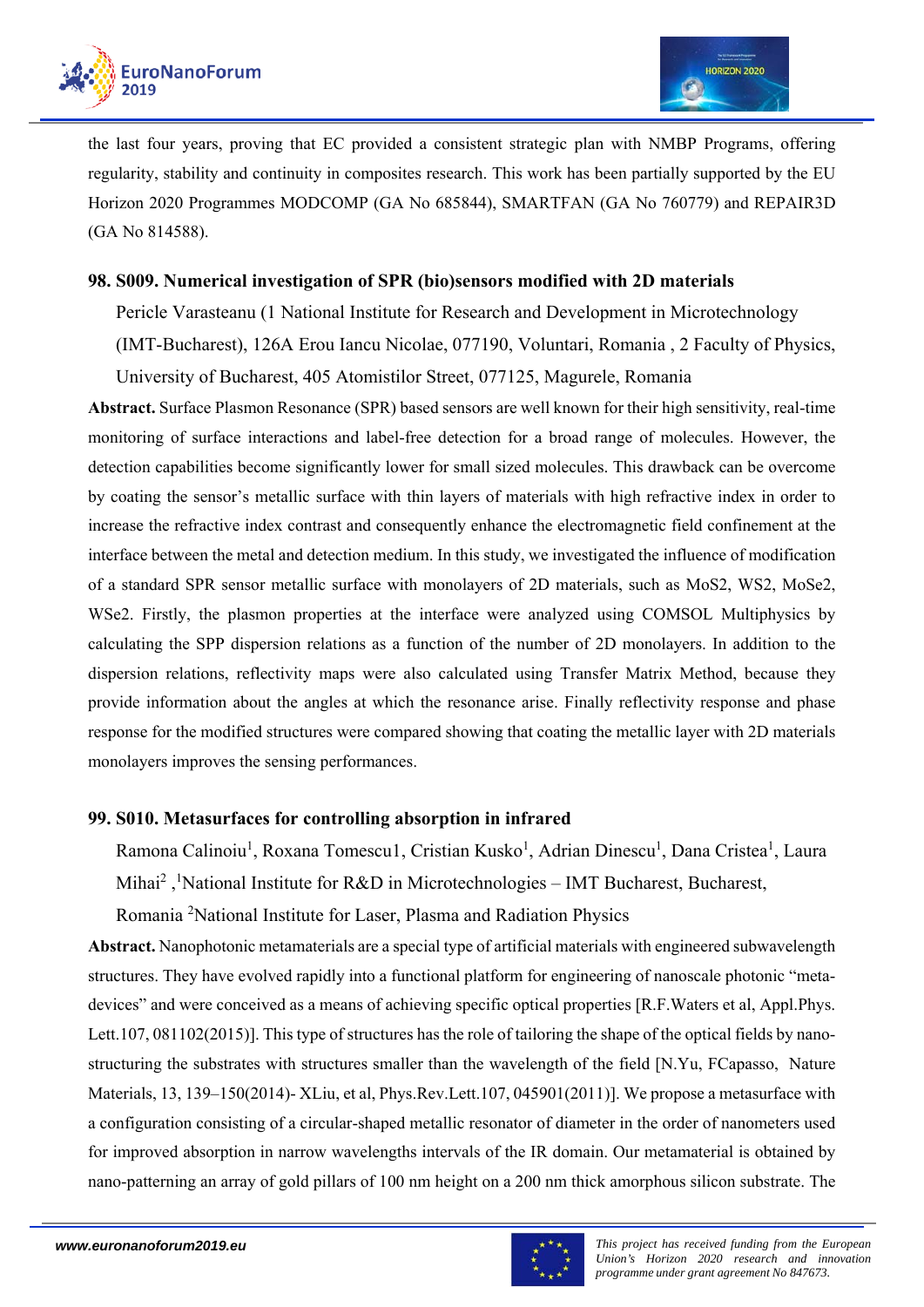the last four years, proving that EC provided a consistent strategic plan with NMBP Programs, offering regularity, stability and continuity in composites research. This work has been partially supported by the EU Horizon 2020 Programmes MODCOMP (GA No 685844), SMARTFAN (GA No 760779) and REPAIR3D (GA No 814588).

### 98. S009. Numerical investigation of SPR (bio)sensors modified with 2D materials

Pericle Varasteanu (1 National Institute for Research and Development in Microtechnology (IMT-Bucharest), 126A Erou Iancu Nicolae, 077190, Voluntari, Romania , 2 Faculty of Physics, University of Bucharest, 405 Atomistilor Street, 077125, Magurele, Romania

**Abstract.** Surface Plasmon Resonance (SPR) based sensors are well known for their high sensitivity, real-time monitoring of surface interactions and label-free detection for a broad range of molecules. However, the detection capabilities become significantly lower for small sized molecules. This drawback can be overcome by coating the sensor's metallic surface with thin layers of materials with high refractive index in order to increase the refractive index contrast and consequently enhance the electromagnetic field confinement at the interface between the metal and detection medium. In this study, we investigated the influence of modification of a standard SPR sensor metallic surface with monolayers of 2D materials, such as $MoS_2$, $WS_2$, $MoSe_2$, $WSe_2$. Firstly, the plasmon properties at the interface were analyzed using COMSOL Multiphysics by calculating the SPP dispersion relations as a function of the number of 2D monolayers. In addition to the dispersion relations, reflectivity maps were also calculated using Transfer Matrix Method, because they provide information about the angles at which the resonance arise. Finally reflectivity response and phase response for the modified structures were compared showing that coating the metallic layer with 2D materials monolayers improves the sensing performances.

### 99. S010. Metasurfaces for controlling absorption in infrared

Ramona Calinoiu[1], Roxana Tomescu1, Cristian Kusko[1], Adrian Dinescu[1], Dana Cristea[1], Laura Mihai[2] ,[1]National Institute for R&D in Microtechnologies – IMT Bucharest, Bucharest, Romania [2]National Institute for Laser, Plasma and Radiation Physics

**Abstract.** Nanophotonic metamaterials are a special type of artificial materials with engineered subwavelength structures. They have evolved rapidly into a functional platform for engineering of nanoscale photonic "meta-devices" and were conceived as a means of achieving specific optical properties [R.F.Waters et al, Appl.Phys. Lett.107, 081102(2015)]. This type of structures has the role of tailoring the shape of the optical fields by nano-structuring the substrates with structures smaller than the wavelength of the field [N.Yu, FCapasso, Nature Materials, 13, 139–150(2014)- XLiu, et al, Phys.Rev.Lett.107, 045901(2011)]. We propose a metasurface with a configuration consisting of a circular-shaped metallic resonator of diameter in the order of nanometers used for improved absorption in narrow wavelengths intervals of the IR domain. Our metamaterial is obtained by nano-patterning an array of gold pillars of 100 nm height on a 200 nm thick amorphous silicon substrate. The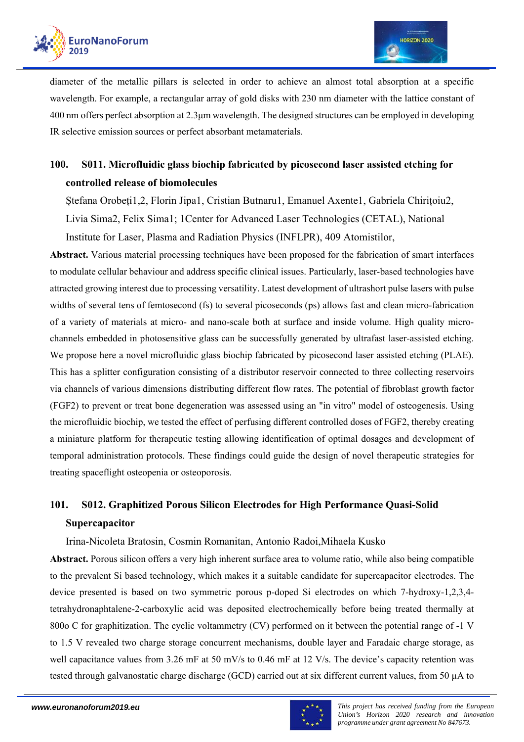diameter of the metallic pillars is selected in order to achieve an almost total absorption at a specific wavelength. For example, a rectangular array of gold disks with 230 nm diameter with the lattice constant of 400 nm offers perfect absorption at 2.3µm wavelength. The designed structures can be employed in developing IR selective emission sources or perfect absorbant metamaterials.

## 100. S011. Microfluidic glass biochip fabricated by picosecond laser assisted etching for controlled release of biomolecules

Ştefana Orobeţi[1,2], Florin Jipa[1], Cristian Butnaru[1], Emanuel Axente[1], Gabriela Chiriţoiu[2], Livia Sima[2], Felix Sima[1]; [1]Center for Advanced Laser Technologies (CETAL), National Institute for Laser, Plasma and Radiation Physics (INFLPR), 409 Atomistilor,

**Abstract.** Various material processing techniques have been proposed for the fabrication of smart interfaces to modulate cellular behaviour and address specific clinical issues. Particularly, laser-based technologies have attracted growing interest due to processing versatility. Latest development of ultrashort pulse lasers with pulse widths of several tens of femtosecond (fs) to several picoseconds (ps) allows fast and clean micro-fabrication of a variety of materials at micro- and nano-scale both at surface and inside volume. High quality micro-channels embedded in photosensitive glass can be successfully generated by ultrafast laser-assisted etching. We propose here a novel microfluidic glass biochip fabricated by picosecond laser assisted etching (PLAE). This has a splitter configuration consisting of a distributor reservoir connected to three collecting reservoirs via channels of various dimensions distributing different flow rates. The potential of fibroblast growth factor (FGF2) to prevent or treat bone degeneration was assessed using an "in vitro" model of osteogenesis. Using the microfluidic biochip, we tested the effect of perfusing different controlled doses of FGF2, thereby creating a miniature platform for therapeutic testing allowing identification of optimal dosages and development of temporal administration protocols. These findings could guide the design of novel therapeutic strategies for treating spaceflight osteopenia or osteoporosis.

## 101. S012. Graphitized Porous Silicon Electrodes for High Performance Quasi-Solid Supercapacitor

Irina-Nicoleta Bratosin, Cosmin Romanitan, Antonio Radoi,Mihaela Kusko

**Abstract.** Porous silicon offers a very high inherent surface area to volume ratio, while also being compatible to the prevalent Si based technology, which makes it a suitable candidate for supercapacitor electrodes. The device presented is based on two symmetric porous p-doped Si electrodes on which 7-hydroxy-1,2,3,4-tetrahydronaphtalene-2-carboxylic acid was deposited electrochemically before being treated thermally at 800o C for graphitization. The cyclic voltammetry (CV) performed on it between the potential range of -1 V to 1.5 V revealed two charge storage concurrent mechanisms, double layer and Faradaic charge storage, as well capacitance values from 3.26 mF at 50 mV/s to 0.46 mF at 12 V/s. The device's capacity retention was tested through galvanostatic charge discharge (GCD) carried out at six different current values, from 50 µA to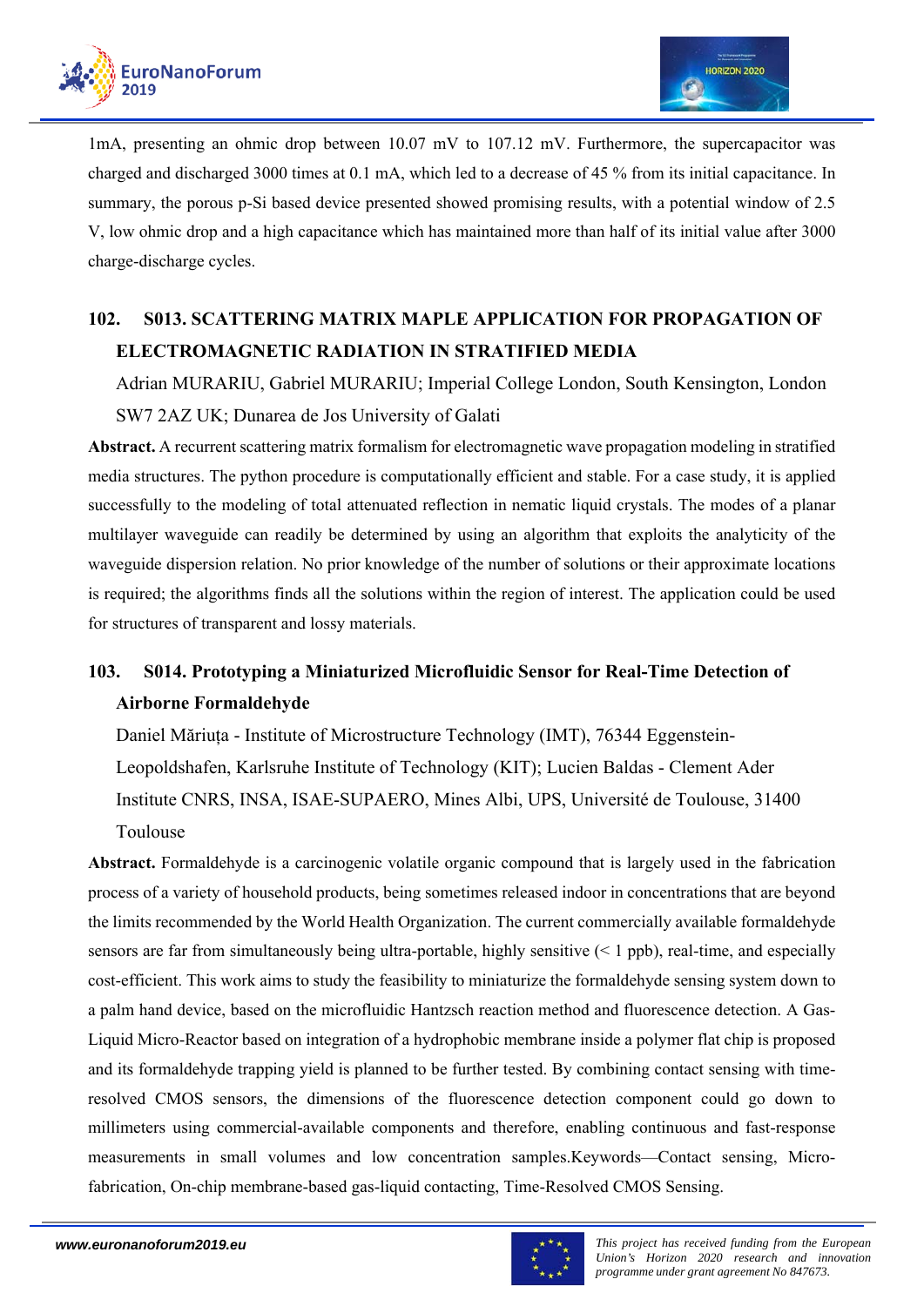1mA, presenting an ohmic drop between 10.07 mV to 107.12 mV. Furthermore, the supercapacitor was charged and discharged 3000 times at 0.1 mA, which led to a decrease of 45 % from its initial capacitance. In summary, the porous p-Si based device presented showed promising results, with a potential window of 2.5 V, low ohmic drop and a high capacitance which has maintained more than half of its initial value after 3000 charge-discharge cycles.

## 102. S013. SCATTERING MATRIX MAPLE APPLICATION FOR PROPAGATION OF ELECTROMAGNETIC RADIATION IN STRATIFIED MEDIA

Adrian MURARIU, Gabriel MURARIU; Imperial College London, South Kensington, London SW7 2AZ UK; Dunarea de Jos University of Galati

**Abstract.** A recurrent scattering matrix formalism for electromagnetic wave propagation modeling in stratified media structures. The python procedure is computationally efficient and stable. For a case study, it is applied successfully to the modeling of total attenuated reflection in nematic liquid crystals. The modes of a planar multilayer waveguide can readily be determined by using an algorithm that exploits the analyticity of the waveguide dispersion relation. No prior knowledge of the number of solutions or their approximate locations is required; the algorithms finds all the solutions within the region of interest. The application could be used for structures of transparent and lossy materials.

## 103. S014. Prototyping a Miniaturized Microfluidic Sensor for Real-Time Detection of Airborne Formaldehyde

Daniel Măriuța - Institute of Microstructure Technology (IMT), 76344 Eggenstein-Leopoldshafen, Karlsruhe Institute of Technology (KIT); Lucien Baldas - Clement Ader Institute CNRS, INSA, ISAE-SUPAERO, Mines Albi, UPS, Université de Toulouse, 31400 Toulouse

**Abstract.** Formaldehyde is a carcinogenic volatile organic compound that is largely used in the fabrication process of a variety of household products, being sometimes released indoor in concentrations that are beyond the limits recommended by the World Health Organization. The current commercially available formaldehyde sensors are far from simultaneously being ultra-portable, highly sensitive (< 1 ppb), real-time, and especially cost-efficient. This work aims to study the feasibility to miniaturize the formaldehyde sensing system down to a palm hand device, based on the microfluidic Hantzsch reaction method and fluorescence detection. A Gas-Liquid Micro-Reactor based on integration of a hydrophobic membrane inside a polymer flat chip is proposed and its formaldehyde trapping yield is planned to be further tested. By combining contact sensing with time-resolved CMOS sensors, the dimensions of the fluorescence detection component could go down to millimeters using commercial-available components and therefore, enabling continuous and fast-response measurements in small volumes and low concentration samples.Keywords—Contact sensing, Micro-fabrication, On-chip membrane-based gas-liquid contacting, Time-Resolved CMOS Sensing.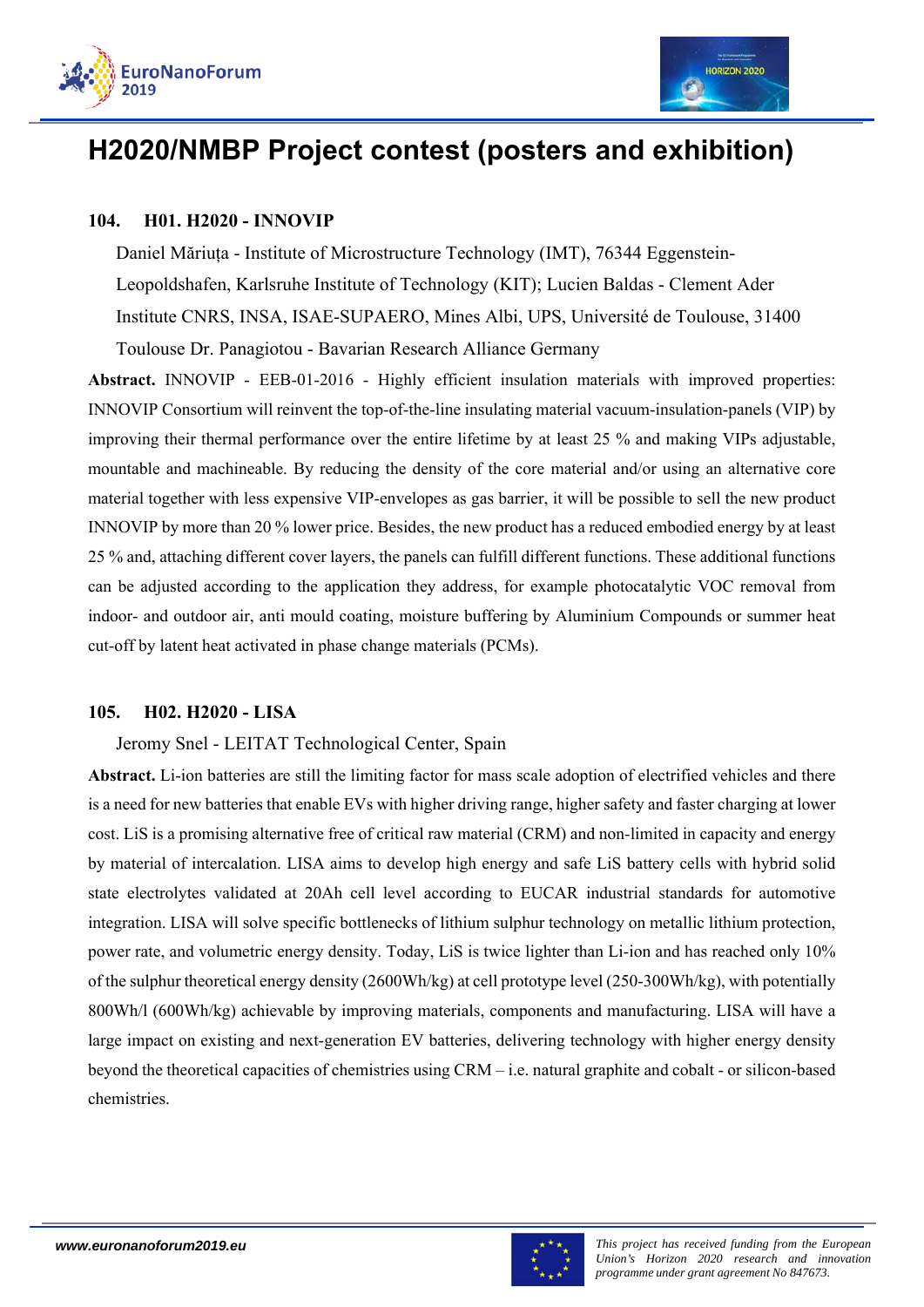# H2020/NMBP Project contest (posters and exhibition)

### 104. H01. H2020 - INNOVIP

Daniel Măriuța - Institute of Microstructure Technology (IMT), 76344 Eggenstein-Leopoldshafen, Karlsruhe Institute of Technology (KIT); Lucien Baldas - Clement Ader Institute CNRS, INSA, ISAE-SUPAERO, Mines Albi, UPS, Université de Toulouse, 31400 Toulouse Dr. Panagiotou - Bavarian Research Alliance Germany

**Abstract.** INNOVIP - EEB-01-2016 - Highly efficient insulation materials with improved properties: INNOVIP Consortium will reinvent the top-of-the-line insulating material vacuum-insulation-panels (VIP) by improving their thermal performance over the entire lifetime by at least 25 % and making VIPs adjustable, mountable and machineable. By reducing the density of the core material and/or using an alternative core material together with less expensive VIP-envelopes as gas barrier, it will be possible to sell the new product INNOVIP by more than 20 % lower price. Besides, the new product has a reduced embodied energy by at least 25 % and, attaching different cover layers, the panels can fulfill different functions. These additional functions can be adjusted according to the application they address, for example photocatalytic VOC removal from indoor- and outdoor air, anti mould coating, moisture buffering by Aluminium Compounds or summer heat cut-off by latent heat activated in phase change materials (PCMs).

### 105. H02. H2020 - LISA

Jeromy Snel - LEITAT Technological Center, Spain

**Abstract.** Li-ion batteries are still the limiting factor for mass scale adoption of electrified vehicles and there is a need for new batteries that enable EVs with higher driving range, higher safety and faster charging at lower cost. LiS is a promising alternative free of critical raw material (CRM) and non-limited in capacity and energy by material of intercalation. LISA aims to develop high energy and safe LiS battery cells with hybrid solid state electrolytes validated at 20Ah cell level according to EUCAR industrial standards for automotive integration. LISA will solve specific bottlenecks of lithium sulphur technology on metallic lithium protection, power rate, and volumetric energy density. Today, LiS is twice lighter than Li-ion and has reached only 10% of the sulphur theoretical energy density (2600Wh/kg) at cell prototype level (250-300Wh/kg), with potentially 800Wh/l (600Wh/kg) achievable by improving materials, components and manufacturing. LISA will have a large impact on existing and next-generation EV batteries, delivering technology with higher energy density beyond the theoretical capacities of chemistries using CRM – i.e. natural graphite and cobalt - or silicon-based chemistries.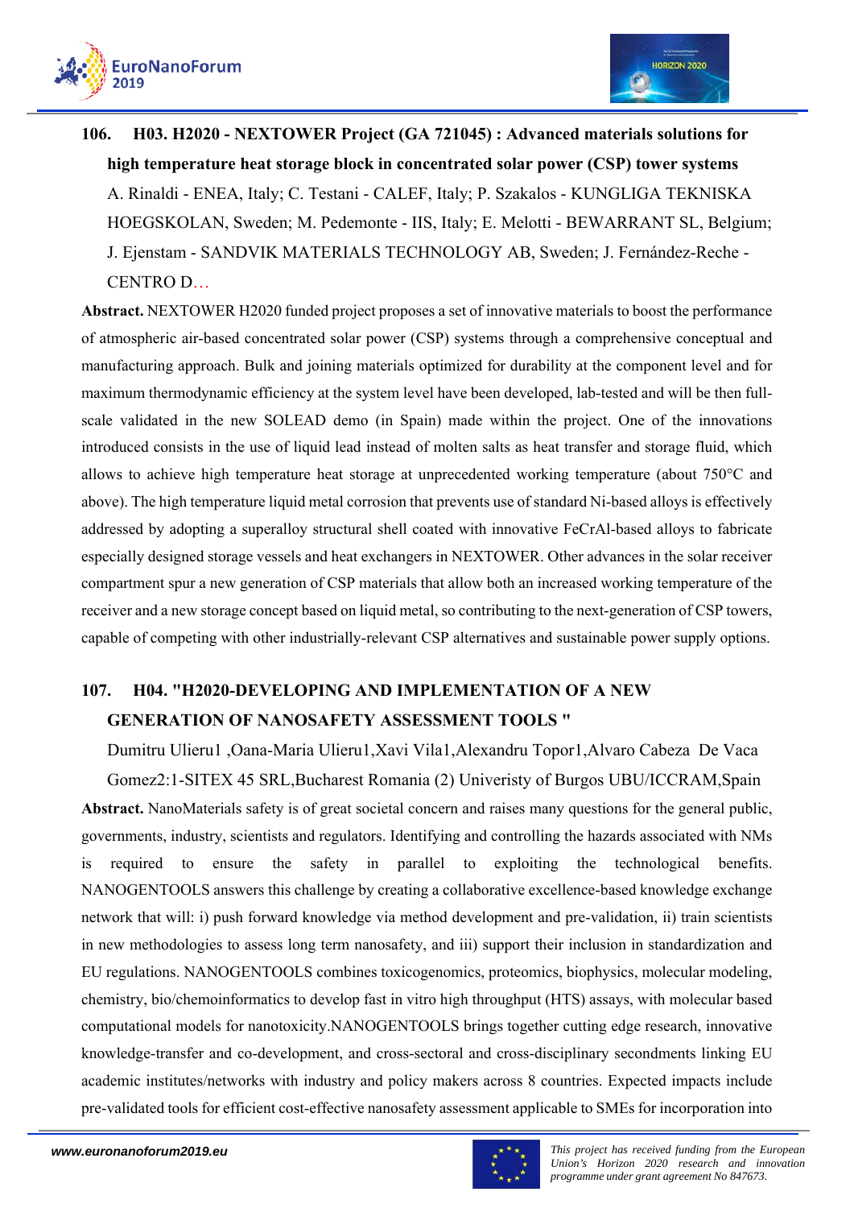**106. H03. H2020 - NEXTOWER Project (GA 721045) : Advanced materials solutions for high temperature heat storage block in concentrated solar power (CSP) tower systems**

A. Rinaldi - ENEA, Italy; C. Testani - CALEF, Italy; P. Szakalos - KUNGLIGA TEKNISKA HOEGSKOLAN, Sweden; M. Pedemonte - IIS, Italy; E. Melotti - BEWARRANT SL, Belgium; J. Ejenstam - SANDVIK MATERIALS TECHNOLOGY AB, Sweden; J. Fernández-Reche - CENTRO D…

**Abstract.** NEXTOWER H2020 funded project proposes a set of innovative materials to boost the performance of atmospheric air-based concentrated solar power (CSP) systems through a comprehensive conceptual and manufacturing approach. Bulk and joining materials optimized for durability at the component level and for maximum thermodynamic efficiency at the system level have been developed, lab-tested and will be then full-scale validated in the new SOLEAD demo (in Spain) made within the project. One of the innovations introduced consists in the use of liquid lead instead of molten salts as heat transfer and storage fluid, which allows to achieve high temperature heat storage at unprecedented working temperature (about 750°C and above). The high temperature liquid metal corrosion that prevents use of standard Ni-based alloys is effectively addressed by adopting a superalloy structural shell coated with innovative FeCrAl-based alloys to fabricate especially designed storage vessels and heat exchangers in NEXTOWER. Other advances in the solar receiver compartment spur a new generation of CSP materials that allow both an increased working temperature of the receiver and a new storage concept based on liquid metal, so contributing to the next-generation of CSP towers, capable of competing with other industrially-relevant CSP alternatives and sustainable power supply options.

**107. H04. "H2020-DEVELOPING AND IMPLEMENTATION OF A NEW GENERATION OF NANOSAFETY ASSESSMENT TOOLS "**

Dumitru Ulieru1 ,Oana-Maria Ulieru1,Xavi Vila1,Alexandru Topor1,Alvaro Cabeza De Vaca Gomez2:1-SITEX 45 SRL,Bucharest Romania (2) Univeristy of Burgos UBU/ICCRAM,Spain

**Abstract.** NanoMaterials safety is of great societal concern and raises many questions for the general public, governments, industry, scientists and regulators. Identifying and controlling the hazards associated with NMs is required to ensure the safety in parallel to exploiting the technological benefits. NANOGENTOOLS answers this challenge by creating a collaborative excellence-based knowledge exchange network that will: i) push forward knowledge via method development and pre-validation, ii) train scientists in new methodologies to assess long term nanosafety, and iii) support their inclusion in standardization and EU regulations. NANOGENTOOLS combines toxicogenomics, proteomics, biophysics, molecular modeling, chemistry, bio/chemoinformatics to develop fast in vitro high throughput (HTS) assays, with molecular based computational models for nanotoxicity.NANOGENTOOLS brings together cutting edge research, innovative knowledge-transfer and co-development, and cross-sectoral and cross-disciplinary secondments linking EU academic institutes/networks with industry and policy makers across 8 countries. Expected impacts include pre-validated tools for efficient cost-effective nanosafety assessment applicable to SMEs for incorporation into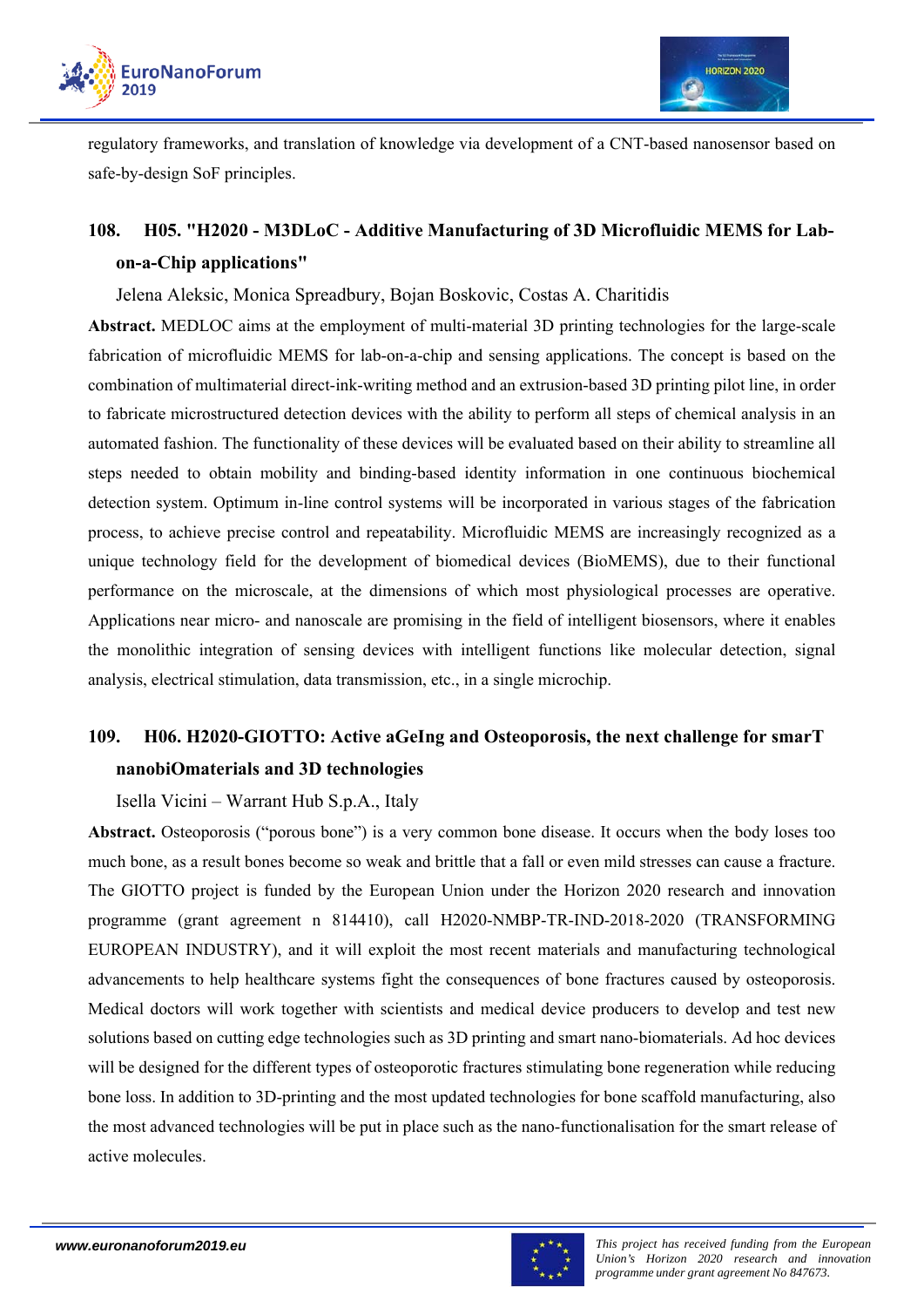regulatory frameworks, and translation of knowledge via development of a CNT-based nanosensor based on safe-by-design SoF principles.

### 108. H05. "H2020 - M3DLoC - Additive Manufacturing of 3D Microfluidic MEMS for Lab-on-a-Chip applications"

Jelena Aleksic, Monica Spreadbury, Bojan Boskovic, Costas A. Charitidis

**Abstract.** MEDLOC aims at the employment of multi-material 3D printing technologies for the large-scale fabrication of microfluidic MEMS for lab-on-a-chip and sensing applications. The concept is based on the combination of multimaterial direct-ink-writing method and an extrusion-based 3D printing pilot line, in order to fabricate microstructured detection devices with the ability to perform all steps of chemical analysis in an automated fashion. The functionality of these devices will be evaluated based on their ability to streamline all steps needed to obtain mobility and binding-based identity information in one continuous biochemical detection system. Optimum in-line control systems will be incorporated in various stages of the fabrication process, to achieve precise control and repeatability. Microfluidic MEMS are increasingly recognized as a unique technology field for the development of biomedical devices (BioMEMS), due to their functional performance on the microscale, at the dimensions of which most physiological processes are operative. Applications near micro- and nanoscale are promising in the field of intelligent biosensors, where it enables the monolithic integration of sensing devices with intelligent functions like molecular detection, signal analysis, electrical stimulation, data transmission, etc., in a single microchip.

### 109. H06. H2020-GIOTTO: Active aGeIng and Osteoporosis, the next challenge for smarT nanobiOmaterials and 3D technologies

Isella Vicini – Warrant Hub S.p.A., Italy

**Abstract.** Osteoporosis ("porous bone") is a very common bone disease. It occurs when the body loses too much bone, as a result bones become so weak and brittle that a fall or even mild stresses can cause a fracture. The GIOTTO project is funded by the European Union under the Horizon 2020 research and innovation programme (grant agreement n 814410), call H2020-NMBP-TR-IND-2018-2020 (TRANSFORMING EUROPEAN INDUSTRY), and it will exploit the most recent materials and manufacturing technological advancements to help healthcare systems fight the consequences of bone fractures caused by osteoporosis. Medical doctors will work together with scientists and medical device producers to develop and test new solutions based on cutting edge technologies such as 3D printing and smart nano-biomaterials. Ad hoc devices will be designed for the different types of osteoporotic fractures stimulating bone regeneration while reducing bone loss. In addition to 3D-printing and the most updated technologies for bone scaffold manufacturing, also the most advanced technologies will be put in place such as the nano-functionalisation for the smart release of active molecules.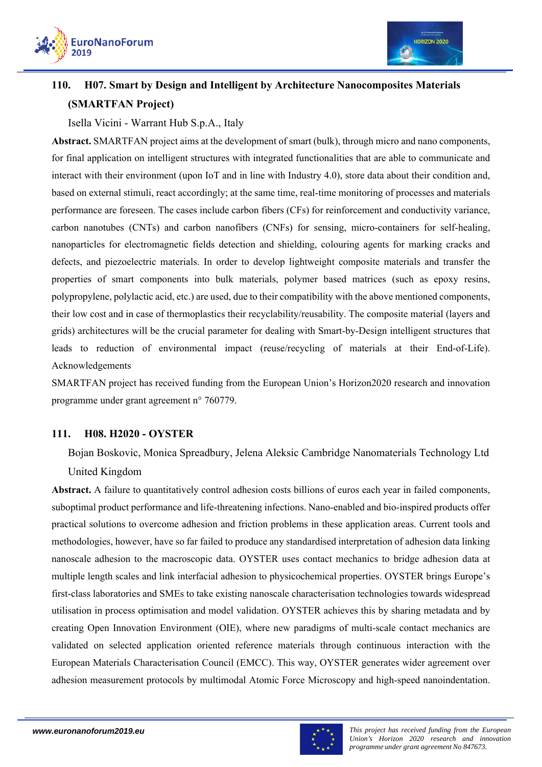## 110. H07. Smart by Design and Intelligent by Architecture Nanocomposites Materials (SMARTFAN Project)

Isella Vicini - Warrant Hub S.p.A., Italy

**Abstract.** SMARTFAN project aims at the development of smart (bulk), through micro and nano components, for final application on intelligent structures with integrated functionalities that are able to communicate and interact with their environment (upon IoT and in line with Industry 4.0), store data about their condition and, based on external stimuli, react accordingly; at the same time, real-time monitoring of processes and materials performance are foreseen. The cases include carbon fibers (CFs) for reinforcement and conductivity variance, carbon nanotubes (CNTs) and carbon nanofibers (CNFs) for sensing, micro-containers for self-healing, nanoparticles for electromagnetic fields detection and shielding, colouring agents for marking cracks and defects, and piezoelectric materials. In order to develop lightweight composite materials and transfer the properties of smart components into bulk materials, polymer based matrices (such as epoxy resins, polypropylene, polylactic acid, etc.) are used, due to their compatibility with the above mentioned components, their low cost and in case of thermoplastics their recyclability/reusability. The composite material (layers and grids) architectures will be the crucial parameter for dealing with Smart-by-Design intelligent structures that leads to reduction of environmental impact (reuse/recycling of materials at their End-of-Life). Acknowledgements

SMARTFAN project has received funding from the European Union's Horizon2020 research and innovation programme under grant agreement n° 760779.

## 111. H08. H2020 - OYSTER

Bojan Boskovic, Monica Spreadbury, Jelena Aleksic Cambridge Nanomaterials Technology Ltd United Kingdom

**Abstract.** A failure to quantitatively control adhesion costs billions of euros each year in failed components, suboptimal product performance and life-threatening infections. Nano-enabled and bio-inspired products offer practical solutions to overcome adhesion and friction problems in these application areas. Current tools and methodologies, however, have so far failed to produce any standardised interpretation of adhesion data linking nanoscale adhesion to the macroscopic data. OYSTER uses contact mechanics to bridge adhesion data at multiple length scales and link interfacial adhesion to physicochemical properties. OYSTER brings Europe's first-class laboratories and SMEs to take existing nanoscale characterisation technologies towards widespread utilisation in process optimisation and model validation. OYSTER achieves this by sharing metadata and by creating Open Innovation Environment (OIE), where new paradigms of multi-scale contact mechanics are validated on selected application oriented reference materials through continuous interaction with the European Materials Characterisation Council (EMCC). This way, OYSTER generates wider agreement over adhesion measurement protocols by multimodal Atomic Force Microscopy and high-speed nanoindentation.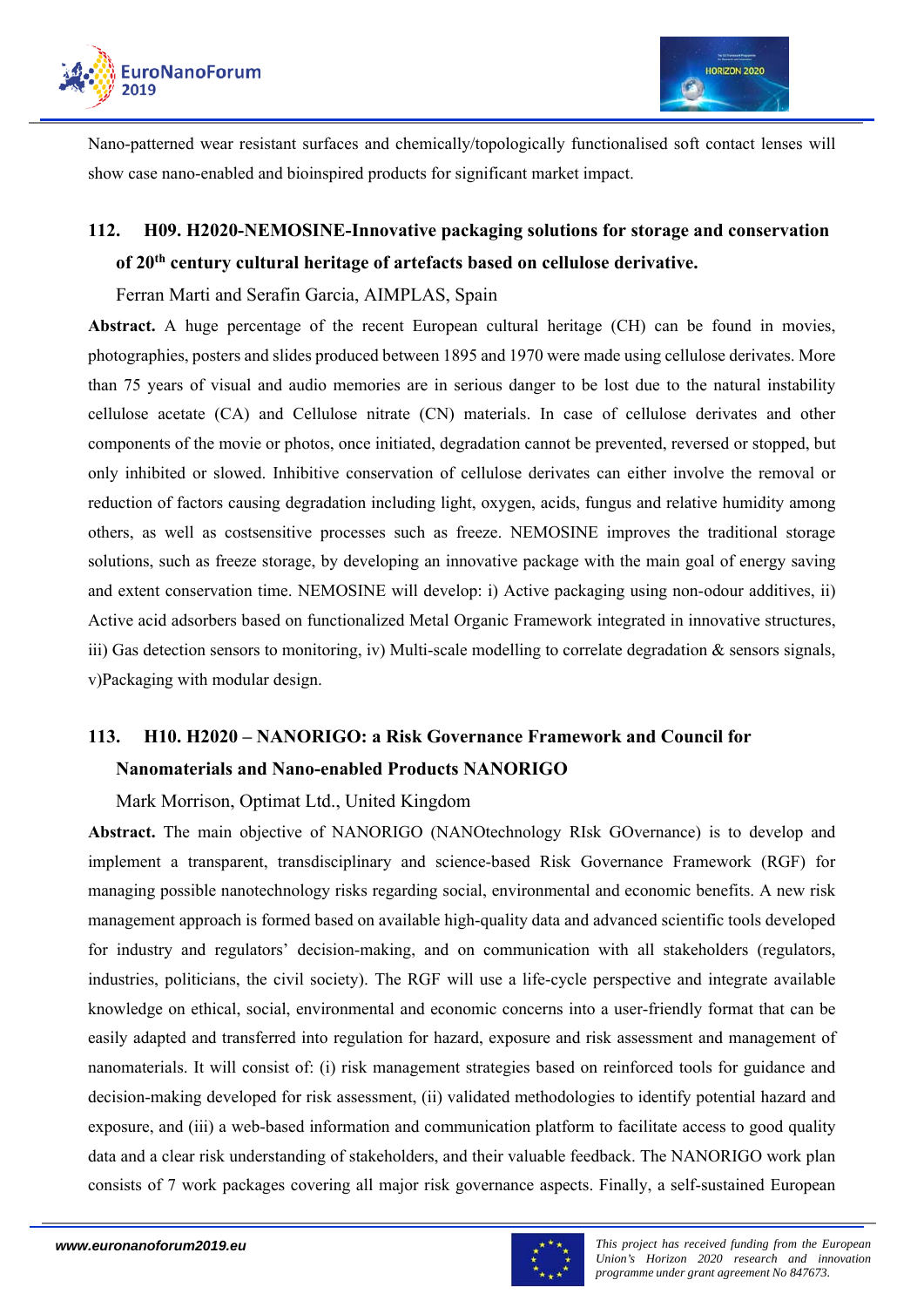Nano-patterned wear resistant surfaces and chemically/topologically functionalised soft contact lenses will show case nano-enabled and bioinspired products for significant market impact.

## 112. H09. H2020-NEMOSINE-Innovative packaging solutions for storage and conservation of 20th century cultural heritage of artefacts based on cellulose derivative.

Ferran Marti and Serafin Garcia, AIMPLAS, Spain

**Abstract.** A huge percentage of the recent European cultural heritage (CH) can be found in movies, photographies, posters and slides produced between 1895 and 1970 were made using cellulose derivates. More than 75 years of visual and audio memories are in serious danger to be lost due to the natural instability cellulose acetate (CA) and Cellulose nitrate (CN) materials. In case of cellulose derivates and other components of the movie or photos, once initiated, degradation cannot be prevented, reversed or stopped, but only inhibited or slowed. Inhibitive conservation of cellulose derivates can either involve the removal or reduction of factors causing degradation including light, oxygen, acids, fungus and relative humidity among others, as well as costsensitive processes such as freeze. NEMOSINE improves the traditional storage solutions, such as freeze storage, by developing an innovative package with the main goal of energy saving and extent conservation time. NEMOSINE will develop: i) Active packaging using non-odour additives, ii) Active acid adsorbers based on functionalized Metal Organic Framework integrated in innovative structures, iii) Gas detection sensors to monitoring, iv) Multi-scale modelling to correlate degradation & sensors signals, v)Packaging with modular design.

## 113. H10. H2020 – NANORIGO: a Risk Governance Framework and Council for Nanomaterials and Nano-enabled Products NANORIGO

Mark Morrison, Optimat Ltd., United Kingdom

**Abstract.** The main objective of NANORIGO (NANOtechnology RIsk GOvernance) is to develop and implement a transparent, transdisciplinary and science-based Risk Governance Framework (RGF) for managing possible nanotechnology risks regarding social, environmental and economic benefits. A new risk management approach is formed based on available high-quality data and advanced scientific tools developed for industry and regulators' decision-making, and on communication with all stakeholders (regulators, industries, politicians, the civil society). The RGF will use a life-cycle perspective and integrate available knowledge on ethical, social, environmental and economic concerns into a user-friendly format that can be easily adapted and transferred into regulation for hazard, exposure and risk assessment and management of nanomaterials. It will consist of: (i) risk management strategies based on reinforced tools for guidance and decision-making developed for risk assessment, (ii) validated methodologies to identify potential hazard and exposure, and (iii) a web-based information and communication platform to facilitate access to good quality data and a clear risk understanding of stakeholders, and their valuable feedback. The NANORIGO work plan consists of 7 work packages covering all major risk governance aspects. Finally, a self-sustained European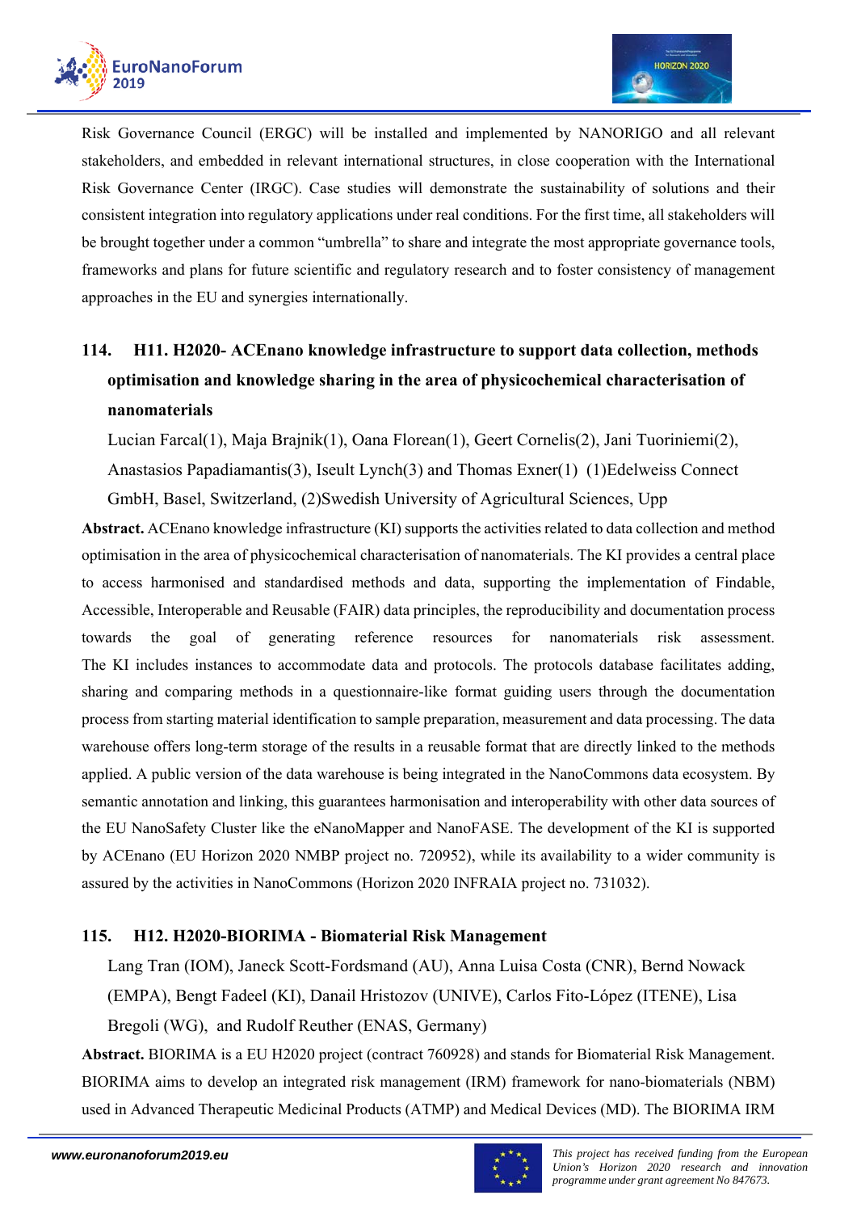Risk Governance Council (ERGC) will be installed and implemented by NANORIGO and all relevant stakeholders, and embedded in relevant international structures, in close cooperation with the International Risk Governance Center (IRGC). Case studies will demonstrate the sustainability of solutions and their consistent integration into regulatory applications under real conditions. For the first time, all stakeholders will be brought together under a common "umbrella" to share and integrate the most appropriate governance tools, frameworks and plans for future scientific and regulatory research and to foster consistency of management approaches in the EU and synergies internationally.

### 114. H11. H2020- ACEnano knowledge infrastructure to support data collection, methods optimisation and knowledge sharing in the area of physicochemical characterisation of nanomaterials

Lucian Farcal(1), Maja Brajnik(1), Oana Florean(1), Geert Cornelis(2), Jani Tuoriniemi(2), Anastasios Papadiamantis(3), Iseult Lynch(3) and Thomas Exner(1) (1)Edelweiss Connect GmbH, Basel, Switzerland, (2)Swedish University of Agricultural Sciences, Upp

**Abstract.** ACEnano knowledge infrastructure (KI) supports the activities related to data collection and method optimisation in the area of physicochemical characterisation of nanomaterials. The KI provides a central place to access harmonised and standardised methods and data, supporting the implementation of Findable, Accessible, Interoperable and Reusable (FAIR) data principles, the reproducibility and documentation process towards the goal of generating reference resources for nanomaterials risk assessment. The KI includes instances to accommodate data and protocols. The protocols database facilitates adding, sharing and comparing methods in a questionnaire-like format guiding users through the documentation process from starting material identification to sample preparation, measurement and data processing. The data warehouse offers long-term storage of the results in a reusable format that are directly linked to the methods applied. A public version of the data warehouse is being integrated in the NanoCommons data ecosystem. By semantic annotation and linking, this guarantees harmonisation and interoperability with other data sources of the EU NanoSafety Cluster like the eNanoMapper and NanoFASE. The development of the KI is supported by ACEnano (EU Horizon 2020 NMBP project no. 720952), while its availability to a wider community is assured by the activities in NanoCommons (Horizon 2020 INFRAIA project no. 731032).

### 115. H12. H2020-BIORIMA - Biomaterial Risk Management

Lang Tran (IOM), Janeck Scott-Fordsmand (AU), Anna Luisa Costa (CNR), Bernd Nowack (EMPA), Bengt Fadeel (KI), Danail Hristozov (UNIVE), Carlos Fito-López (ITENE), Lisa Bregoli (WG), and Rudolf Reuther (ENAS, Germany)

**Abstract.** BIORIMA is a EU H2020 project (contract 760928) and stands for Biomaterial Risk Management. BIORIMA aims to develop an integrated risk management (IRM) framework for nano-biomaterials (NBM) used in Advanced Therapeutic Medicinal Products (ATMP) and Medical Devices (MD). The BIORIMA IRM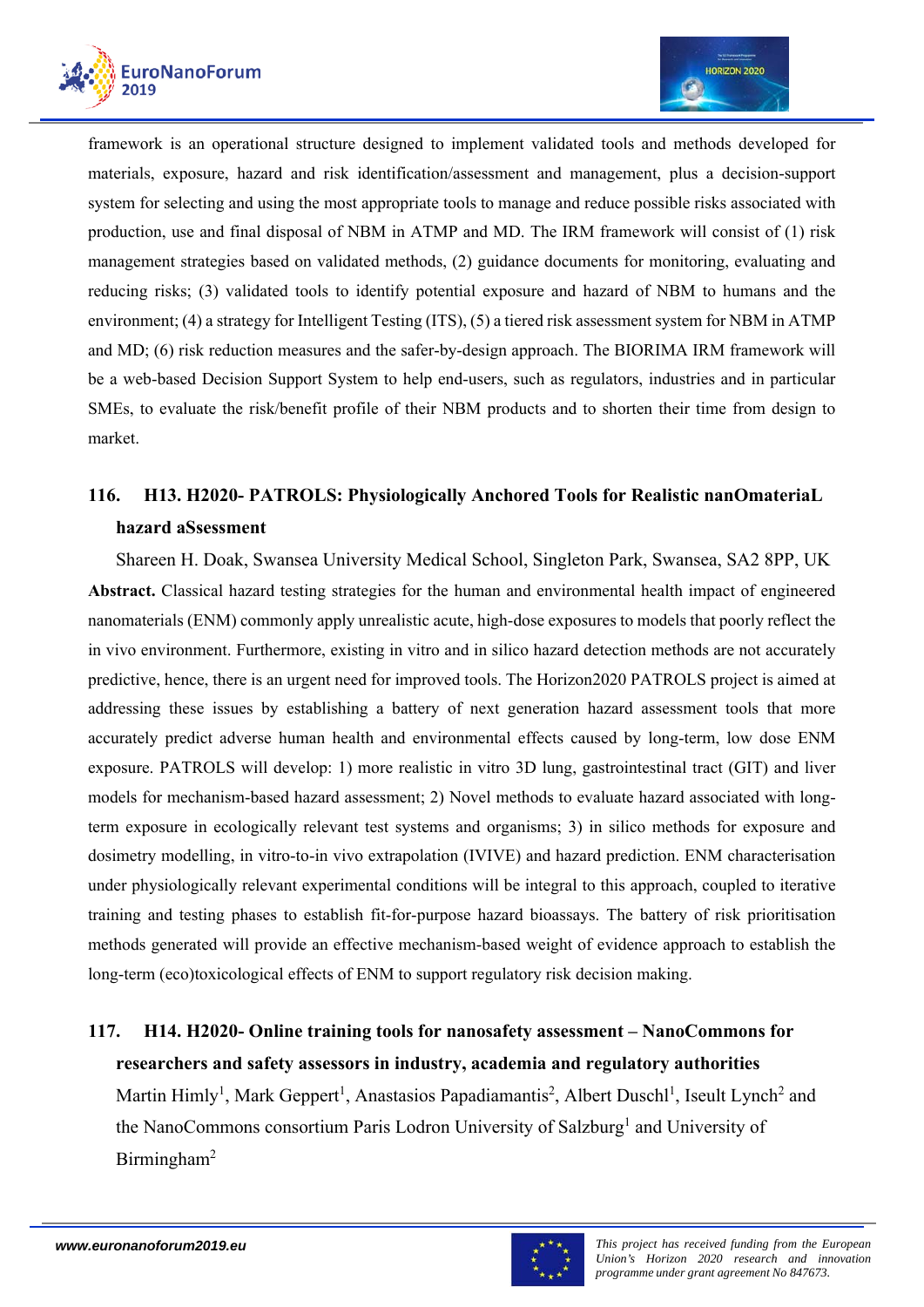framework is an operational structure designed to implement validated tools and methods developed for materials, exposure, hazard and risk identification/assessment and management, plus a decision-support system for selecting and using the most appropriate tools to manage and reduce possible risks associated with production, use and final disposal of NBM in ATMP and MD. The IRM framework will consist of (1) risk management strategies based on validated methods, (2) guidance documents for monitoring, evaluating and reducing risks; (3) validated tools to identify potential exposure and hazard of NBM to humans and the environment; (4) a strategy for Intelligent Testing (ITS), (5) a tiered risk assessment system for NBM in ATMP and MD; (6) risk reduction measures and the safer-by-design approach. The BIORIMA IRM framework will be a web-based Decision Support System to help end-users, such as regulators, industries and in particular SMEs, to evaluate the risk/benefit profile of their NBM products and to shorten their time from design to market.

## 116. H13. H2020- PATROLS: Physiologically Anchored Tools for Realistic nanOmateriaL hazard aSsessment

Shareen H. Doak, Swansea University Medical School, Singleton Park, Swansea, SA2 8PP, UK

**Abstract.** Classical hazard testing strategies for the human and environmental health impact of engineered nanomaterials (ENM) commonly apply unrealistic acute, high-dose exposures to models that poorly reflect the in vivo environment. Furthermore, existing in vitro and in silico hazard detection methods are not accurately predictive, hence, there is an urgent need for improved tools. The Horizon2020 PATROLS project is aimed at addressing these issues by establishing a battery of next generation hazard assessment tools that more accurately predict adverse human health and environmental effects caused by long-term, low dose ENM exposure. PATROLS will develop: 1) more realistic in vitro 3D lung, gastrointestinal tract (GIT) and liver models for mechanism-based hazard assessment; 2) Novel methods to evaluate hazard associated with long-term exposure in ecologically relevant test systems and organisms; 3) in silico methods for exposure and dosimetry modelling, in vitro-to-in vivo extrapolation (IVIVE) and hazard prediction. ENM characterisation under physiologically relevant experimental conditions will be integral to this approach, coupled to iterative training and testing phases to establish fit-for-purpose hazard bioassays. The battery of risk prioritisation methods generated will provide an effective mechanism-based weight of evidence approach to establish the long-term (eco)toxicological effects of ENM to support regulatory risk decision making.

## 117. H14. H2020- Online training tools for nanosafety assessment – NanoCommons for researchers and safety assessors in industry, academia and regulatory authorities

Martin Himly[1], Mark Geppert[1], Anastasios Papadiamantis[2], Albert Duschl[1], Iseult Lynch[2] and the NanoCommons consortium Paris Lodron University of Salzburg[1] and University of Birmingham[2]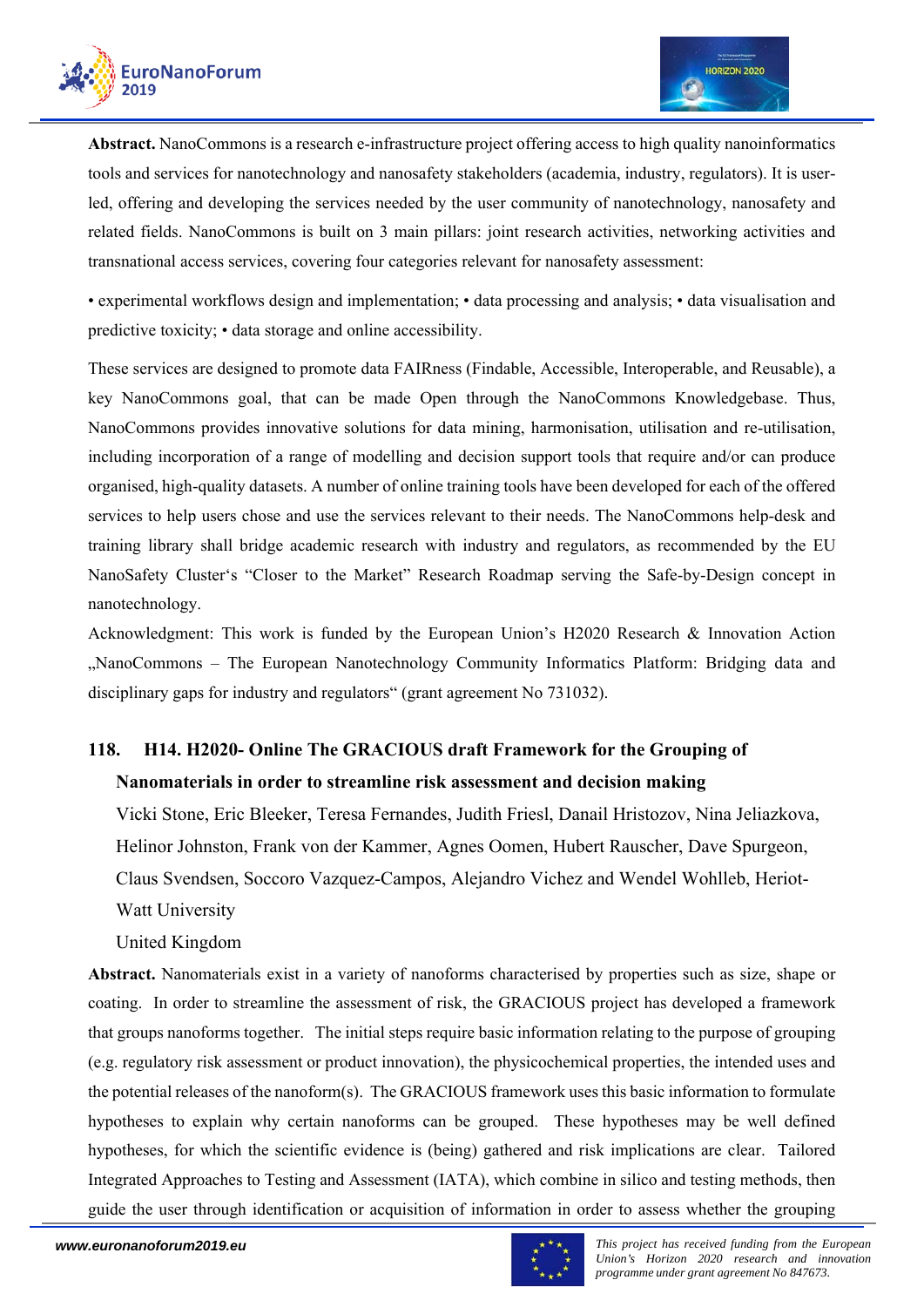**Abstract.** NanoCommons is a research e-infrastructure project offering access to high quality nanoinformatics tools and services for nanotechnology and nanosafety stakeholders (academia, industry, regulators). It is user-led, offering and developing the services needed by the user community of nanotechnology, nanosafety and related fields. NanoCommons is built on 3 main pillars: joint research activities, networking activities and transnational access services, covering four categories relevant for nanosafety assessment:

• experimental workflows design and implementation; • data processing and analysis; • data visualisation and predictive toxicity; • data storage and online accessibility.

These services are designed to promote data FAIRness (Findable, Accessible, Interoperable, and Reusable), a key NanoCommons goal, that can be made Open through the NanoCommons Knowledgebase. Thus, NanoCommons provides innovative solutions for data mining, harmonisation, utilisation and re-utilisation, including incorporation of a range of modelling and decision support tools that require and/or can produce organised, high-quality datasets. A number of online training tools have been developed for each of the offered services to help users chose and use the services relevant to their needs. The NanoCommons help-desk and training library shall bridge academic research with industry and regulators, as recommended by the EU NanoSafety Cluster's "Closer to the Market" Research Roadmap serving the Safe-by-Design concept in nanotechnology.

Acknowledgment: This work is funded by the European Union's H2020 Research & Innovation Action „NanoCommons – The European Nanotechnology Community Informatics Platform: Bridging data and disciplinary gaps for industry and regulators" (grant agreement No 731032).

## 118. H14. H2020- Online The GRACIOUS draft Framework for the Grouping of Nanomaterials in order to streamline risk assessment and decision making

Vicki Stone, Eric Bleeker, Teresa Fernandes, Judith Friesl, Danail Hristozov, Nina Jeliazkova, Helinor Johnston, Frank von der Kammer, Agnes Oomen, Hubert Rauscher, Dave Spurgeon, Claus Svendsen, Soccoro Vazquez-Campos, Alejandro Vichez and Wendel Wohlleb, Heriot-Watt University

United Kingdom

**Abstract.** Nanomaterials exist in a variety of nanoforms characterised by properties such as size, shape or coating. In order to streamline the assessment of risk, the GRACIOUS project has developed a framework that groups nanoforms together. The initial steps require basic information relating to the purpose of grouping (e.g. regulatory risk assessment or product innovation), the physicochemical properties, the intended uses and the potential releases of the nanoform(s). The GRACIOUS framework uses this basic information to formulate hypotheses to explain why certain nanoforms can be grouped. These hypotheses may be well defined hypotheses, for which the scientific evidence is (being) gathered and risk implications are clear. Tailored Integrated Approaches to Testing and Assessment (IATA), which combine in silico and testing methods, then guide the user through identification or acquisition of information in order to assess whether the grouping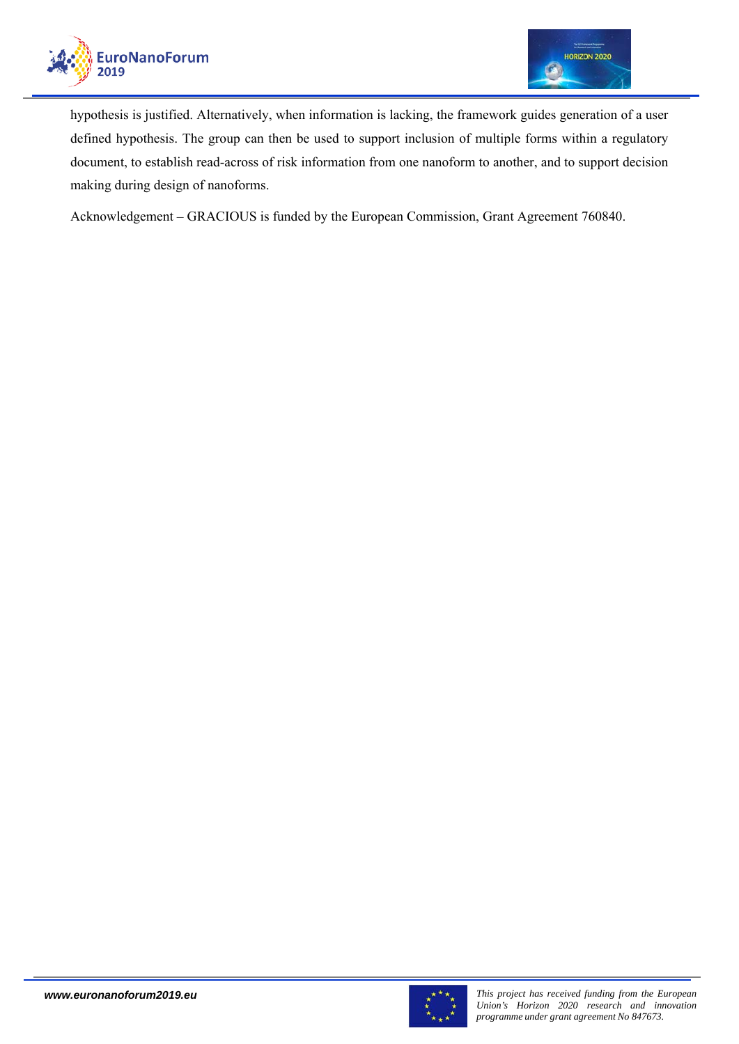hypothesis is justified. Alternatively, when information is lacking, the framework guides generation of a user defined hypothesis. The group can then be used to support inclusion of multiple forms within a regulatory document, to establish read-across of risk information from one nanoform to another, and to support decision making during design of nanoforms.

Acknowledgement – GRACIOUS is funded by the European Commission, Grant Agreement 760840.